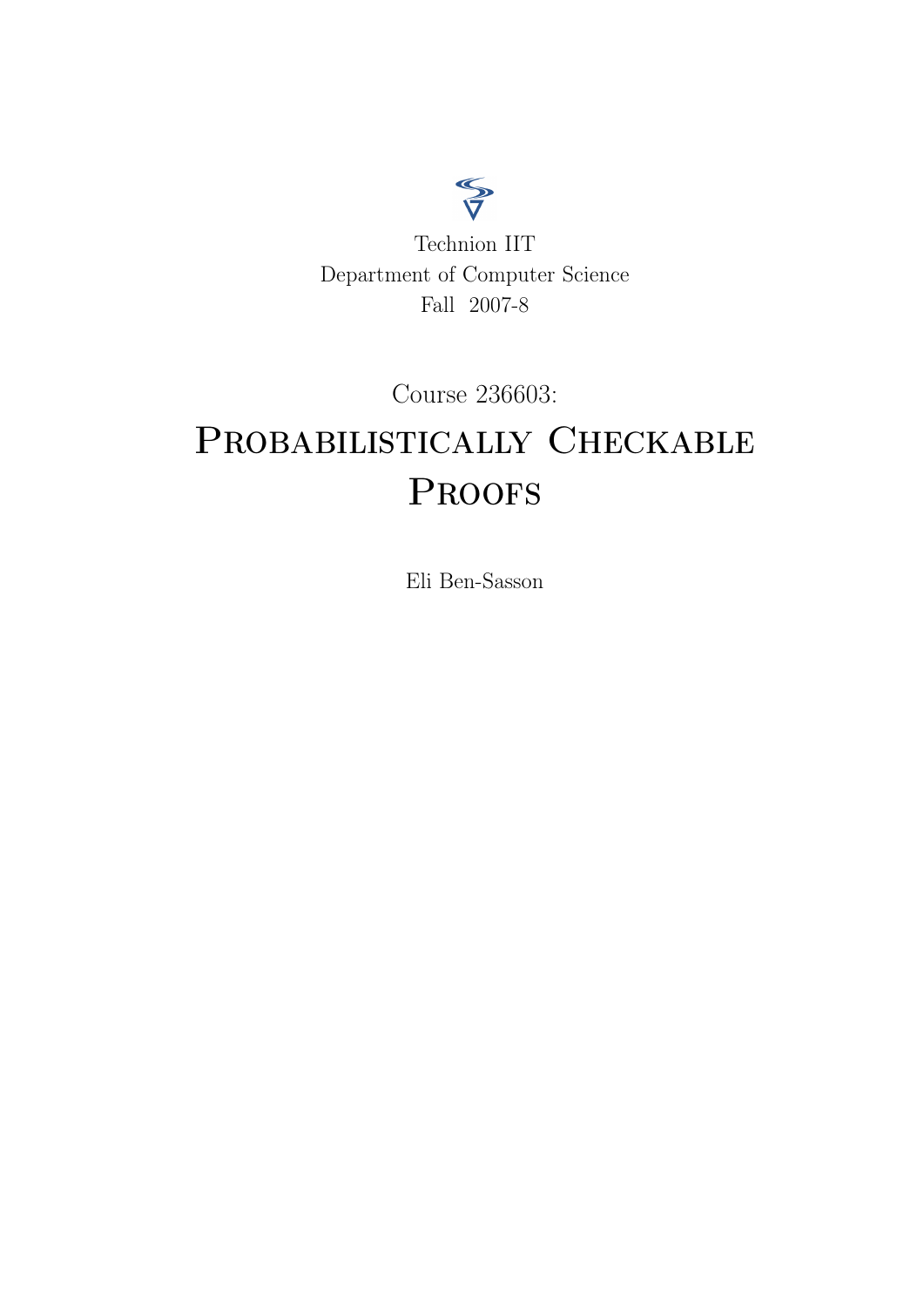Technion IIT
Department of Computer Science
Fall 2007-8

Course 236603:

# Probabilistically Checkable Proofs

Eli Ben-Sasson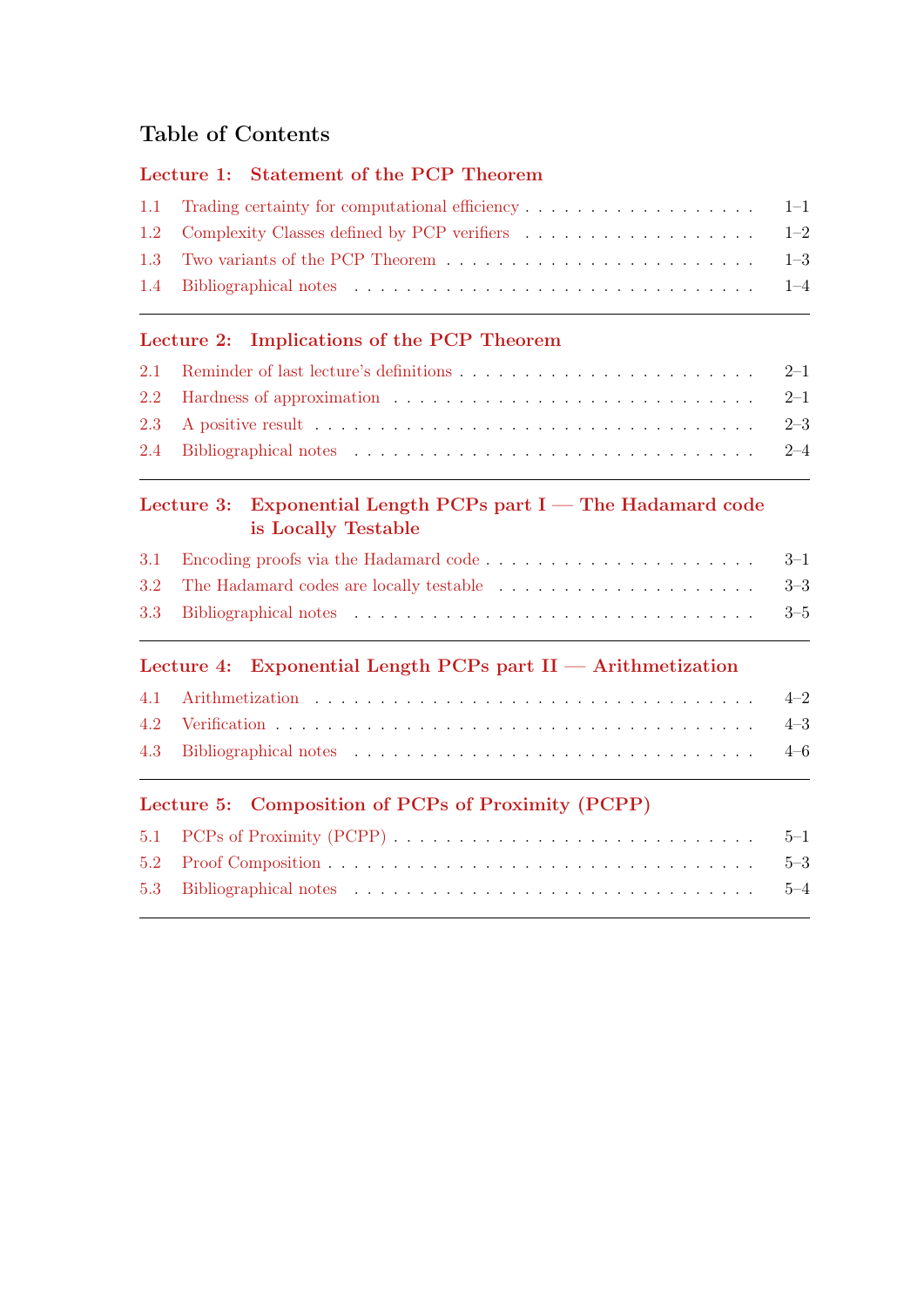# Table of Contents

## Lecture 1: Statement of the PCP Theorem

1.1 Trading certainty for computational efficiency . . . . . . . . . . . . . . . . . . . . 1–1
1.2 Complexity Classes defined by PCP verifiers . . . . . . . . . . . . . . . . . . . . 1–2
1.3 Two variants of the PCP Theorem . . . . . . . . . . . . . . . . . . . . . . . . . 1–3
1.4 Bibliographical notes . . . . . . . . . . . . . . . . . . . . . . . . . . . . . . . 1–4

---

## Lecture 2: Implications of the PCP Theorem

2.1 Reminder of last lecture's definitions . . . . . . . . . . . . . . . . . . . . . . . 2–1
2.2 Hardness of approximation . . . . . . . . . . . . . . . . . . . . . . . . . . . . 2–1
2.3 A positive result . . . . . . . . . . . . . . . . . . . . . . . . . . . . . . . . . 2–3
2.4 Bibliographical notes . . . . . . . . . . . . . . . . . . . . . . . . . . . . . . . 2–4

---

## Lecture 3: Exponential Length PCPs part I — The Hadamard code is Locally Testable

3.1 Encoding proofs via the Hadamard code . . . . . . . . . . . . . . . . . . . . . . 3–1
3.2 The Hadamard codes are locally testable . . . . . . . . . . . . . . . . . . . . . 3–3
3.3 Bibliographical notes . . . . . . . . . . . . . . . . . . . . . . . . . . . . . . . 3–5

---

## Lecture 4: Exponential Length PCPs part II — Arithmetization

4.1 Arithmetization . . . . . . . . . . . . . . . . . . . . . . . . . . . . . . . . . . 4–2
4.2 Verification . . . . . . . . . . . . . . . . . . . . . . . . . . . . . . . . . . . . 4–3
4.3 Bibliographical notes . . . . . . . . . . . . . . . . . . . . . . . . . . . . . . . 4–6

---

## Lecture 5: Composition of PCPs of Proximity (PCPP)

5.1 PCPs of Proximity (PCPP) . . . . . . . . . . . . . . . . . . . . . . . . . . . . . 5–1
5.2 Proof Composition . . . . . . . . . . . . . . . . . . . . . . . . . . . . . . . . . 5–3
5.3 Bibliographical notes . . . . . . . . . . . . . . . . . . . . . . . . . . . . . . . 5–4

---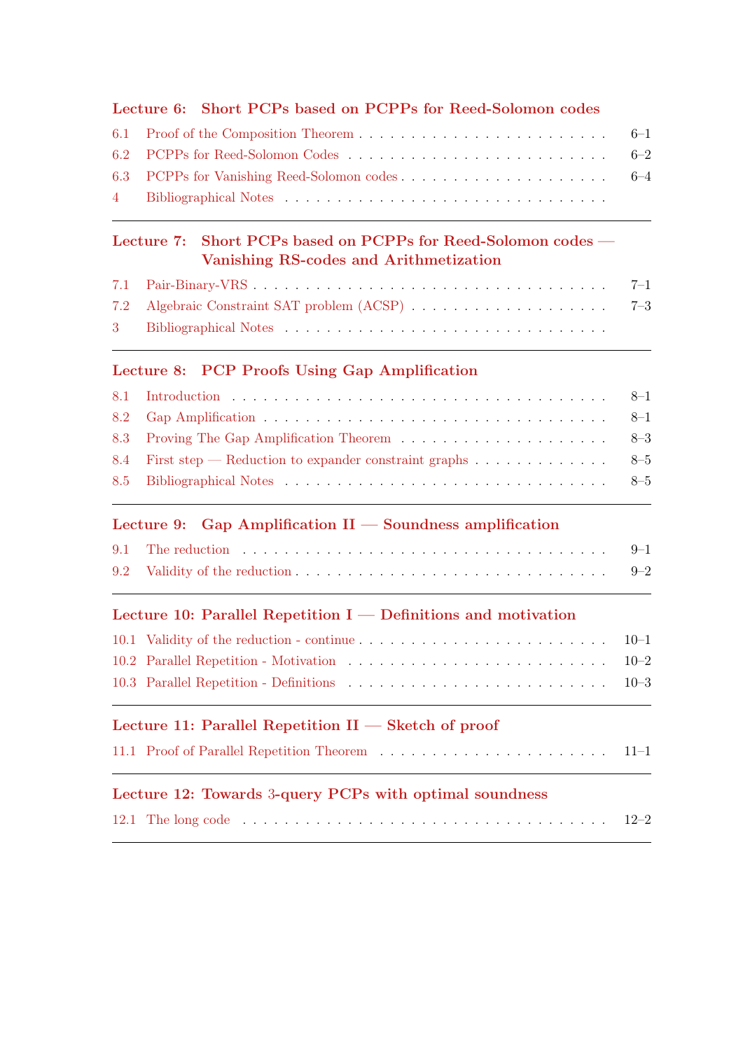**Lecture 6: Short PCPs based on PCPPs for Reed-Solomon codes**

6.1 Proof of the Composition Theorem . . . . . . . . . . 6–1
6.2 PCPPs for Reed-Solomon Codes . . . . . . . . . . 6–2
6.3 PCPPs for Vanishing Reed-Solomon codes . . . . . . . . . . 6–4
4 Bibliographical Notes . . . . . . . . . .

---

**Lecture 7: Short PCPs based on PCPPs for Reed-Solomon codes — Vanishing RS-codes and Arithmetization**

7.1 Pair-Binary-VRS . . . . . . . . . . 7–1
7.2 Algebraic Constraint SAT problem (ACSP) . . . . . . . . . . 7–3
3 Bibliographical Notes . . . . . . . . . .

---

**Lecture 8: PCP Proofs Using Gap Amplification**

8.1 Introduction . . . . . . . . . . 8–1
8.2 Gap Amplification . . . . . . . . . . 8–1
8.3 Proving The Gap Amplification Theorem . . . . . . . . . . 8–3
8.4 First step — Reduction to expander constraint graphs . . . . . . . . . . 8–5
8.5 Bibliographical Notes . . . . . . . . . . 8–5

---

**Lecture 9: Gap Amplification II — Soundness amplification**

9.1 The reduction . . . . . . . . . . 9–1
9.2 Validity of the reduction . . . . . . . . . . 9–2

---

**Lecture 10: Parallel Repetition I — Definitions and motivation**

10.1 Validity of the reduction - continue . . . . . . . . . . 10–1
10.2 Parallel Repetition - Motivation . . . . . . . . . . 10–2
10.3 Parallel Repetition - Definitions . . . . . . . . . . 10–3

---

**Lecture 11: Parallel Repetition II — Sketch of proof**

11.1 Proof of Parallel Repetition Theorem . . . . . . . . . . 11–1

---

**Lecture 12: Towards 3-query PCPs with optimal soundness**

12.1 The long code . . . . . . . . . . 12–2

---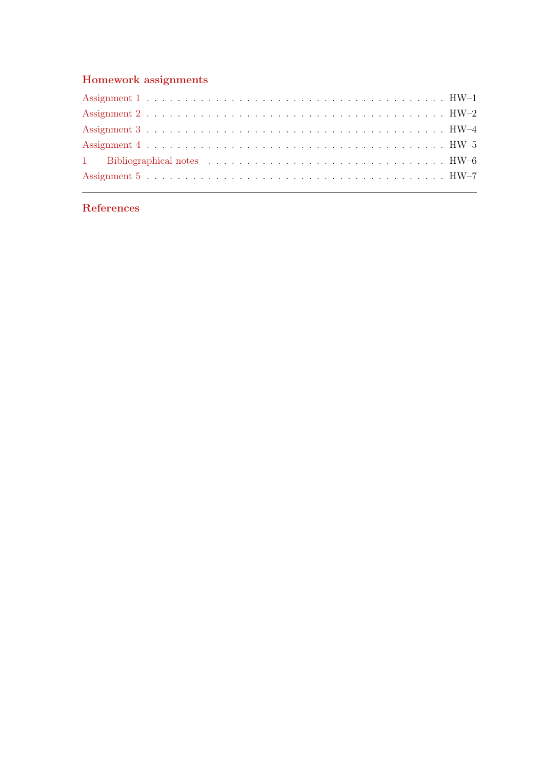## Homework assignments

Assignment 1 . . . . . . . . . . . . . . . . . . . . . . . . . . . . . . . . . . . . HW–1
Assignment 2 . . . . . . . . . . . . . . . . . . . . . . . . . . . . . . . . . . . . HW–2
Assignment 3 . . . . . . . . . . . . . . . . . . . . . . . . . . . . . . . . . . . . HW–4
Assignment 4 . . . . . . . . . . . . . . . . . . . . . . . . . . . . . . . . . . . . HW–5
1 Bibliographical notes . . . . . . . . . . . . . . . . . . . . . . . . . . . . . . HW–6
Assignment 5 . . . . . . . . . . . . . . . . . . . . . . . . . . . . . . . . . . . . HW–7

---

## References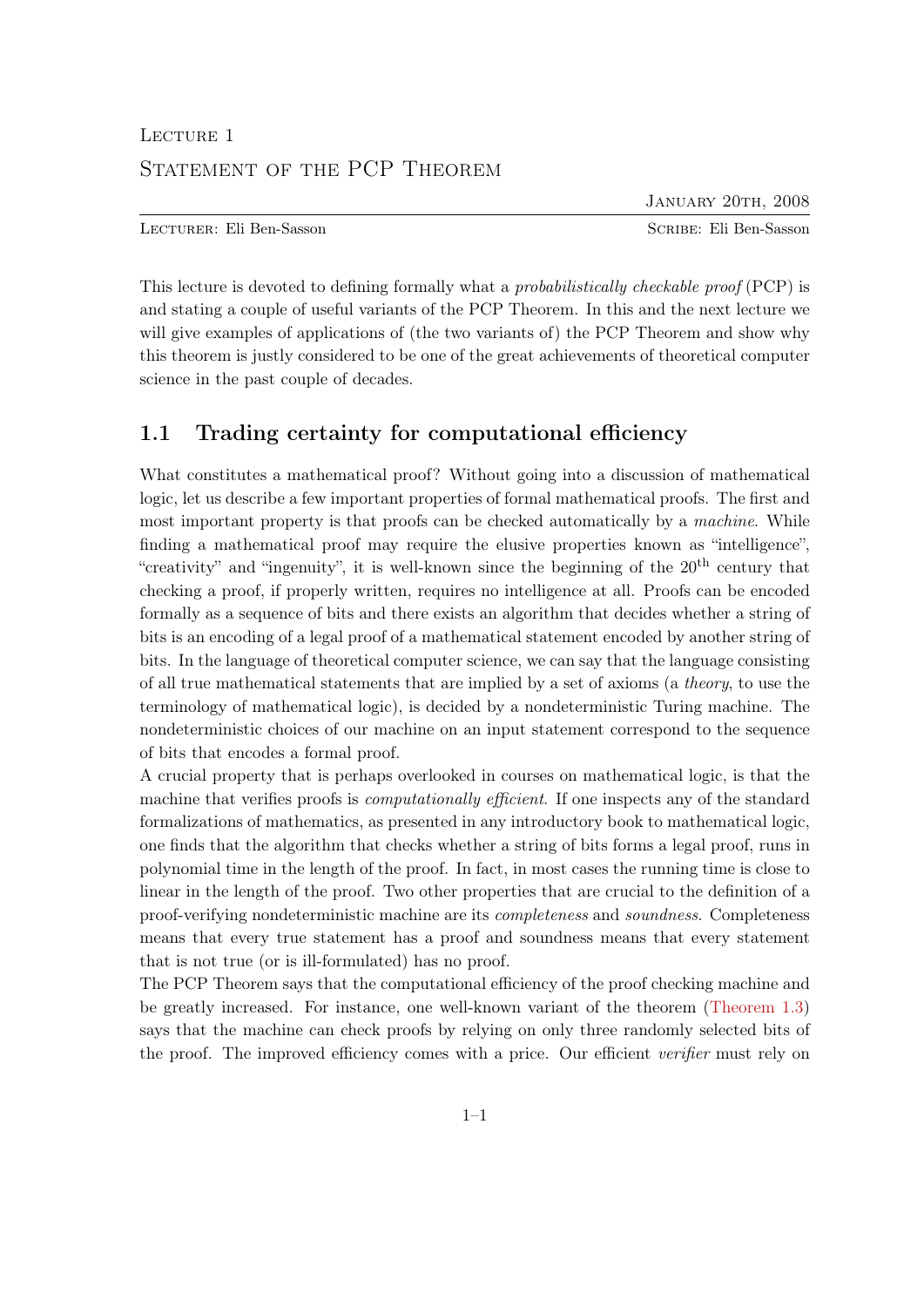Lecture 1

# Statement of the PCP Theorem

January 20th, 2008

Lecturer: Eli Ben-Sasson — Scribe: Eli Ben-Sasson

This lecture is devoted to defining formally what a *probabilistically checkable proof* (PCP) is and stating a couple of useful variants of the PCP Theorem. In this and the next lecture we will give examples of applications of (the two variants of) the PCP Theorem and show why this theorem is justly considered to be one of the great achievements of theoretical computer science in the past couple of decades.

## 1.1 Trading certainty for computational efficiency

What constitutes a mathematical proof? Without going into a discussion of mathematical logic, let us describe a few important properties of formal mathematical proofs. The first and most important property is that proofs can be checked automatically by a *machine*. While finding a mathematical proof may require the elusive properties known as "intelligence", "creativity" and "ingenuity", it is well-known since the beginning of the $20^{\text{th}}$ century that checking a proof, if properly written, requires no intelligence at all. Proofs can be encoded formally as a sequence of bits and there exists an algorithm that decides whether a string of bits is an encoding of a legal proof of a mathematical statement encoded by another string of bits. In the language of theoretical computer science, we can say that the language consisting of all true mathematical statements that are implied by a set of axioms (a *theory*, to use the terminology of mathematical logic), is decided by a nondeterministic Turing machine. The nondeterministic choices of our machine on an input statement correspond to the sequence of bits that encodes a formal proof.

A crucial property that is perhaps overlooked in courses on mathematical logic, is that the machine that verifies proofs is *computationally efficient*. If one inspects any of the standard formalizations of mathematics, as presented in any introductory book to mathematical logic, one finds that the algorithm that checks whether a string of bits forms a legal proof, runs in polynomial time in the length of the proof. In fact, in most cases the running time is close to linear in the length of the proof. Two other properties that are crucial to the definition of a proof-verifying nondeterministic machine are its *completeness* and *soundness*. Completeness means that every true statement has a proof and soundness means that every statement that is not true (or is ill-formulated) has no proof.

The PCP Theorem says that the computational efficiency of the proof checking machine and be greatly increased. For instance, one well-known variant of the theorem (Theorem 1.3) says that the machine can check proofs by relying on only three randomly selected bits of the proof. The improved efficiency comes with a price. Our efficient *verifier* must rely on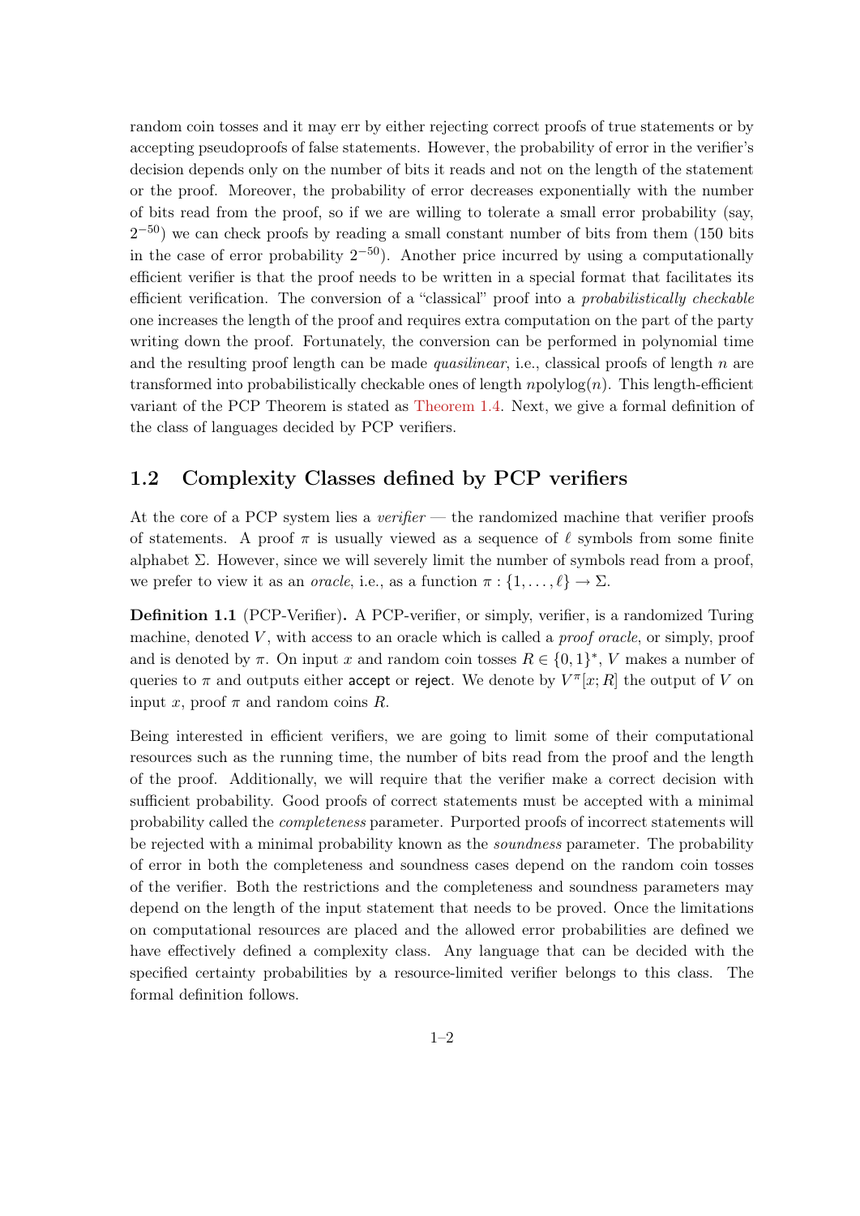random coin tosses and it may err by either rejecting correct proofs of true statements or by accepting pseudoproofs of false statements. However, the probability of error in the verifier's decision depends only on the number of bits it reads and not on the length of the statement or the proof. Moreover, the probability of error decreases exponentially with the number of bits read from the proof, so if we are willing to tolerate a small error probability (say, $2^{-50}$) we can check proofs by reading a small constant number of bits from them (150 bits in the case of error probability $2^{-50}$). Another price incurred by using a computationally efficient verifier is that the proof needs to be written in a special format that facilitates its efficient verification. The conversion of a "classical" proof into a *probabilistically checkable* one increases the length of the proof and requires extra computation on the part of the party writing down the proof. Fortunately, the conversion can be performed in polynomial time and the resulting proof length can be made *quasilinear*, i.e., classical proofs of length $n$ are transformed into probabilistically checkable ones of length $n\text{polylog}(n)$. This length-efficient variant of the PCP Theorem is stated as Theorem 1.4. Next, we give a formal definition of the class of languages decided by PCP verifiers.

## 1.2 Complexity Classes defined by PCP verifiers

At the core of a PCP system lies a *verifier* — the randomized machine that verifier proofs of statements. A proof $\pi$ is usually viewed as a sequence of $\ell$ symbols from some finite alphabet $\Sigma$. However, since we will severely limit the number of symbols read from a proof, we prefer to view it as an *oracle*, i.e., as a function $\pi : \{1, \ldots, \ell\} \to \Sigma$.

**Definition 1.1** (PCP-Verifier)**.** A PCP-verifier, or simply, verifier, is a randomized Turing machine, denoted $V$, with access to an oracle which is called a *proof oracle*, or simply, proof and is denoted by $\pi$. On input $x$ and random coin tosses $R \in \{0,1\}^*$, $V$ makes a number of queries to $\pi$ and outputs either accept or reject. We denote by $V^{\pi}[x; R]$ the output of $V$ on input $x$, proof $\pi$ and random coins $R$.

Being interested in efficient verifiers, we are going to limit some of their computational resources such as the running time, the number of bits read from the proof and the length of the proof. Additionally, we will require that the verifier make a correct decision with sufficient probability. Good proofs of correct statements must be accepted with a minimal probability called the *completeness* parameter. Purported proofs of incorrect statements will be rejected with a minimal probability known as the *soundness* parameter. The probability of error in both the completeness and soundness cases depend on the random coin tosses of the verifier. Both the restrictions and the completeness and soundness parameters may depend on the length of the input statement that needs to be proved. Once the limitations on computational resources are placed and the allowed error probabilities are defined we have effectively defined a complexity class. Any language that can be decided with the specified certainty probabilities by a resource-limited verifier belongs to this class. The formal definition follows.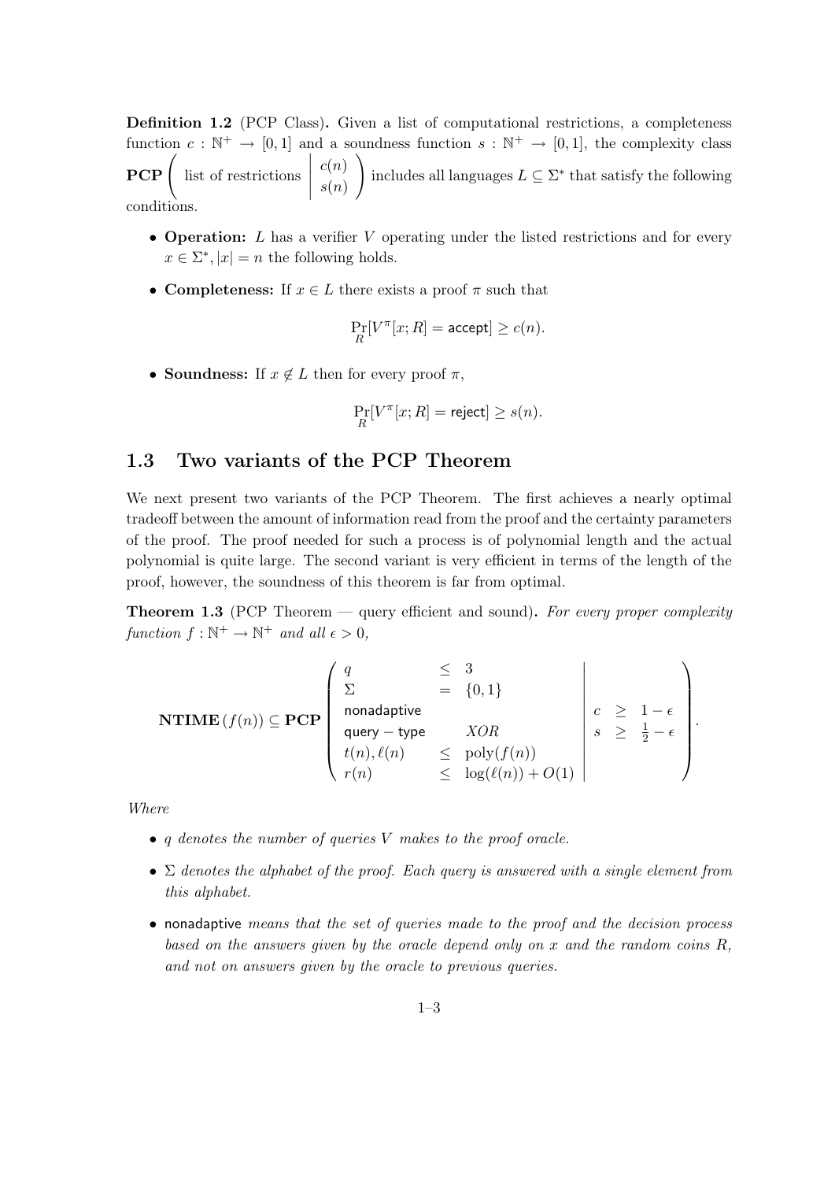**Definition 1.2** (PCP Class)**.** Given a list of computational restrictions, a completeness function $c : \mathbb{N}^+ \to [0,1]$ and a soundness function $s : \mathbb{N}^+ \to [0,1]$, the complexity class $\mathbf{PCP}\left(\text{ list of restrictions } \middle| \begin{array}{c} c(n) \\ s(n) \end{array}\right)$ includes all languages $L \subseteq \Sigma^*$ that satisfy the following conditions.

- **Operation:** $L$ has a verifier $V$ operating under the listed restrictions and for every $x \in \Sigma^*, |x| = n$ the following holds.
- **Completeness:** If $x \in L$ there exists a proof $\pi$ such that

$$\Pr_R[V^\pi[x;R] = \mathsf{accept}] \geq c(n).$$

- **Soundness:** If $x \notin L$ then for every proof $\pi$,

$$\Pr_R[V^\pi[x;R] = \mathsf{reject}] \geq s(n).$$

## 1.3 Two variants of the PCP Theorem

We next present two variants of the PCP Theorem. The first achieves a nearly optimal tradeoff between the amount of information read from the proof and the certainty parameters of the proof. The proof needed for such a process is of polynomial length and the actual polynomial is quite large. The second variant is very efficient in terms of the length of the proof, however, the soundness of this theorem is far from optimal.

**Theorem 1.3** (PCP Theorem — query efficient and sound)**.** *For every proper complexity function $f : \mathbb{N}^+ \to \mathbb{N}^+$ and all $\epsilon > 0$,*

$$\mathbf{NTIME}(f(n)) \subseteq \mathbf{PCP}\left(\begin{array}{lcl} q & \leq & 3 \\ \Sigma & = & \{0,1\} \\ \mathsf{nonadaptive} & & \\ \mathsf{query-type} & & XOR \\ t(n), \ell(n) & \leq & \mathrm{poly}(f(n)) \\ r(n) & \leq & \log(\ell(n)) + O(1) \end{array} \middle| \begin{array}{lcl} c & \geq & 1-\epsilon \\ s & \geq & \frac{1}{2}-\epsilon \end{array}\right).$$

*Where*

- *$q$ denotes the number of queries $V$ makes to the proof oracle.*
- *$\Sigma$ denotes the alphabet of the proof. Each query is answered with a single element from this alphabet.*
- $\mathsf{nonadaptive}$ *means that the set of queries made to the proof and the decision process based on the answers given by the oracle depend only on $x$ and the random coins $R$, and not on answers given by the oracle to previous queries.*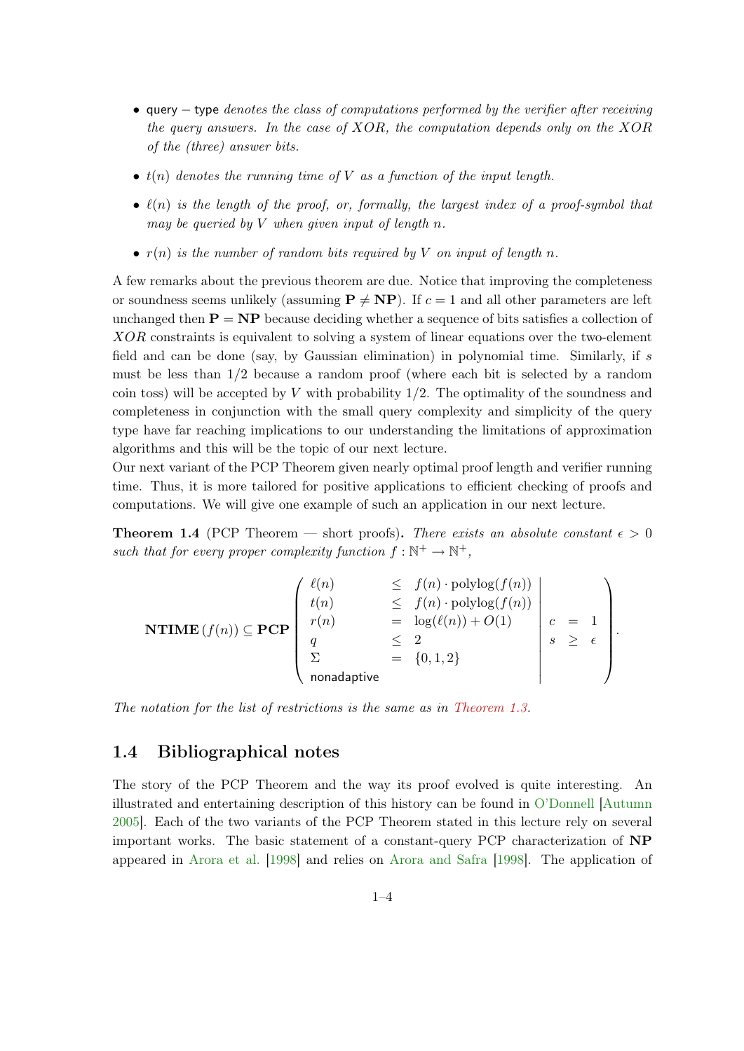- query − type *denotes the class of computations performed by the verifier after receiving the query answers. In the case of XOR, the computation depends only on the XOR of the (three) answer bits.*
- $t(n)$ *denotes the running time of $V$ as a function of the input length.*
- $\ell(n)$ *is the length of the proof, or, formally, the largest index of a proof-symbol that may be queried by $V$ when given input of length $n$.*
- $r(n)$ *is the number of random bits required by $V$ on input of length $n$.*

A few remarks about the previous theorem are due. Notice that improving the completeness or soundness seems unlikely (assuming $\mathbf{P} \neq \mathbf{NP}$). If $c = 1$ and all other parameters are left unchanged then $\mathbf{P} = \mathbf{NP}$ because deciding whether a sequence of bits satisfies a collection of $XOR$ constraints is equivalent to solving a system of linear equations over the two-element field and can be done (say, by Gaussian elimination) in polynomial time. Similarly, if $s$ must be less than $1/2$ because a random proof (where each bit is selected by a random coin toss) will be accepted by $V$ with probability $1/2$. The optimality of the soundness and completeness in conjunction with the small query complexity and simplicity of the query type have far reaching implications to our understanding the limitations of approximation algorithms and this will be the topic of our next lecture.

Our next variant of the PCP Theorem given nearly optimal proof length and verifier running time. Thus, it is more tailored for positive applications to efficient checking of proofs and computations. We will give one example of such an application in our next lecture.

**Theorem 1.4** (PCP Theorem — short proofs)**.** *There exists an absolute constant $\epsilon > 0$ such that for every proper complexity function $f : \mathbb{N}^+ \to \mathbb{N}^+$,*

$$\mathbf{NTIME}\left(f(n)\right) \subseteq \mathbf{PCP}\left(\begin{array}{lcl|lcl} \ell(n) & \leq & f(n)\cdot \mathrm{polylog}(f(n)) & & & \\ t(n) & \leq & f(n)\cdot \mathrm{polylog}(f(n)) & & & \\ r(n) & = & \log(\ell(n)) + O(1) & c & = & 1 \\ q & \leq & 2 & s & \geq & \epsilon \\ \Sigma & = & \{0,1,2\} & & & \\ \text{nonadaptive} & & & & & \end{array}\right).$$

*The notation for the list of restrictions is the same as in Theorem 1.3.*

## 1.4 Bibliographical notes

The story of the PCP Theorem and the way its proof evolved is quite interesting. An illustrated and entertaining description of this history can be found in O'Donnell [Autumn 2005]. Each of the two variants of the PCP Theorem stated in this lecture rely on several important works. The basic statement of a constant-query PCP characterization of **NP** appeared in Arora et al. [1998] and relies on Arora and Safra [1998]. The application of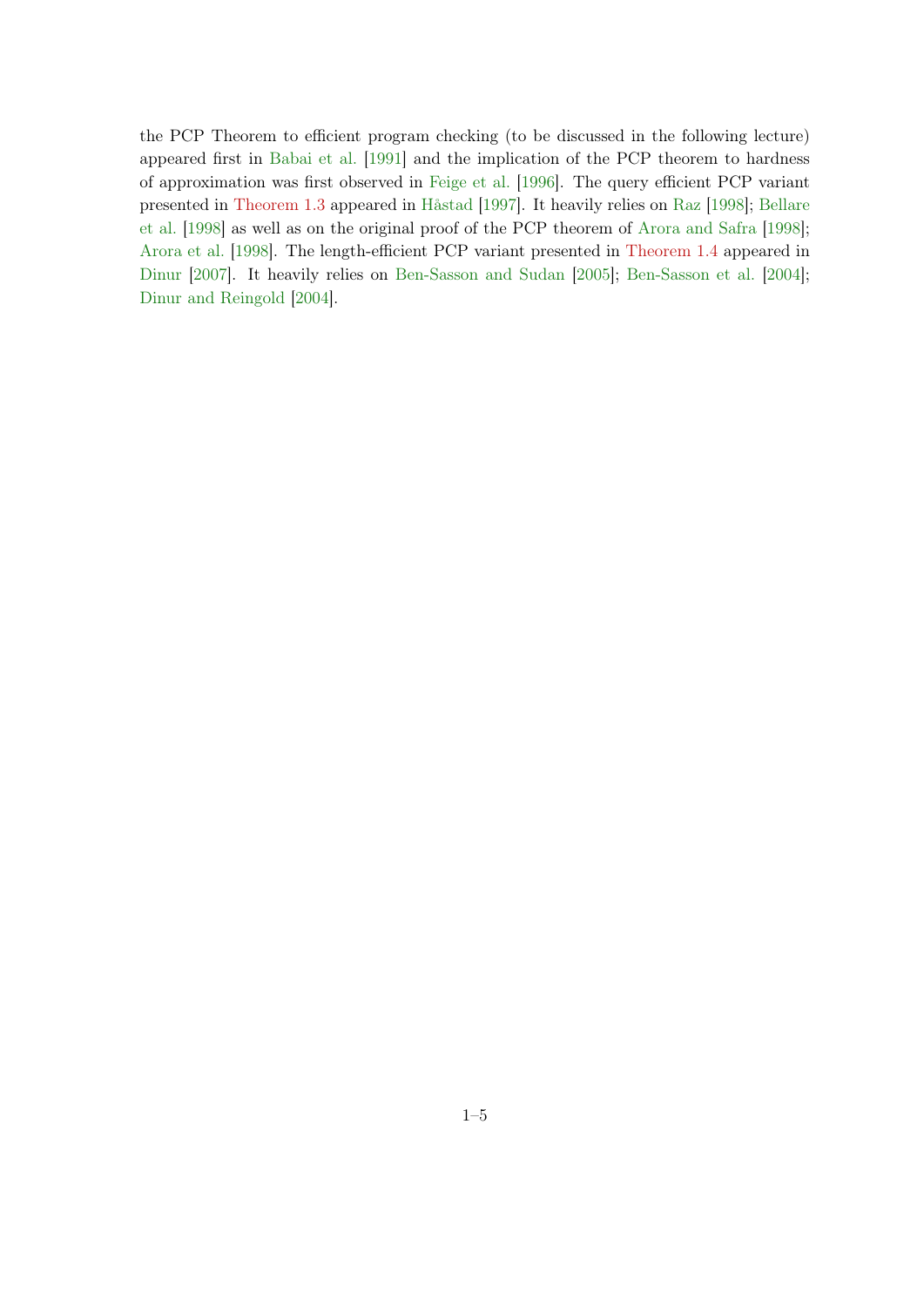the PCP Theorem to efficient program checking (to be discussed in the following lecture) appeared first in Babai et al. [1991] and the implication of the PCP theorem to hardness of approximation was first observed in Feige et al. [1996]. The query efficient PCP variant presented in Theorem 1.3 appeared in Håstad [1997]. It heavily relies on Raz [1998]; Bellare et al. [1998] as well as on the original proof of the PCP theorem of Arora and Safra [1998]; Arora et al. [1998]. The length-efficient PCP variant presented in Theorem 1.4 appeared in Dinur [2007]. It heavily relies on Ben-Sasson and Sudan [2005]; Ben-Sasson et al. [2004]; Dinur and Reingold [2004].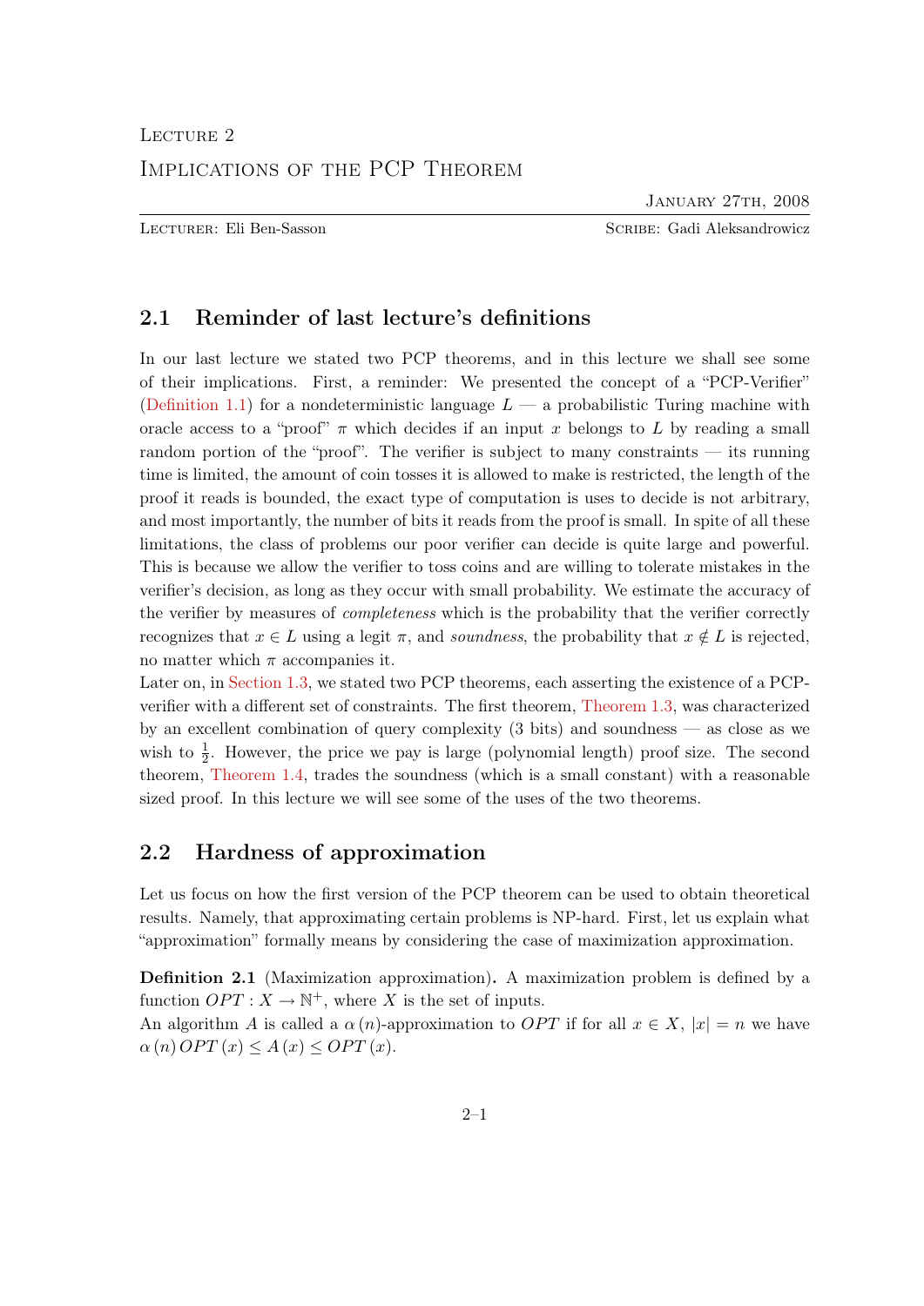LECTURE 2

IMPLICATIONS OF THE PCP THEOREM

JANUARY 27TH, 2008

LECTURER: Eli Ben-Sasson SCRIBE: Gadi Aleksandrowicz

## 2.1 Reminder of last lecture's definitions

In our last lecture we stated two PCP theorems, and in this lecture we shall see some of their implications. First, a reminder: We presented the concept of a "PCP-Verifier" (Definition 1.1) for a nondeterministic language $L$ — a probabilistic Turing machine with oracle access to a "proof" $\pi$ which decides if an input $x$ belongs to $L$ by reading a small random portion of the "proof". The verifier is subject to many constraints — its running time is limited, the amount of coin tosses it is allowed to make is restricted, the length of the proof it reads is bounded, the exact type of computation is uses to decide is not arbitrary, and most importantly, the number of bits it reads from the proof is small. In spite of all these limitations, the class of problems our poor verifier can decide is quite large and powerful. This is because we allow the verifier to toss coins and are willing to tolerate mistakes in the verifier's decision, as long as they occur with small probability. We estimate the accuracy of the verifier by measures of *completeness* which is the probability that the verifier correctly recognizes that $x \in L$ using a legit $\pi$, and *soundness*, the probability that $x \notin L$ is rejected, no matter which $\pi$ accompanies it.

Later on, in Section 1.3, we stated two PCP theorems, each asserting the existence of a PCP-verifier with a different set of constraints. The first theorem, Theorem 1.3, was characterized by an excellent combination of query complexity (3 bits) and soundness — as close as we wish to $\frac{1}{2}$. However, the price we pay is large (polynomial length) proof size. The second theorem, Theorem 1.4, trades the soundness (which is a small constant) with a reasonable sized proof. In this lecture we will see some of the uses of the two theorems.

## 2.2 Hardness of approximation

Let us focus on how the first version of the PCP theorem can be used to obtain theoretical results. Namely, that approximating certain problems is NP-hard. First, let us explain what "approximation" formally means by considering the case of maximization approximation.

**Definition 2.1** (Maximization approximation)**.** A maximization problem is defined by a function $OPT : X \to \mathbb{N}^+$, where $X$ is the set of inputs.

An algorithm $A$ is called a $\alpha(n)$-approximation to $OPT$ if for all $x \in X$, $|x| = n$ we have $\alpha(n) OPT(x) \leq A(x) \leq OPT(x)$.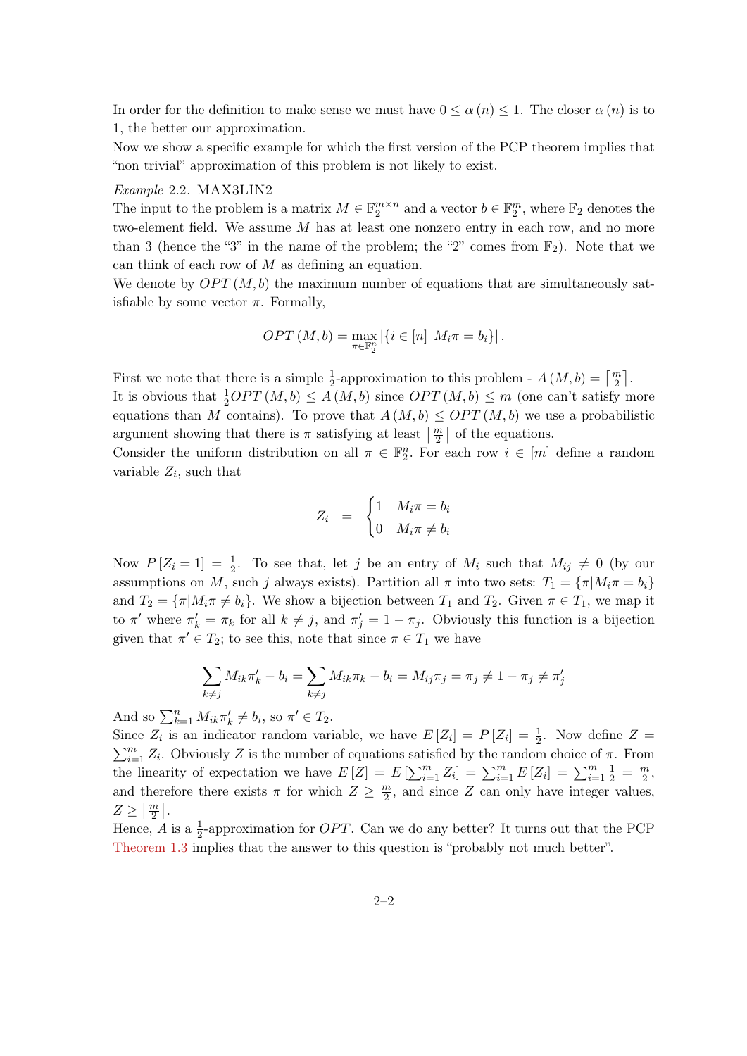In order for the definition to make sense we must have $0 \le \alpha(n) \le 1$. The closer $\alpha(n)$ is to 1, the better our approximation.

Now we show a specific example for which the first version of the PCP theorem implies that "non trivial" approximation of this problem is not likely to exist.

*Example* 2.2. MAX3LIN2

The input to the problem is a matrix $M \in \mathbb{F}_2^{m \times n}$ and a vector $b \in \mathbb{F}_2^m$, where $\mathbb{F}_2$ denotes the two-element field. We assume $M$ has at least one nonzero entry in each row, and no more than 3 (hence the "3" in the name of the problem; the "2" comes from $\mathbb{F}_2$). Note that we can think of each row of $M$ as defining an equation.

We denote by $OPT(M, b)$ the maximum number of equations that are simultaneously satisfiable by some vector $\pi$. Formally,

$$OPT(M, b) = \max_{\pi \in \mathbb{F}_2^n} |\{i \in [n] \,|\, M_i \pi = b_i\}|.$$

First we note that there is a simple $\frac{1}{2}$-approximation to this problem - $A(M, b) = \lceil \frac{m}{2} \rceil$.

It is obvious that $\frac{1}{2} OPT(M, b) \le A(M, b)$ since $OPT(M, b) \le m$ (one can't satisfy more equations than $M$ contains). To prove that $A(M, b) \le OPT(M, b)$ we use a probabilistic argument showing that there is $\pi$ satisfying at least $\lceil \frac{m}{2} \rceil$ of the equations.

Consider the uniform distribution on all $\pi \in \mathbb{F}_2^n$. For each row $i \in [m]$ define a random variable $Z_i$, such that

$$Z_i = \begin{cases} 1 & M_i \pi = b_i \\ 0 & M_i \pi \ne b_i \end{cases}$$

Now $P[Z_i = 1] = \frac{1}{2}$. To see that, let $j$ be an entry of $M_i$ such that $M_{ij} \ne 0$ (by our assumptions on $M$, such $j$ always exists). Partition all $\pi$ into two sets: $T_1 = \{\pi | M_i \pi = b_i\}$ and $T_2 = \{\pi | M_i \pi \ne b_i\}$. We show a bijection between $T_1$ and $T_2$. Given $\pi \in T_1$, we map it to $\pi'$ where $\pi'_k = \pi_k$ for all $k \ne j$, and $\pi'_j = 1 - \pi_j$. Obviously this function is a bijection given that $\pi' \in T_2$; to see this, note that since $\pi \in T_1$ we have

$$\sum_{k \ne j} M_{ik} \pi'_k - b_i = \sum_{k \ne j} M_{ik} \pi_k - b_i = M_{ij} \pi_j = \pi_j \ne 1 - \pi_j \ne \pi'_j$$

And so $\sum_{k=1}^{n} M_{ik} \pi'_k \ne b_i$, so $\pi' \in T_2$.

Since $Z_i$ is an indicator random variable, we have $E[Z_i] = P[Z_i] = \frac{1}{2}$. Now define $Z = \sum_{i=1}^{m} Z_i$. Obviously $Z$ is the number of equations satisfied by the random choice of $\pi$. From the linearity of expectation we have $E[Z] = E\left[\sum_{i=1}^{m} Z_i\right] = \sum_{i=1}^{m} E[Z_i] = \sum_{i=1}^{m} \frac{1}{2} = \frac{m}{2}$, and therefore there exists $\pi$ for which $Z \ge \frac{m}{2}$, and since $Z$ can only have integer values, $Z \ge \lceil \frac{m}{2} \rceil$.

Hence, $A$ is a $\frac{1}{2}$-approximation for $OPT$. Can we do any better? It turns out that the PCP Theorem 1.3 implies that the answer to this question is "probably not much better".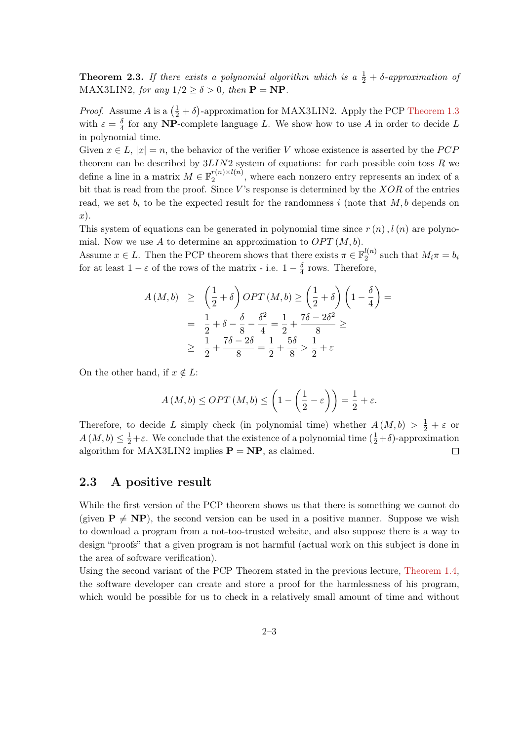**Theorem 2.3.** *If there exists a polynomial algorithm which is a $\frac{1}{2}+\delta$-approximation of* MAX3LIN2*, for any $1/2 \geq \delta > 0$, then* $\mathbf{P} = \mathbf{NP}$.

*Proof.* Assume $A$ is a $\left(\frac{1}{2}+\delta\right)$-approximation for MAX3LIN2. Apply the PCP Theorem 1.3 with $\varepsilon = \frac{\delta}{4}$ for any **NP**-complete language $L$. We show how to use $A$ in order to decide $L$ in polynomial time.

Given $x \in L$, $|x| = n$, the behavior of the verifier $V$ whose existence is asserted by the $PCP$ theorem can be described by $3LIN2$ system of equations: for each possible coin toss $R$ we define a line in a matrix $M \in \mathbb{F}_2^{r(n)\times l(n)}$, where each nonzero entry represents an index of a bit that is read from the proof. Since $V$'s response is determined by the $XOR$ of the entries read, we set $b_i$ to be the expected result for the randomness $i$ (note that $M, b$ depends on $x$).

This system of equations can be generated in polynomial time since $r(n), l(n)$ are polynomial. Now we use $A$ to determine an approximation to $OPT(M, b)$.

Assume $x \in L$. Then the PCP theorem shows that there exists $\pi \in \mathbb{F}_2^{l(n)}$ such that $M_i \pi = b_i$ for at least $1-\varepsilon$ of the rows of the matrix - i.e. $1 - \frac{\delta}{4}$ rows. Therefore,

$$
\begin{aligned}
A(M,b) &\geq \left(\frac{1}{2}+\delta\right) OPT(M,b) \geq \left(\frac{1}{2}+\delta\right)\left(1-\frac{\delta}{4}\right) = \\
&= \frac{1}{2} + \delta - \frac{\delta}{8} - \frac{\delta^2}{4} = \frac{1}{2} + \frac{7\delta - 2\delta^2}{8} \geq \\
&\geq \frac{1}{2} + \frac{7\delta - 2\delta}{8} = \frac{1}{2} + \frac{5\delta}{8} > \frac{1}{2} + \varepsilon
\end{aligned}
$$

On the other hand, if $x \notin L$:

$$
A(M,b) \leq OPT(M,b) \leq \left(1 - \left(\frac{1}{2} - \varepsilon\right)\right) = \frac{1}{2} + \varepsilon.
$$

Therefore, to decide $L$ simply check (in polynomial time) whether $A(M,b) > \frac{1}{2} + \varepsilon$ or $A(M,b) \leq \frac{1}{2}+\varepsilon$. We conclude that the existence of a polynomial time $(\frac{1}{2}+\delta)$-approximation algorithm for MAX3LIN2 implies $\mathbf{P} = \mathbf{NP}$, as claimed. □

## 2.3 A positive result

While the first version of the PCP theorem shows us that there is something we cannot do (given $\mathbf{P} \neq \mathbf{NP}$), the second version can be used in a positive manner. Suppose we wish to download a program from a not-too-trusted website, and also suppose there is a way to design "proofs" that a given program is not harmful (actual work on this subject is done in the area of software verification).

Using the second variant of the PCP Theorem stated in the previous lecture, Theorem 1.4, the software developer can create and store a proof for the harmlessness of his program, which would be possible for us to check in a relatively small amount of time and without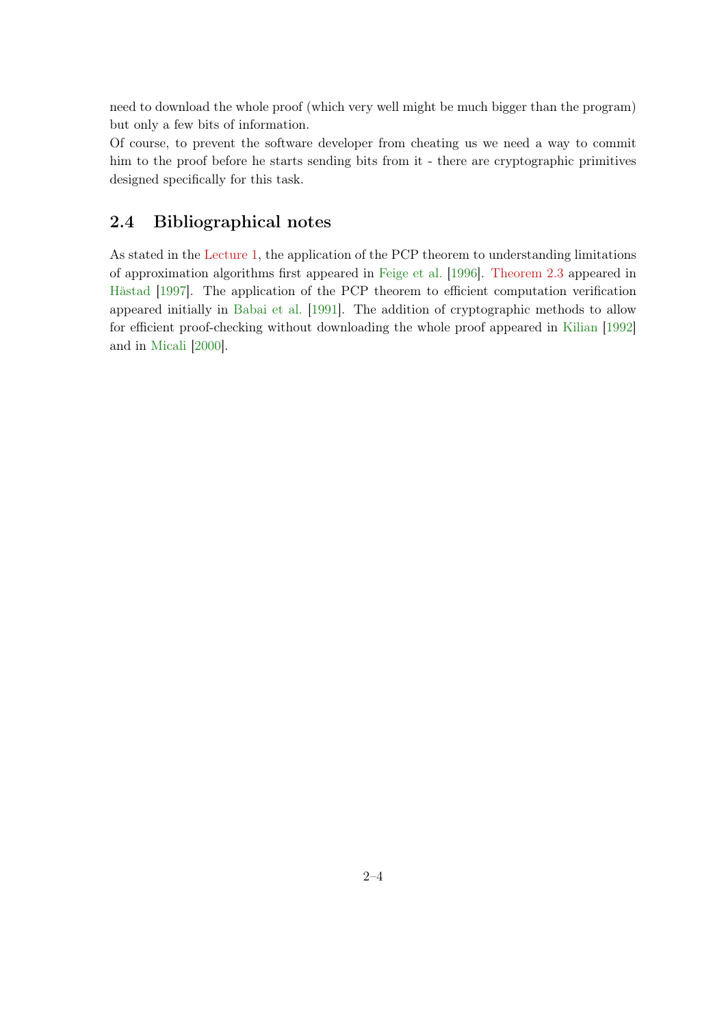need to download the whole proof (which very well might be much bigger than the program) but only a few bits of information.

Of course, to prevent the software developer from cheating us we need a way to commit him to the proof before he starts sending bits from it - there are cryptographic primitives designed specifically for this task.

## 2.4 Bibliographical notes

As stated in the Lecture 1, the application of the PCP theorem to understanding limitations of approximation algorithms first appeared in Feige et al. [1996]. Theorem 2.3 appeared in Håstad [1997]. The application of the PCP theorem to efficient computation verification appeared initially in Babai et al. [1991]. The addition of cryptographic methods to allow for efficient proof-checking without downloading the whole proof appeared in Kilian [1992] and in Micali [2000].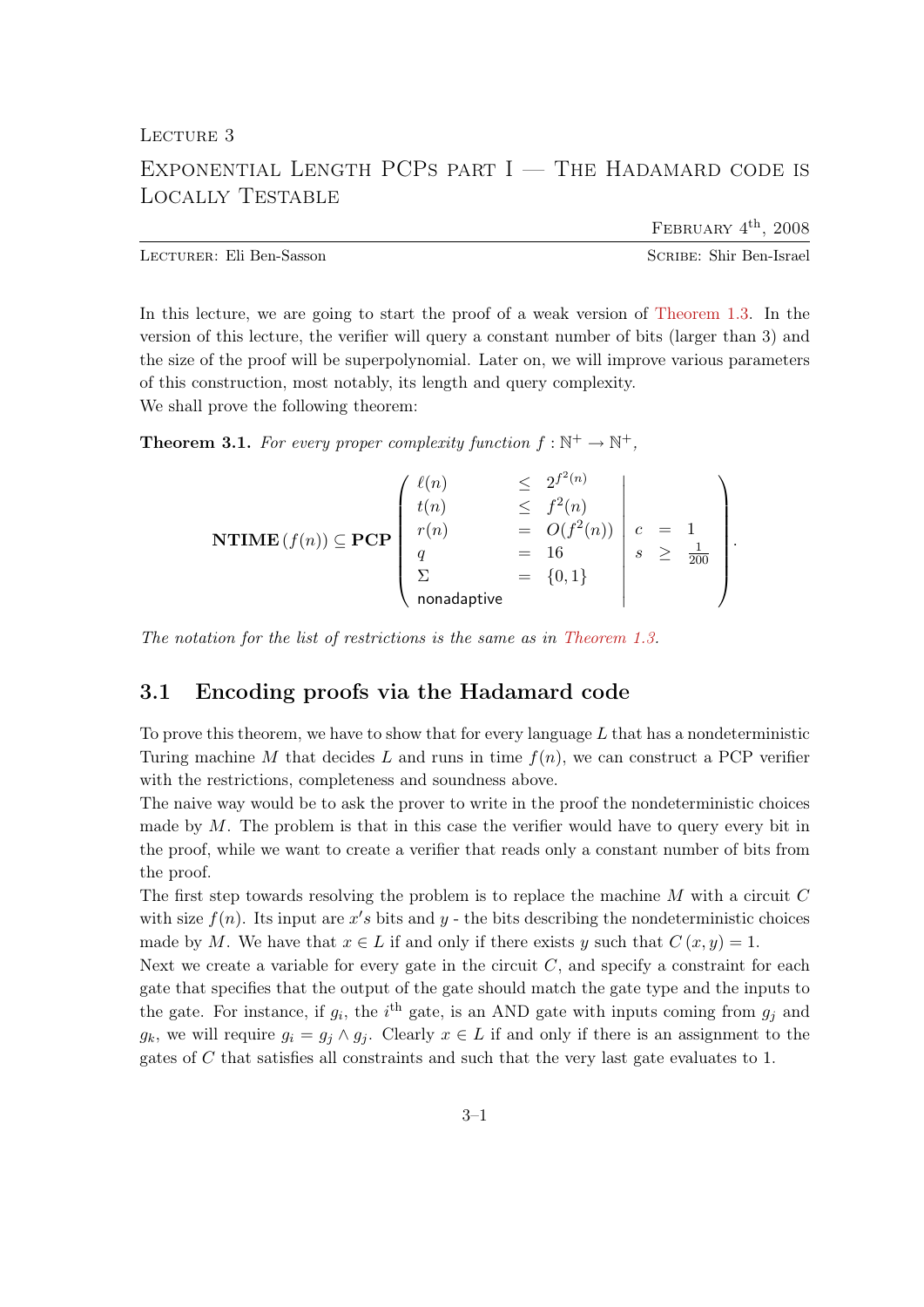Lecture 3

# Exponential Length PCPs part I — The Hadamard code is Locally Testable

February 4[th], 2008

Lecturer: Eli Ben-Sasson | Scribe: Shir Ben-Israel

In this lecture, we are going to start the proof of a weak version of Theorem 1.3. In the version of this lecture, the verifier will query a constant number of bits (larger than 3) and the size of the proof will be superpolynomial. Later on, we will improve various parameters of this construction, most notably, its length and query complexity.
We shall prove the following theorem:

**Theorem 3.1.** *For every proper complexity function $f : \mathbb{N}^+ \to \mathbb{N}^+$,*

$$\mathbf{NTIME}(f(n)) \subseteq \mathbf{PCP}\left(\begin{array}{lcl|lcl} \ell(n) & \leq & 2^{f^2(n)} & & & \\ t(n) & \leq & f^2(n) & & & \\ r(n) & = & O(f^2(n)) & c & = & 1 \\ q & = & 16 & s & \geq & \frac{1}{200} \\ \Sigma & = & \{0,1\} & & & \\ \text{nonadaptive} & & & & & \end{array}\right).$$

*The notation for the list of restrictions is the same as in Theorem 1.3.*

## 3.1 Encoding proofs via the Hadamard code

To prove this theorem, we have to show that for every language $L$ that has a nondeterministic Turing machine $M$ that decides $L$ and runs in time $f(n)$, we can construct a PCP verifier with the restrictions, completeness and soundness above.
The naive way would be to ask the prover to write in the proof the nondeterministic choices made by $M$. The problem is that in this case the verifier would have to query every bit in the proof, while we want to create a verifier that reads only a constant number of bits from the proof.
The first step towards resolving the problem is to replace the machine $M$ with a circuit $C$ with size $f(n)$. Its input are $x's$ bits and $y$ - the bits describing the nondeterministic choices made by $M$. We have that $x \in L$ if and only if there exists $y$ such that $C(x, y) = 1$.
Next we create a variable for every gate in the circuit $C$, and specify a constraint for each gate that specifies that the output of the gate should match the gate type and the inputs to the gate. For instance, if $g_i$, the $i^{\text{th}}$ gate, is an AND gate with inputs coming from $g_j$ and $g_k$, we will require $g_i = g_j \wedge g_j$. Clearly $x \in L$ if and only if there is an assignment to the gates of $C$ that satisfies all constraints and such that the very last gate evaluates to 1.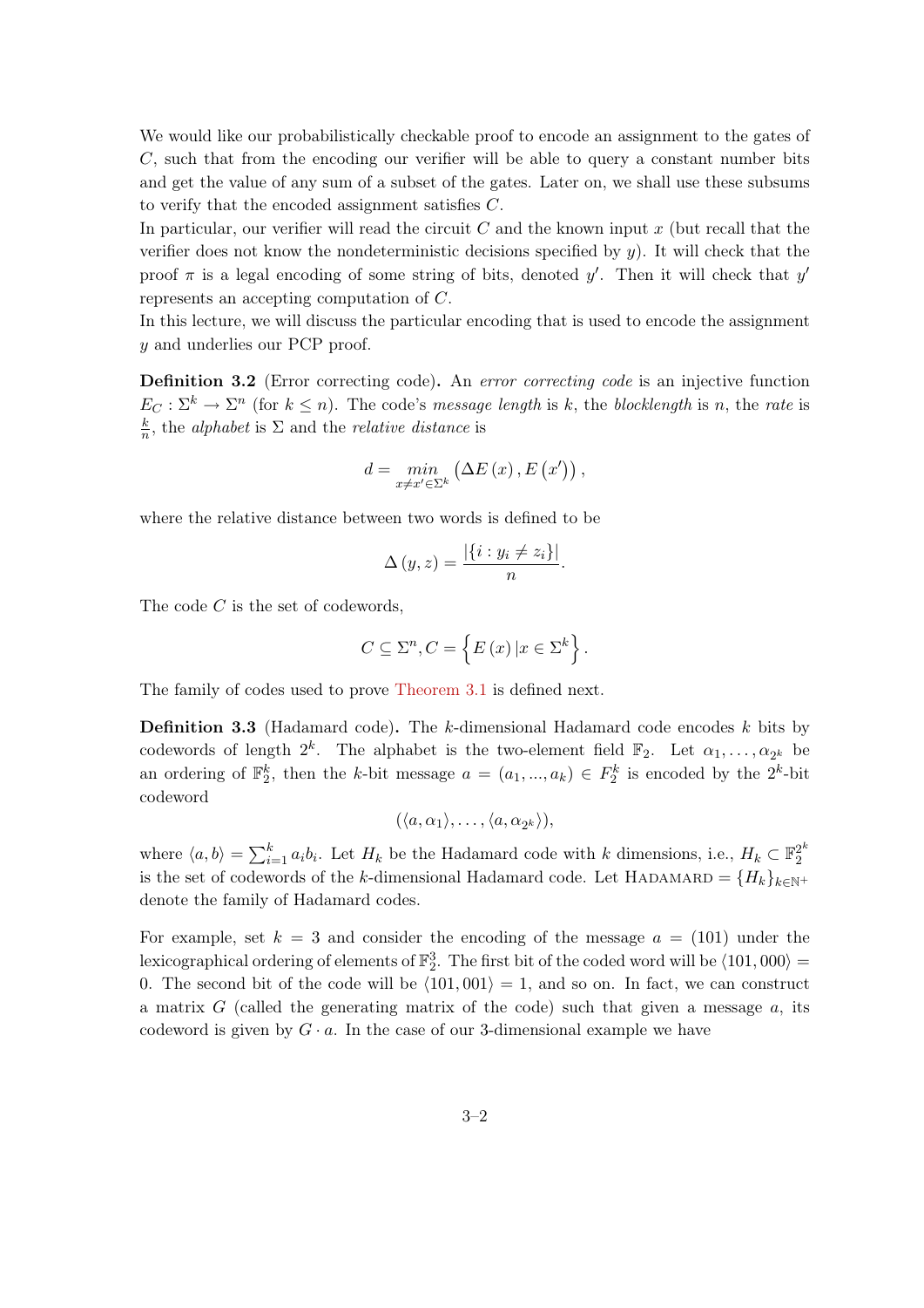We would like our probabilistically checkable proof to encode an assignment to the gates of $C$, such that from the encoding our verifier will be able to query a constant number bits and get the value of any sum of a subset of the gates. Later on, we shall use these subsums to verify that the encoded assignment satisfies $C$.
In particular, our verifier will read the circuit $C$ and the known input $x$ (but recall that the verifier does not know the nondeterministic decisions specified by $y$). It will check that the proof $\pi$ is a legal encoding of some string of bits, denoted $y'$. Then it will check that $y'$ represents an accepting computation of $C$.
In this lecture, we will discuss the particular encoding that is used to encode the assignment $y$ and underlies our PCP proof.

**Definition 3.2** (Error correcting code)**.** An *error correcting code* is an injective function $E_C : \Sigma^k \to \Sigma^n$ (for $k \le n$). The code's *message length* is $k$, the *blocklength* is $n$, the *rate* is $\frac{k}{n}$, the *alphabet* is $\Sigma$ and the *relative distance* is

$$d = \underset{x \neq x' \in \Sigma^k}{min} \left( \Delta E\left(x\right), E\left(x'\right) \right),$$

where the relative distance between two words is defined to be

$$\Delta\left(y, z\right) = \frac{\left|\{i : y_i \neq z_i\}\right|}{n}.$$

The code $C$ is the set of codewords,

$$C \subseteq \Sigma^n, C = \left\{ E\left(x\right) | x \in \Sigma^k \right\}.$$

The family of codes used to prove Theorem 3.1 is defined next.

**Definition 3.3** (Hadamard code)**.** The $k$-dimensional Hadamard code encodes $k$ bits by codewords of length $2^k$. The alphabet is the two-element field $\mathbb{F}_2$. Let $\alpha_1, \ldots, \alpha_{2^k}$ be an ordering of $\mathbb{F}_2^k$, then the $k$-bit message $a = (a_1, ..., a_k) \in F_2^k$ is encoded by the $2^k$-bit codeword

$$(\langle a, \alpha_1 \rangle, \ldots, \langle a, \alpha_{2^k} \rangle),$$

where $\langle a, b \rangle = \sum_{i=1}^{k} a_i b_i$. Let $H_k$ be the Hadamard code with $k$ dimensions, i.e., $H_k \subset \mathbb{F}_2^{2^k}$ is the set of codewords of the $k$-dimensional Hadamard code. Let $\text{HADAMARD} = \{H_k\}_{k \in \mathbb{N}^+}$ denote the family of Hadamard codes.

For example, set $k = 3$ and consider the encoding of the message $a = (101)$ under the lexicographical ordering of elements of $\mathbb{F}_2^3$. The first bit of the coded word will be $\langle 101, 000 \rangle = 0$. The second bit of the code will be $\langle 101, 001 \rangle = 1$, and so on. In fact, we can construct a matrix $G$ (called the generating matrix of the code) such that given a message $a$, its codeword is given by $G \cdot a$. In the case of our 3-dimensional example we have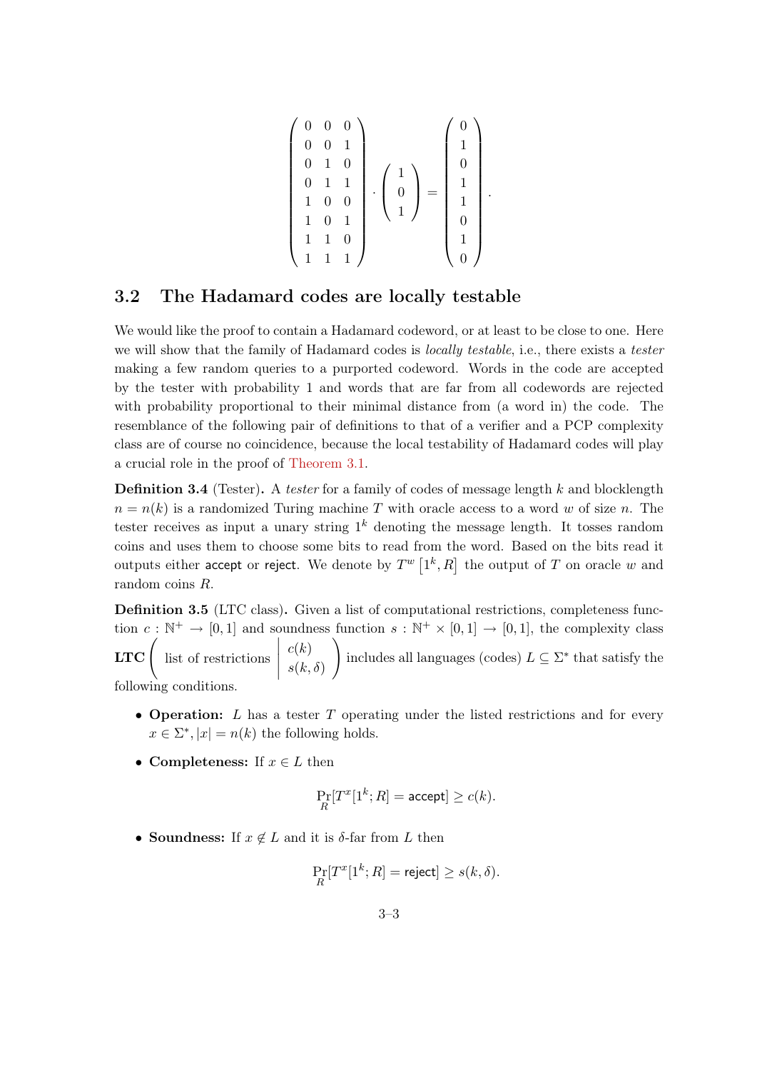$$\begin{pmatrix} 0 & 0 & 0 \\ 0 & 0 & 1 \\ 0 & 1 & 0 \\ 0 & 1 & 1 \\ 1 & 0 & 0 \\ 1 & 0 & 1 \\ 1 & 1 & 0 \\ 1 & 1 & 1 \end{pmatrix} \cdot \begin{pmatrix} 1 \\ 0 \\ 1 \end{pmatrix} = \begin{pmatrix} 0 \\ 1 \\ 0 \\ 1 \\ 1 \\ 0 \\ 1 \\ 0 \end{pmatrix}.$$

## 3.2 The Hadamard codes are locally testable

We would like the proof to contain a Hadamard codeword, or at least to be close to one. Here we will show that the family of Hadamard codes is *locally testable*, i.e., there exists a *tester* making a few random queries to a purported codeword. Words in the code are accepted by the tester with probability 1 and words that are far from all codewords are rejected with probability proportional to their minimal distance from (a word in) the code. The resemblance of the following pair of definitions to that of a verifier and a PCP complexity class are of course no coincidence, because the local testability of Hadamard codes will play a crucial role in the proof of Theorem 3.1.

**Definition 3.4** (Tester)**.** A *tester* for a family of codes of message length $k$ and blocklength $n = n(k)$ is a randomized Turing machine $T$ with oracle access to a word $w$ of size $n$. The tester receives as input a unary string $1^k$ denoting the message length. It tosses random coins and uses them to choose some bits to read from the word. Based on the bits read it outputs either accept or reject. We denote by $T^w\left[1^k, R\right]$ the output of $T$ on oracle $w$ and random coins $R$.

**Definition 3.5** (LTC class)**.** Given a list of computational restrictions, completeness function $c : \mathbb{N}^+ \to [0, 1]$ and soundness function $s : \mathbb{N}^+ \times [0, 1] \to [0, 1]$, the complexity class $\mathbf{LTC}\left(\text{list of restrictions} \;\middle|\; \begin{matrix} c(k) \\ s(k,\delta) \end{matrix}\right)$ includes all languages (codes) $L \subseteq \Sigma^*$ that satisfy the following conditions.

- **Operation:** $L$ has a tester $T$ operating under the listed restrictions and for every $x \in \Sigma^*, |x| = n(k)$ the following holds.
- **Completeness:** If $x \in L$ then

$$\Pr_R[T^x[1^k; R] = \mathsf{accept}] \geq c(k).$$

- **Soundness:** If $x \notin L$ and it is $\delta$-far from $L$ then

$$\Pr_R[T^x[1^k; R] = \mathsf{reject}] \geq s(k, \delta).$$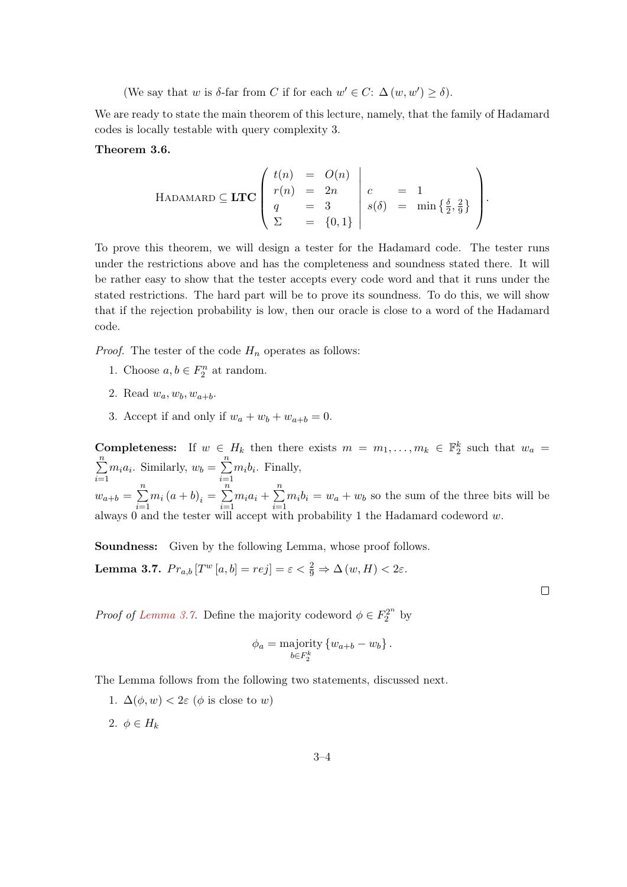(We say that $w$ is $\delta$-far from $C$ if for each $w' \in C$: $\Delta(w, w') \geq \delta$).

We are ready to state the main theorem of this lecture, namely, that the family of Hadamard codes is locally testable with query complexity 3.

**Theorem 3.6.**

$$\text{HADAMARD} \subseteq \textbf{LTC}\left(\begin{array}{lcl|lcl} t(n) & = & O(n) & & & \\ r(n) & = & 2n & c & = & 1 \\ q & = & 3 & s(\delta) & = & \min\left\{\frac{\delta}{2}, \frac{2}{9}\right\} \\ \Sigma & = & \{0,1\} & & & \end{array}\right).$$

To prove this theorem, we will design a tester for the Hadamard code. The tester runs under the restrictions above and has the completeness and soundness stated there. It will be rather easy to show that the tester accepts every code word and that it runs under the stated restrictions. The hard part will be to prove its soundness. To do this, we will show that if the rejection probability is low, then our oracle is close to a word of the Hadamard code.

*Proof.* The tester of the code $H_n$ operates as follows:

1. Choose $a, b \in F_2^n$ at random.
2. Read $w_a, w_b, w_{a+b}$.
3. Accept if and only if $w_a + w_b + w_{a+b} = 0$.

**Completeness:** If $w \in H_k$ then there exists $m = m_1, \ldots, m_k \in \mathbb{F}_2^k$ such that $w_a = \sum_{i=1}^{n} m_i a_i$. Similarly, $w_b = \sum_{i=1}^{n} m_i b_i$. Finally,
$w_{a+b} = \sum_{i=1}^{n} m_i (a+b)_i = \sum_{i=1}^{n} m_i a_i + \sum_{i=1}^{n} m_i b_i = w_a + w_b$ so the sum of the three bits will be always 0 and the tester will accept with probability 1 the Hadamard codeword $w$.

**Soundness:** Given by the following Lemma, whose proof follows.

**Lemma 3.7.** $Pr_{a,b}[T^w[a,b] = rej] = \varepsilon < \frac{2}{9} \Rightarrow \Delta(w, H) < 2\varepsilon$.

□

*Proof of Lemma 3.7.* Define the majority codeword $\phi \in F_2^{2^n}$ by

$$\phi_a = \underset{b \in F_2^k}{\text{majority}} \{w_{a+b} - w_b\}.$$

The Lemma follows from the following two statements, discussed next.

1. $\Delta(\phi, w) < 2\varepsilon$ ($\phi$ is close to $w$)
2. $\phi \in H_k$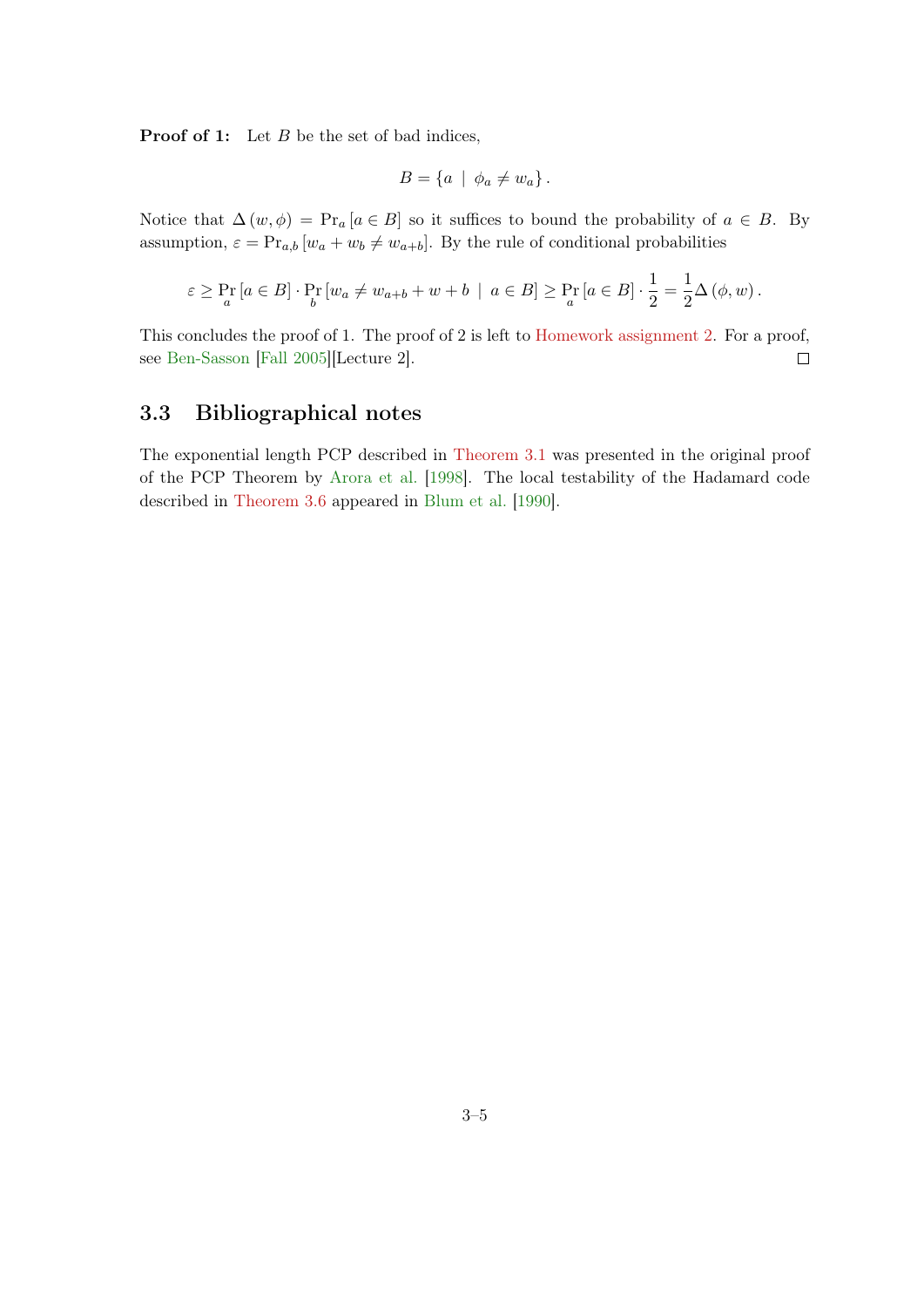**Proof of 1:** Let $B$ be the set of bad indices,

$$B = \{a \mid \phi_a \neq w_a\}.$$

Notice that $\Delta(w, \phi) = \Pr_a[a \in B]$ so it suffices to bound the probability of $a \in B$. By assumption, $\varepsilon = \Pr_{a,b}[w_a + w_b \neq w_{a+b}]$. By the rule of conditional probabilities

$$\varepsilon \geq \Pr_a[a \in B] \cdot \Pr_b[w_a \neq w_{a+b} + w + b \mid a \in B] \geq \Pr_a[a \in B] \cdot \frac{1}{2} = \frac{1}{2}\Delta(\phi, w).$$

This concludes the proof of 1. The proof of 2 is left to Homework assignment 2. For a proof, see Ben-Sasson [Fall 2005][Lecture 2]. □

## 3.3 Bibliographical notes

The exponential length PCP described in Theorem 3.1 was presented in the original proof of the PCP Theorem by Arora et al. [1998]. The local testability of the Hadamard code described in Theorem 3.6 appeared in Blum et al. [1990].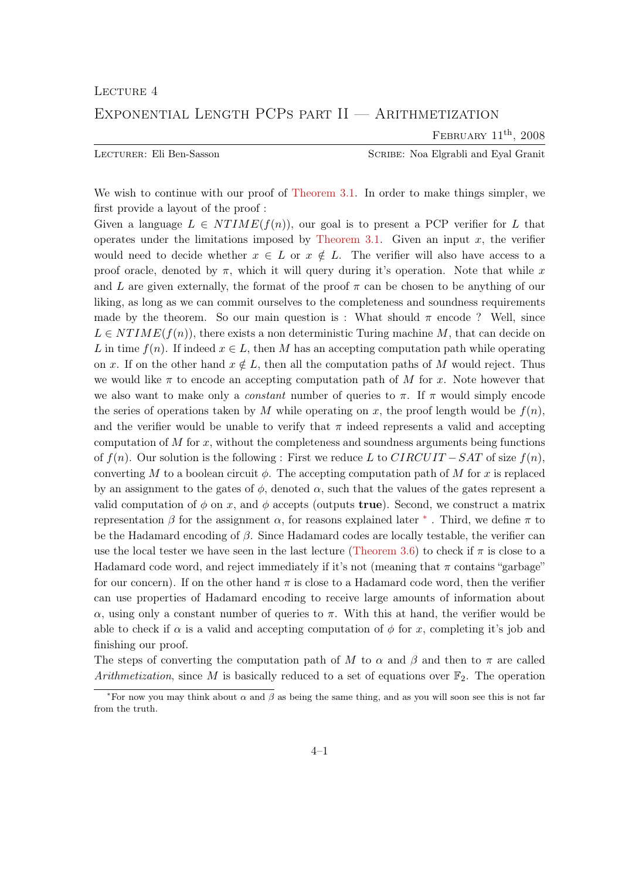Lecture 4

# Exponential Length PCPs part II — Arithmetization

February 11th, 2008

Lecturer: Eli Ben-Sasson | Scribe: Noa Elgrabli and Eyal Granit

We wish to continue with our proof of Theorem 3.1. In order to make things simpler, we first provide a layout of the proof :

Given a language $L \in NTIME(f(n))$, our goal is to present a PCP verifier for $L$ that operates under the limitations imposed by Theorem 3.1. Given an input $x$, the verifier would need to decide whether $x \in L$ or $x \notin L$. The verifier will also have access to a proof oracle, denoted by $\pi$, which it will query during it's operation. Note that while $x$ and $L$ are given externally, the format of the proof $\pi$ can be chosen to be anything of our liking, as long as we can commit ourselves to the completeness and soundness requirements made by the theorem. So our main question is : What should $\pi$ encode ? Well, since $L \in NTIME(f(n))$, there exists a non deterministic Turing machine $M$, that can decide on $L$ in time $f(n)$. If indeed $x \in L$, then $M$ has an accepting computation path while operating on $x$. If on the other hand $x \notin L$, then all the computation paths of $M$ would reject. Thus we would like $\pi$ to encode an accepting computation path of $M$ for $x$. Note however that we also want to make only a *constant* number of queries to $\pi$. If $\pi$ would simply encode the series of operations taken by $M$ while operating on $x$, the proof length would be $f(n)$, and the verifier would be unable to verify that $\pi$ indeed represents a valid and accepting computation of $M$ for $x$, without the completeness and soundness arguments being functions of $f(n)$. Our solution is the following : First we reduce $L$ to $CIRCUIT-SAT$ of size $f(n)$, converting $M$ to a boolean circuit $\phi$. The accepting computation path of $M$ for $x$ is replaced by an assignment to the gates of $\phi$, denoted $\alpha$, such that the values of the gates represent a valid computation of $\phi$ on $x$, and $\phi$ accepts (outputs **true**). Second, we construct a matrix representation $\beta$ for the assignment $\alpha$, for reasons explained later [*]. Third, we define $\pi$ to be the Hadamard encoding of $\beta$. Since Hadamard codes are locally testable, the verifier can use the local tester we have seen in the last lecture (Theorem 3.6) to check if $\pi$ is close to a Hadamard code word, and reject immediately if it's not (meaning that $\pi$ contains "garbage" for our concern). If on the other hand $\pi$ is close to a Hadamard code word, then the verifier can use properties of Hadamard encoding to receive large amounts of information about $\alpha$, using only a constant number of queries to $\pi$. With this at hand, the verifier would be able to check if $\alpha$ is a valid and accepting computation of $\phi$ for $x$, completing it's job and finishing our proof.

The steps of converting the computation path of $M$ to $\alpha$ and $\beta$ and then to $\pi$ are called *Arithmetization*, since $M$ is basically reduced to a set of equations over $\mathbb{F}_2$. The operation

[*] For now you may think about $\alpha$ and $\beta$ as being the same thing, and as you will soon see this is not far from the truth.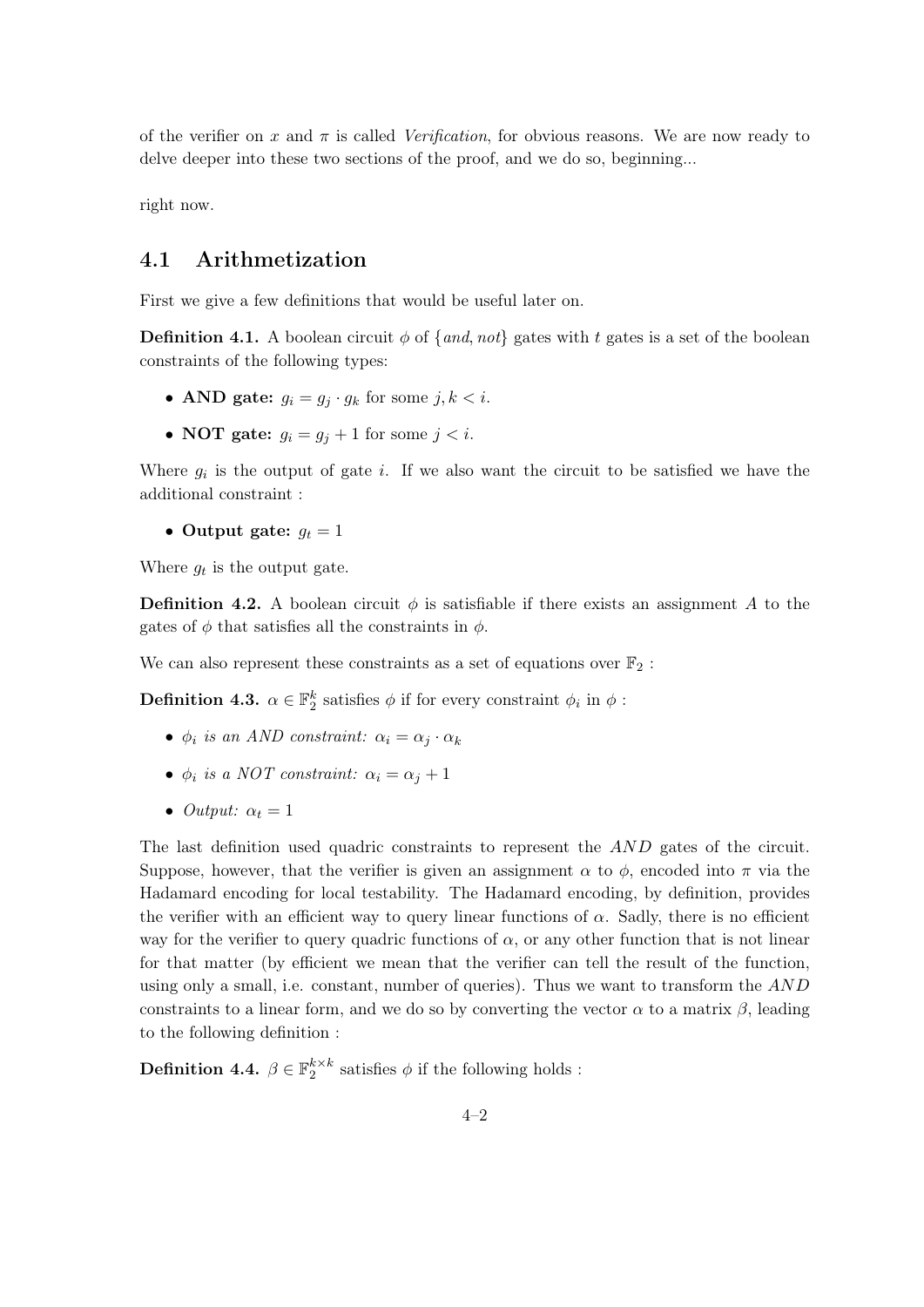of the verifier on $x$ and $\pi$ is called *Verification*, for obvious reasons. We are now ready to delve deeper into these two sections of the proof, and we do so, beginning...

right now.

## 4.1 Arithmetization

First we give a few definitions that would be useful later on.

**Definition 4.1.** A boolean circuit $\phi$ of $\{and, not\}$ gates with $t$ gates is a set of the boolean constraints of the following types:

- **AND gate:** $g_i = g_j \cdot g_k$ for some $j, k < i$.
- **NOT gate:** $g_i = g_j + 1$ for some $j < i$.

Where $g_i$ is the output of gate $i$. If we also want the circuit to be satisfied we have the additional constraint :

- **Output gate:** $g_t = 1$

Where $g_t$ is the output gate.

**Definition 4.2.** A boolean circuit $\phi$ is satisfiable if there exists an assignment $A$ to the gates of $\phi$ that satisfies all the constraints in $\phi$.

We can also represent these constraints as a set of equations over $\mathbb{F}_2$ :

**Definition 4.3.** $\alpha \in \mathbb{F}_2^k$ satisfies $\phi$ if for every constraint $\phi_i$ in $\phi$ :

- *$\phi_i$ is an AND constraint:* $\alpha_i = \alpha_j \cdot \alpha_k$
- *$\phi_i$ is a NOT constraint:* $\alpha_i = \alpha_j + 1$
- *Output:* $\alpha_t = 1$

The last definition used quadric constraints to represent the $AND$ gates of the circuit. Suppose, however, that the verifier is given an assignment $\alpha$ to $\phi$, encoded into $\pi$ via the Hadamard encoding for local testability. The Hadamard encoding, by definition, provides the verifier with an efficient way to query linear functions of $\alpha$. Sadly, there is no efficient way for the verifier to query quadric functions of $\alpha$, or any other function that is not linear for that matter (by efficient we mean that the verifier can tell the result of the function, using only a small, i.e. constant, number of queries). Thus we want to transform the $AND$ constraints to a linear form, and we do so by converting the vector $\alpha$ to a matrix $\beta$, leading to the following definition :

**Definition 4.4.** $\beta \in \mathbb{F}_2^{k \times k}$ satisfies $\phi$ if the following holds :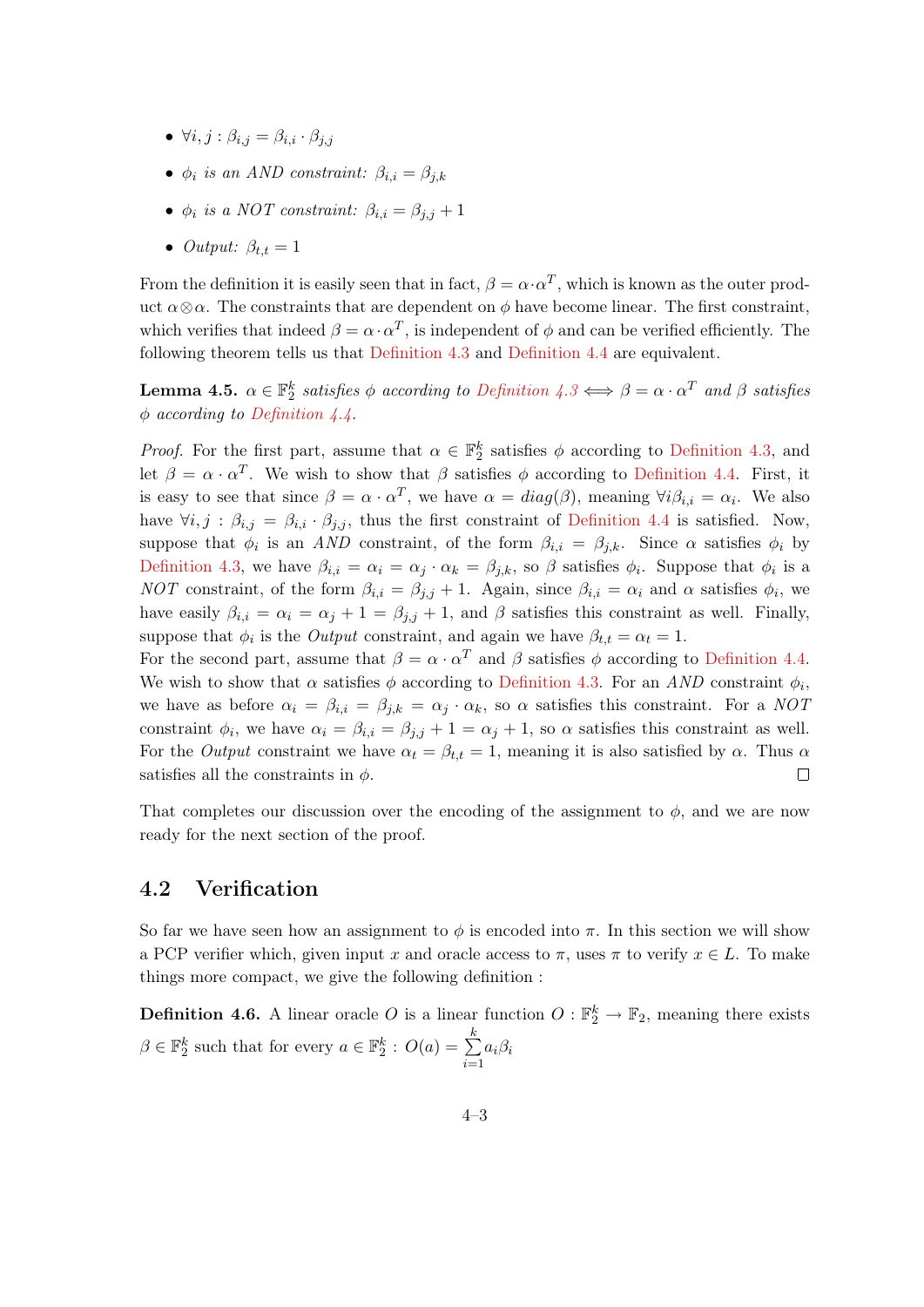- $\forall i, j : \beta_{i,j} = \beta_{i,i} \cdot \beta_{j,j}$
- *$\phi_i$ is an AND constraint:* $\beta_{i,i} = \beta_{j,k}$
- *$\phi_i$ is a NOT constraint:* $\beta_{i,i} = \beta_{j,j} + 1$
- *Output:* $\beta_{t,t} = 1$

From the definition it is easily seen that in fact, $\beta = \alpha \cdot \alpha^T$, which is known as the outer product $\alpha \otimes \alpha$. The constraints that are dependent on $\phi$ have become linear. The first constraint, which verifies that indeed $\beta = \alpha \cdot \alpha^T$, is independent of $\phi$ and can be verified efficiently. The following theorem tells us that Definition 4.3 and Definition 4.4 are equivalent.

**Lemma 4.5.** *$\alpha \in \mathbb{F}_2^k$ satisfies $\phi$ according to Definition 4.3 $\iff$ $\beta = \alpha \cdot \alpha^T$ and $\beta$ satisfies $\phi$ according to Definition 4.4.*

*Proof.* For the first part, assume that $\alpha \in \mathbb{F}_2^k$ satisfies $\phi$ according to Definition 4.3, and let $\beta = \alpha \cdot \alpha^T$. We wish to show that $\beta$ satisfies $\phi$ according to Definition 4.4. First, it is easy to see that since $\beta = \alpha \cdot \alpha^T$, we have $\alpha = diag(\beta)$, meaning $\forall i \beta_{i,i} = \alpha_i$. We also have $\forall i, j : \beta_{i,j} = \beta_{i,i} \cdot \beta_{j,j}$, thus the first constraint of Definition 4.4 is satisfied. Now, suppose that $\phi_i$ is an *AND* constraint, of the form $\beta_{i,i} = \beta_{j,k}$. Since $\alpha$ satisfies $\phi_i$ by Definition 4.3, we have $\beta_{i,i} = \alpha_i = \alpha_j \cdot \alpha_k = \beta_{j,k}$, so $\beta$ satisfies $\phi_i$. Suppose that $\phi_i$ is a *NOT* constraint, of the form $\beta_{i,i} = \beta_{j,j} + 1$. Again, since $\beta_{i,i} = \alpha_i$ and $\alpha$ satisfies $\phi_i$, we have easily $\beta_{i,i} = \alpha_i = \alpha_j + 1 = \beta_{j,j} + 1$, and $\beta$ satisfies this constraint as well. Finally, suppose that $\phi_i$ is the *Output* constraint, and again we have $\beta_{t,t} = \alpha_t = 1$.
For the second part, assume that $\beta = \alpha \cdot \alpha^T$ and $\beta$ satisfies $\phi$ according to Definition 4.4. We wish to show that $\alpha$ satisfies $\phi$ according to Definition 4.3. For an *AND* constraint $\phi_i$, we have as before $\alpha_i = \beta_{i,i} = \beta_{j,k} = \alpha_j \cdot \alpha_k$, so $\alpha$ satisfies this constraint. For a *NOT* constraint $\phi_i$, we have $\alpha_i = \beta_{i,i} = \beta_{j,j} + 1 = \alpha_j + 1$, so $\alpha$ satisfies this constraint as well. For the *Output* constraint we have $\alpha_t = \beta_{t,t} = 1$, meaning it is also satisfied by $\alpha$. Thus $\alpha$ satisfies all the constraints in $\phi$. □

That completes our discussion over the encoding of the assignment to $\phi$, and we are now ready for the next section of the proof.

## 4.2 Verification

So far we have seen how an assignment to $\phi$ is encoded into $\pi$. In this section we will show a PCP verifier which, given input $x$ and oracle access to $\pi$, uses $\pi$ to verify $x \in L$. To make things more compact, we give the following definition :

**Definition 4.6.** A linear oracle $O$ is a linear function $O : \mathbb{F}_2^k \to \mathbb{F}_2$, meaning there exists $\beta \in \mathbb{F}_2^k$ such that for every $a \in \mathbb{F}_2^k$ : $O(a) = \sum_{i=1}^{k} a_i \beta_i$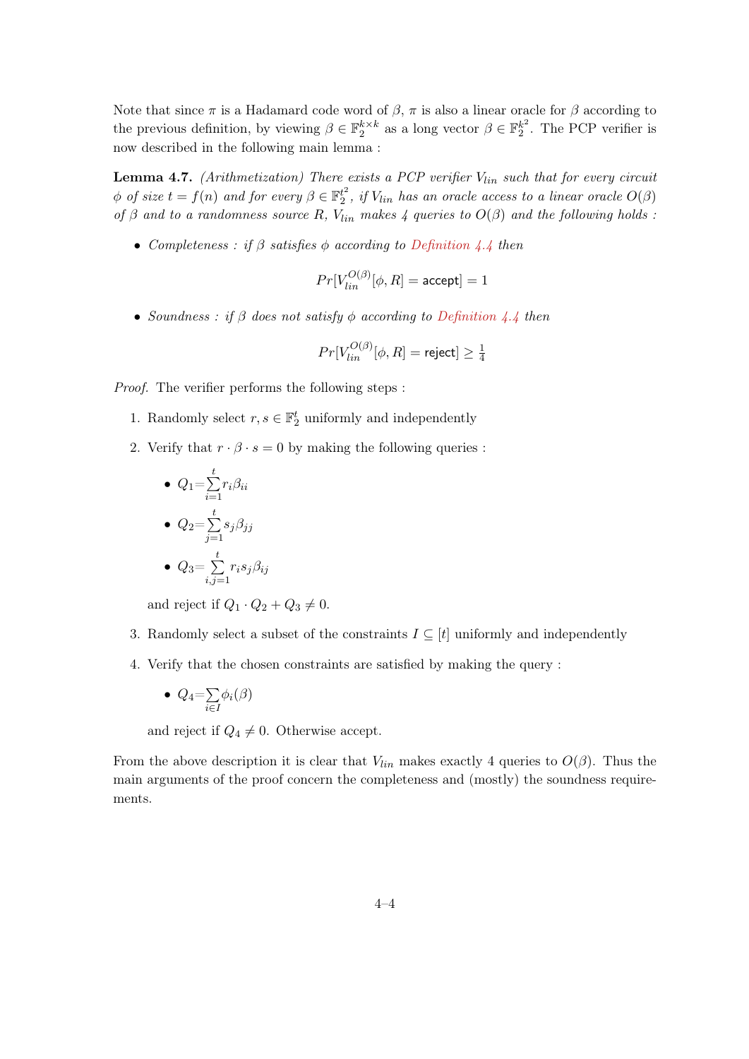Note that since $\pi$ is a Hadamard code word of $\beta$, $\pi$ is also a linear oracle for $\beta$ according to the previous definition, by viewing $\beta \in \mathbb{F}_2^{k\times k}$ as a long vector $\beta \in \mathbb{F}_2^{k^2}$. The PCP verifier is now described in the following main lemma :

**Lemma 4.7.** *(Arithmetization) There exists a PCP verifier $V_{lin}$ such that for every circuit $\phi$ of size $t = f(n)$ and for every $\beta \in \mathbb{F}_2^{t^2}$, if $V_{lin}$ has an oracle access to a linear oracle $O(\beta)$ of $\beta$ and to a randomness source $R$, $V_{lin}$ makes 4 queries to $O(\beta)$ and the following holds :*

- *Completeness : if $\beta$ satisfies $\phi$ according to Definition 4.4 then*

$$Pr[V_{lin}^{O(\beta)}[\phi, R] = \mathsf{accept}] = 1$$

- *Soundness : if $\beta$ does not satisfy $\phi$ according to Definition 4.4 then*

$$Pr[V_{lin}^{O(\beta)}[\phi, R] = \mathsf{reject}] \geq \tfrac{1}{4}$$

*Proof.* The verifier performs the following steps :

1. Randomly select $r, s \in \mathbb{F}_2^t$ uniformly and independently
2. Verify that $r \cdot \beta \cdot s = 0$ by making the following queries :
   - $Q_1 = \sum_{i=1}^{t} r_i \beta_{ii}$
   - $Q_2 = \sum_{j=1}^{t} s_j \beta_{jj}$
   - $Q_3 = \sum_{i,j=1}^{t} r_i s_j \beta_{ij}$

   and reject if $Q_1 \cdot Q_2 + Q_3 \neq 0$.
3. Randomly select a subset of the constraints $I \subseteq [t]$ uniformly and independently
4. Verify that the chosen constraints are satisfied by making the query :
   - $Q_4 = \sum_{i \in I} \phi_i(\beta)$

   and reject if $Q_4 \neq 0$. Otherwise accept.

From the above description it is clear that $V_{lin}$ makes exactly 4 queries to $O(\beta)$. Thus the main arguments of the proof concern the completeness and (mostly) the soundness requirements.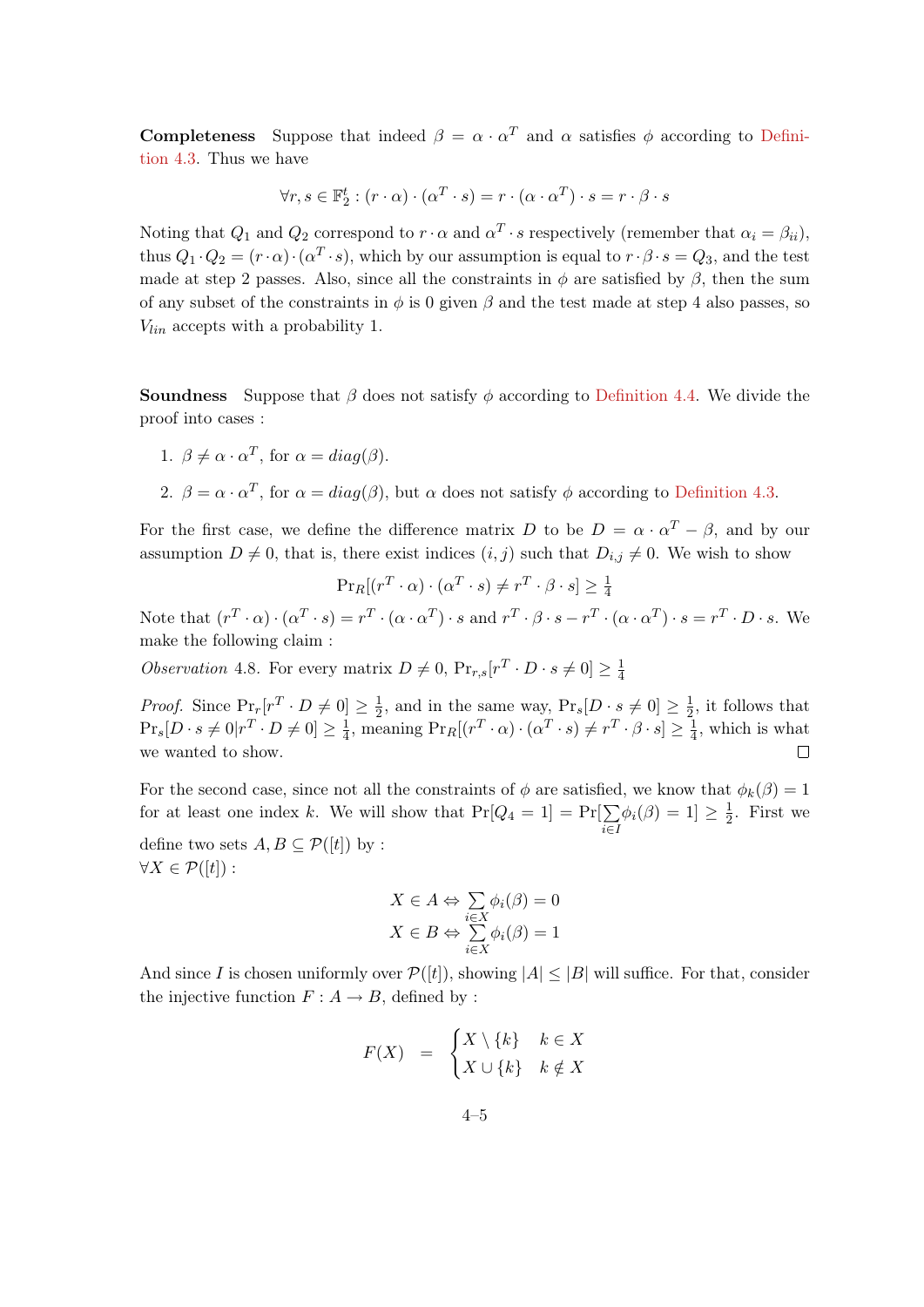**Completeness** Suppose that indeed $\beta = \alpha \cdot \alpha^T$ and $\alpha$ satisfies $\phi$ according to Definition 4.3. Thus we have

$$\forall r, s \in \mathbb{F}_2^t : (r \cdot \alpha) \cdot (\alpha^T \cdot s) = r \cdot (\alpha \cdot \alpha^T) \cdot s = r \cdot \beta \cdot s$$

Noting that $Q_1$ and $Q_2$ correspond to $r \cdot \alpha$ and $\alpha^T \cdot s$ respectively (remember that $\alpha_i = \beta_{ii}$), thus $Q_1 \cdot Q_2 = (r \cdot \alpha) \cdot (\alpha^T \cdot s)$, which by our assumption is equal to $r \cdot \beta \cdot s = Q_3$, and the test made at step 2 passes. Also, since all the constraints in $\phi$ are satisfied by $\beta$, then the sum of any subset of the constraints in $\phi$ is 0 given $\beta$ and the test made at step 4 also passes, so $V_{lin}$ accepts with a probability 1.

**Soundness** Suppose that $\beta$ does not satisfy $\phi$ according to Definition 4.4. We divide the proof into cases :

1. $\beta \neq \alpha \cdot \alpha^T$, for $\alpha = diag(\beta)$.
2. $\beta = \alpha \cdot \alpha^T$, for $\alpha = diag(\beta)$, but $\alpha$ does not satisfy $\phi$ according to Definition 4.3.

For the first case, we define the difference matrix $D$ to be $D = \alpha \cdot \alpha^T - \beta$, and by our assumption $D \neq 0$, that is, there exist indices $(i, j)$ such that $D_{i,j} \neq 0$. We wish to show

$$\Pr_R[(r^T \cdot \alpha) \cdot (\alpha^T \cdot s) \neq r^T \cdot \beta \cdot s] \geq \tfrac{1}{4}$$

Note that $(r^T \cdot \alpha) \cdot (\alpha^T \cdot s) = r^T \cdot (\alpha \cdot \alpha^T) \cdot s$ and $r^T \cdot \beta \cdot s - r^T \cdot (\alpha \cdot \alpha^T) \cdot s = r^T \cdot D \cdot s$. We make the following claim :

*Observation* 4.8. For every matrix $D \neq 0$, $\Pr_{r,s}[r^T \cdot D \cdot s \neq 0] \geq \frac{1}{4}$

*Proof.* Since $\Pr_r[r^T \cdot D \neq 0] \geq \frac{1}{2}$, and in the same way, $\Pr_s[D \cdot s \neq 0] \geq \frac{1}{2}$, it follows that $\Pr_s[D \cdot s \neq 0 | r^T \cdot D \neq 0] \geq \frac{1}{4}$, meaning $\Pr_R[(r^T \cdot \alpha) \cdot (\alpha^T \cdot s) \neq r^T \cdot \beta \cdot s] \geq \frac{1}{4}$, which is what we wanted to show. □

For the second case, since not all the constraints of $\phi$ are satisfied, we know that $\phi_k(\beta) = 1$ for at least one index $k$. We will show that $\Pr[Q_4 = 1] = \Pr[\sum_{i \in I} \phi_i(\beta) = 1] \geq \frac{1}{2}$. First we define two sets $A, B \subseteq \mathcal{P}([t])$ by :
$\forall X \in \mathcal{P}([t])$ :

$$X \in A \Leftrightarrow \sum_{i \in X} \phi_i(\beta) = 0$$
$$X \in B \Leftrightarrow \sum_{i \in X} \phi_i(\beta) = 1$$

And since $I$ is chosen uniformly over $\mathcal{P}([t])$, showing $|A| \leq |B|$ will suffice. For that, consider the injective function $F : A \to B$, defined by :

$$F(X) \quad = \quad \begin{cases} X \setminus \{k\} & k \in X \\ X \cup \{k\} & k \notin X \end{cases}$$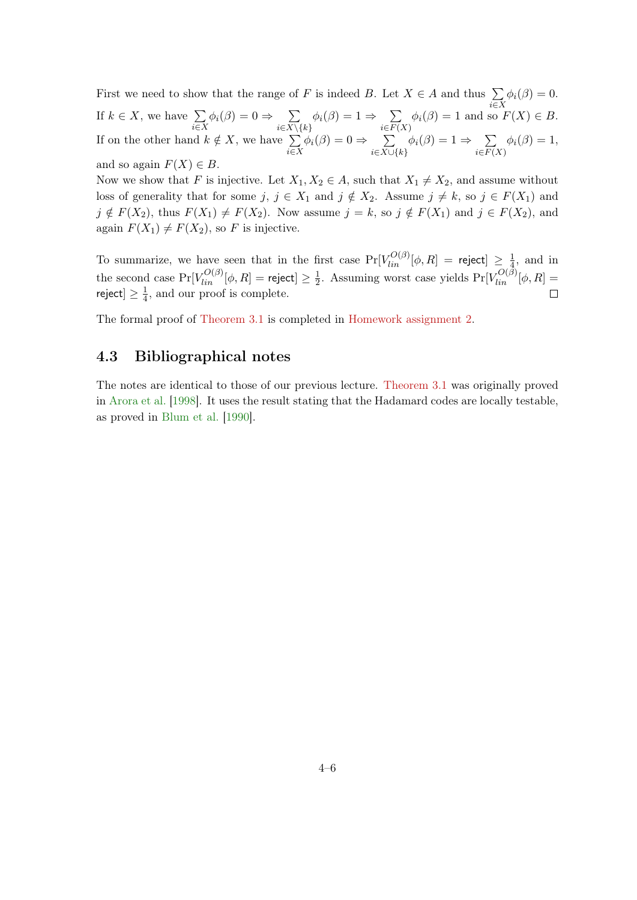First we need to show that the range of $F$ is indeed $B$. Let $X \in A$ and thus $\sum_{i \in X} \phi_i(\beta) = 0$. If $k \in X$, we have $\sum_{i \in X} \phi_i(\beta) = 0 \Rightarrow \sum_{i \in X \setminus \{k\}} \phi_i(\beta) = 1 \Rightarrow \sum_{i \in F(X)} \phi_i(\beta) = 1$ and so $F(X) \in B$. If on the other hand $k \notin X$, we have $\sum_{i \in X} \phi_i(\beta) = 0 \Rightarrow \sum_{i \in X \cup \{k\}} \phi_i(\beta) = 1 \Rightarrow \sum_{i \in F(X)} \phi_i(\beta) = 1$, and so again $F(X) \in B$.

Now we show that $F$ is injective. Let $X_1, X_2 \in A$, such that $X_1 \neq X_2$, and assume without loss of generality that for some $j$, $j \in X_1$ and $j \notin X_2$. Assume $j \neq k$, so $j \in F(X_1)$ and $j \notin F(X_2)$, thus $F(X_1) \neq F(X_2)$. Now assume $j = k$, so $j \notin F(X_1)$ and $j \in F(X_2)$, and again $F(X_1) \neq F(X_2)$, so $F$ is injective.

To summarize, we have seen that in the first case $\Pr[V_{lin}^{O(\beta)}[\phi, R] = \textsf{reject}] \geq \frac{1}{4}$, and in the second case $\Pr[V_{lin}^{O(\beta)}[\phi, R] = \textsf{reject}] \geq \frac{1}{2}$. Assuming worst case yields $\Pr[V_{lin}^{O(\beta)}[\phi, R] = \textsf{reject}] \geq \frac{1}{4}$, and our proof is complete. □

The formal proof of Theorem 3.1 is completed in Homework assignment 2.

## 4.3 Bibliographical notes

The notes are identical to those of our previous lecture. Theorem 3.1 was originally proved in Arora et al. [1998]. It uses the result stating that the Hadamard codes are locally testable, as proved in Blum et al. [1990].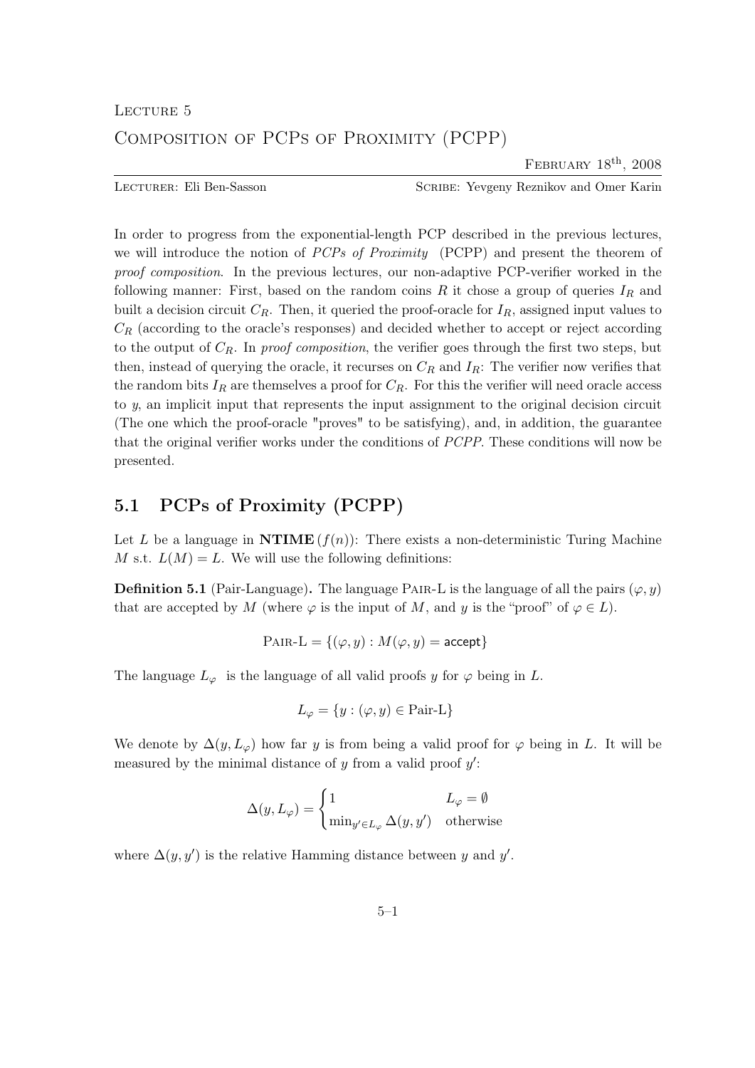Lecture 5

# Composition of PCPs of Proximity (PCPP)

February $18^{\text{th}}$, 2008

Lecturer: Eli Ben-Sasson — Scribe: Yevgeny Reznikov and Omer Karin

In order to progress from the exponential-length PCP described in the previous lectures, we will introduce the notion of *PCPs of Proximity* (PCPP) and present the theorem of *proof composition*. In the previous lectures, our non-adaptive PCP-verifier worked in the following manner: First, based on the random coins $R$ it chose a group of queries $I_R$ and built a decision circuit $C_R$. Then, it queried the proof-oracle for $I_R$, assigned input values to $C_R$ (according to the oracle's responses) and decided whether to accept or reject according to the output of $C_R$. In *proof composition*, the verifier goes through the first two steps, but then, instead of querying the oracle, it recurses on $C_R$ and $I_R$: The verifier now verifies that the random bits $I_R$ are themselves a proof for $C_R$. For this the verifier will need oracle access to $y$, an implicit input that represents the input assignment to the original decision circuit (The one which the proof-oracle "proves" to be satisfying), and, in addition, the guarantee that the original verifier works under the conditions of *PCPP*. These conditions will now be presented.

## 5.1 PCPs of Proximity (PCPP)

Let $L$ be a language in $\mathbf{NTIME}(f(n))$: There exists a non-deterministic Turing Machine $M$ s.t. $L(M) = L$. We will use the following definitions:

**Definition 5.1** (Pair-Language)**.** The language Pair-L is the language of all the pairs $(\varphi, y)$ that are accepted by $M$ (where $\varphi$ is the input of $M$, and $y$ is the "proof" of $\varphi \in L$).

$$\text{Pair-L} = \{(\varphi, y) : M(\varphi, y) = \mathsf{accept}\}$$

The language $L_\varphi$ is the language of all valid proofs $y$ for $\varphi$ being in $L$.

$$L_\varphi = \{y : (\varphi, y) \in \text{Pair-L}\}$$

We denote by $\Delta(y, L_\varphi)$ how far $y$ is from being a valid proof for $\varphi$ being in $L$. It will be measured by the minimal distance of $y$ from a valid proof $y'$:

$$\Delta(y, L_\varphi) = \begin{cases} 1 & L_\varphi = \emptyset \\ \min_{y' \in L_\varphi} \Delta(y, y') & \text{otherwise} \end{cases}$$

where $\Delta(y, y')$ is the relative Hamming distance between $y$ and $y'$.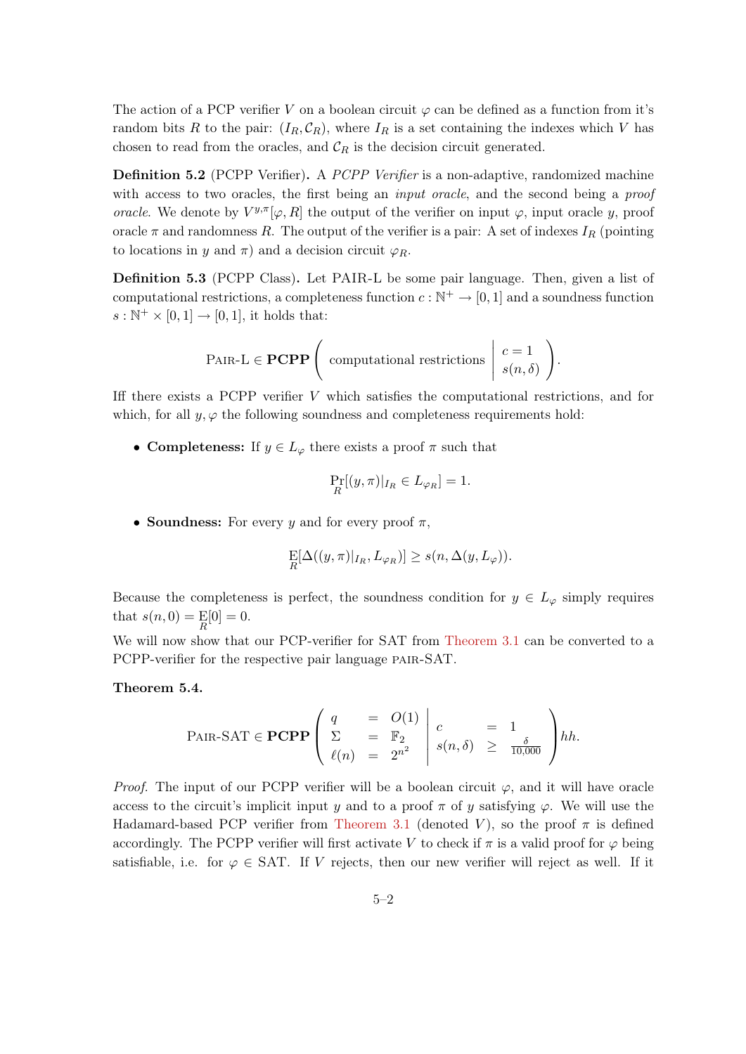The action of a PCP verifier $V$ on a boolean circuit $\varphi$ can be defined as a function from it's random bits $R$ to the pair: $(I_R, \mathcal{C}_R)$, where $I_R$ is a set containing the indexes which $V$ has chosen to read from the oracles, and $\mathcal{C}_R$ is the decision circuit generated.

**Definition 5.2** (PCPP Verifier)**.** A *PCPP Verifier* is a non-adaptive, randomized machine with access to two oracles, the first being an *input oracle*, and the second being a *proof oracle*. We denote by $V^{y,\pi}[\varphi, R]$ the output of the verifier on input $\varphi$, input oracle $y$, proof oracle $\pi$ and randomness $R$. The output of the verifier is a pair: A set of indexes $I_R$ (pointing to locations in $y$ and $\pi$) and a decision circuit $\varphi_R$.

**Definition 5.3** (PCPP Class)**.** Let PAIR-L be some pair language. Then, given a list of computational restrictions, a completeness function $c : \mathbb{N}^+ \to [0,1]$ and a soundness function $s : \mathbb{N}^+ \times [0,1] \to [0,1]$, it holds that:

$$\textsc{Pair-L} \in \mathbf{PCPP}\left( \text{computational restrictions} \;\middle|\; \begin{array}{l} c = 1 \\ s(n,\delta) \end{array} \right).$$

Iff there exists a PCPP verifier $V$ which satisfies the computational restrictions, and for which, for all $y, \varphi$ the following soundness and completeness requirements hold:

- **Completeness:** If $y \in L_\varphi$ there exists a proof $\pi$ such that

$$\Pr_R[(y,\pi)|_{I_R} \in L_{\varphi_R}] = 1.$$

- **Soundness:** For every $y$ and for every proof $\pi$,

$$\mathop{\mathbb{E}}_R[\Delta((y,\pi)|_{I_R}, L_{\varphi_R})] \geq s(n, \Delta(y, L_\varphi)).$$

Because the completeness is perfect, the soundness condition for $y \in L_\varphi$ simply requires that $s(n, 0) = \mathop{\mathbb{E}}_R[0] = 0$.

We will now show that our PCP-verifier for SAT from Theorem 3.1 can be converted to a PCPP-verifier for the respective pair language PAIR-SAT.

**Theorem 5.4.**

$$\textsc{Pair-SAT} \in \mathbf{PCPP}\left( \begin{array}{lcl} q & = & O(1) \\ \Sigma & = & \mathbb{F}_2 \\ \ell(n) & = & 2^{n^2} \end{array} \;\middle|\; \begin{array}{lcl} c & = & 1 \\ s(n,\delta) & \geq & \frac{\delta}{10{,}000} \end{array} \right) hh.$$

*Proof.* The input of our PCPP verifier will be a boolean circuit $\varphi$, and it will have oracle access to the circuit's implicit input $y$ and to a proof $\pi$ of $y$ satisfying $\varphi$. We will use the Hadamard-based PCP verifier from Theorem 3.1 (denoted $V$), so the proof $\pi$ is defined accordingly. The PCPP verifier will first activate $V$ to check if $\pi$ is a valid proof for $\varphi$ being satisfiable, i.e. for $\varphi \in$ SAT. If $V$ rejects, then our new verifier will reject as well. If it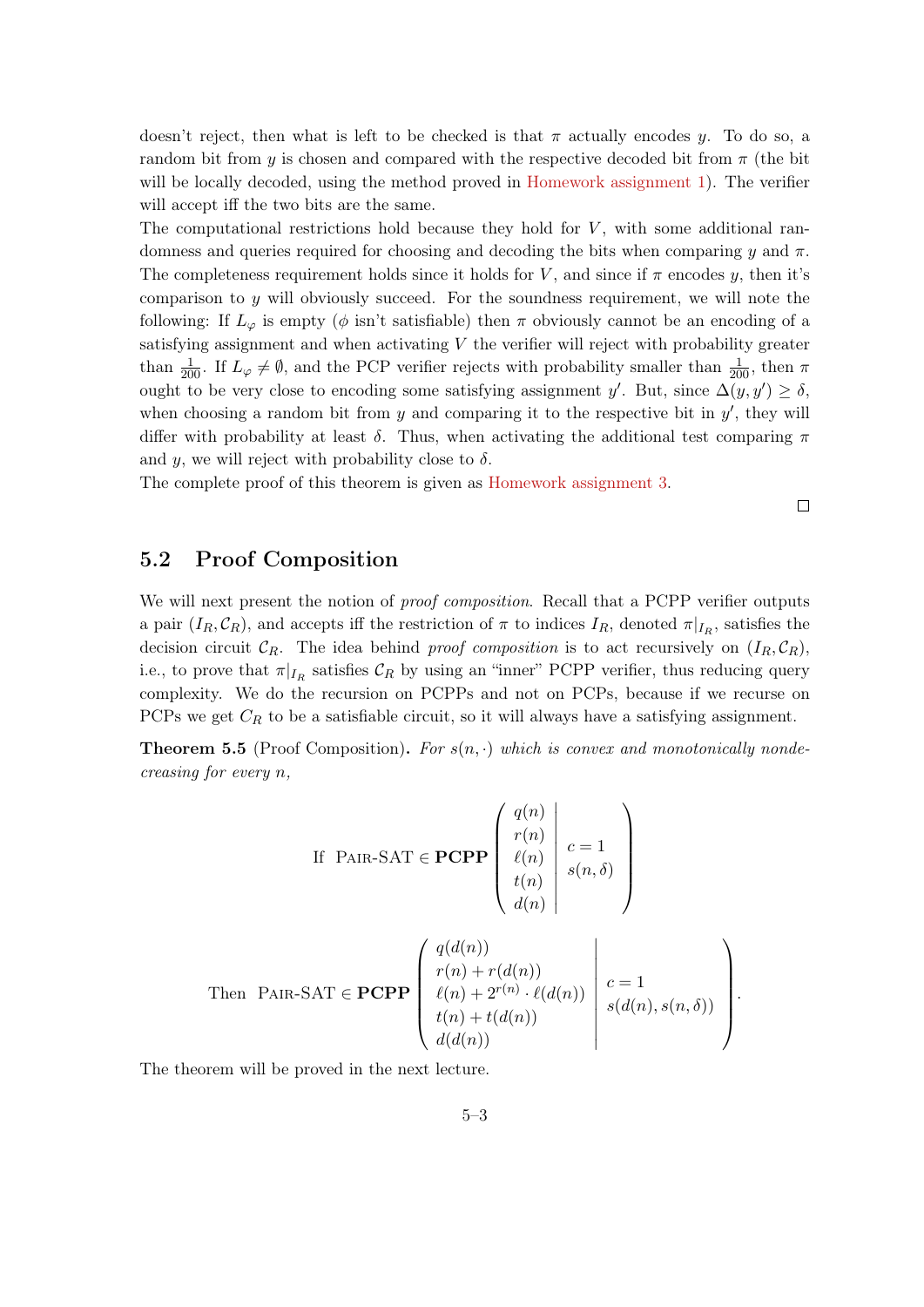doesn't reject, then what is left to be checked is that $\pi$ actually encodes $y$. To do so, a random bit from $y$ is chosen and compared with the respective decoded bit from $\pi$ (the bit will be locally decoded, using the method proved in Homework assignment 1). The verifier will accept iff the two bits are the same.

The computational restrictions hold because they hold for $V$, with some additional randomness and queries required for choosing and decoding the bits when comparing $y$ and $\pi$. The completeness requirement holds since it holds for $V$, and since if $\pi$ encodes $y$, then it's comparison to $y$ will obviously succeed. For the soundness requirement, we will note the following: If $L_\varphi$ is empty ($\phi$ isn't satisfiable) then $\pi$ obviously cannot be an encoding of a satisfying assignment and when activating $V$ the verifier will reject with probability greater than $\frac{1}{200}$. If $L_\varphi \neq \emptyset$, and the PCP verifier rejects with probability smaller than $\frac{1}{200}$, then $\pi$ ought to be very close to encoding some satisfying assignment $y'$. But, since $\Delta(y, y') \geq \delta$, when choosing a random bit from $y$ and comparing it to the respective bit in $y'$, they will differ with probability at least $\delta$. Thus, when activating the additional test comparing $\pi$ and $y$, we will reject with probability close to $\delta$.

The complete proof of this theorem is given as Homework assignment 3.

□

## 5.2 Proof Composition

We will next present the notion of *proof composition*. Recall that a PCPP verifier outputs a pair $(I_R, \mathcal{C}_R)$, and accepts iff the restriction of $\pi$ to indices $I_R$, denoted $\pi|_{I_R}$, satisfies the decision circuit $\mathcal{C}_R$. The idea behind *proof composition* is to act recursively on $(I_R, \mathcal{C}_R)$, i.e., to prove that $\pi|_{I_R}$ satisfies $\mathcal{C}_R$ by using an "inner" PCPP verifier, thus reducing query complexity. We do the recursion on PCPPs and not on PCPs, because if we recurse on PCPs we get $C_R$ to be a satisfiable circuit, so it will always have a satisfying assignment.

**Theorem 5.5** (Proof Composition)**.** *For $s(n, \cdot)$ which is convex and monotonically nondecreasing for every $n$,*

$$\text{If } \ \textsc{Pair-SAT} \in \mathbf{PCPP}\left(\begin{array}{c|c} q(n) & \\ r(n) & c = 1 \\ \ell(n) & s(n,\delta) \\ t(n) & \\ d(n) & \end{array}\right)$$

$$\text{Then } \ \textsc{Pair-SAT} \in \mathbf{PCPP}\left(\begin{array}{l|l} q(d(n)) & \\ r(n) + r(d(n)) & c = 1 \\ \ell(n) + 2^{r(n)} \cdot \ell(d(n)) & s(d(n), s(n,\delta)) \\ t(n) + t(d(n)) & \\ d(d(n)) & \end{array}\right).$$

The theorem will be proved in the next lecture.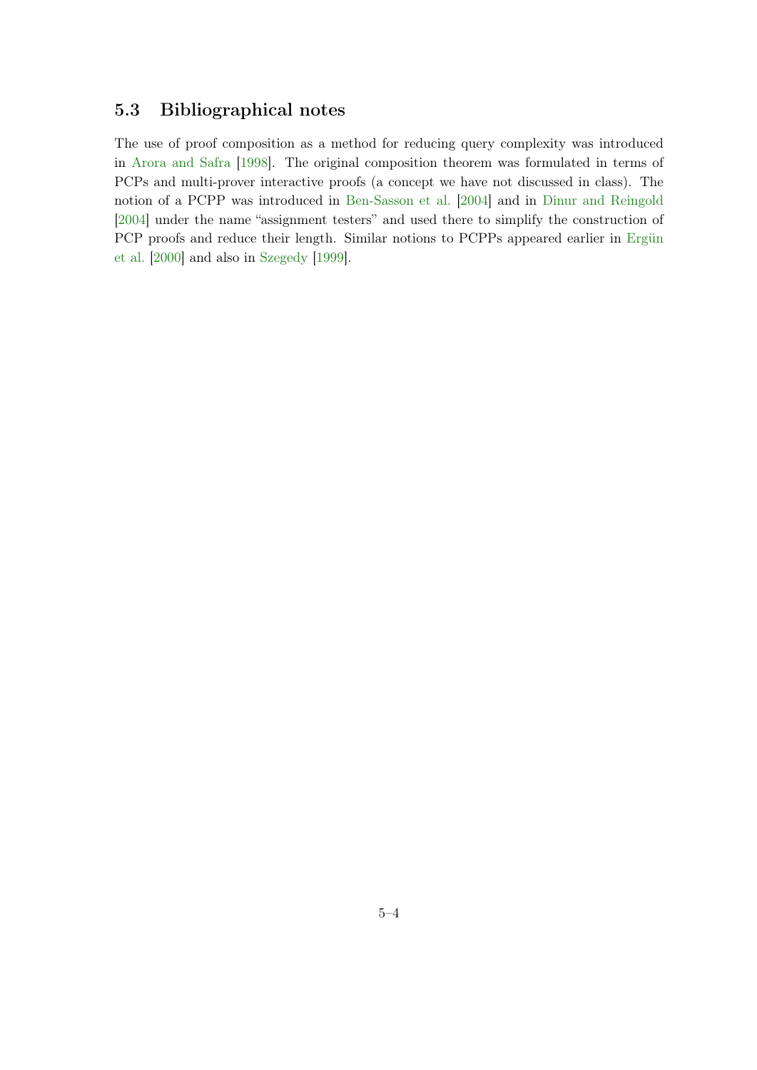## 5.3 Bibliographical notes

The use of proof composition as a method for reducing query complexity was introduced in Arora and Safra [1998]. The original composition theorem was formulated in terms of PCPs and multi-prover interactive proofs (a concept we have not discussed in class). The notion of a PCPP was introduced in Ben-Sasson et al. [2004] and in Dinur and Reingold [2004] under the name "assignment testers" and used there to simplify the construction of PCP proofs and reduce their length. Similar notions to PCPPs appeared earlier in Ergün et al. [2000] and also in Szegedy [1999].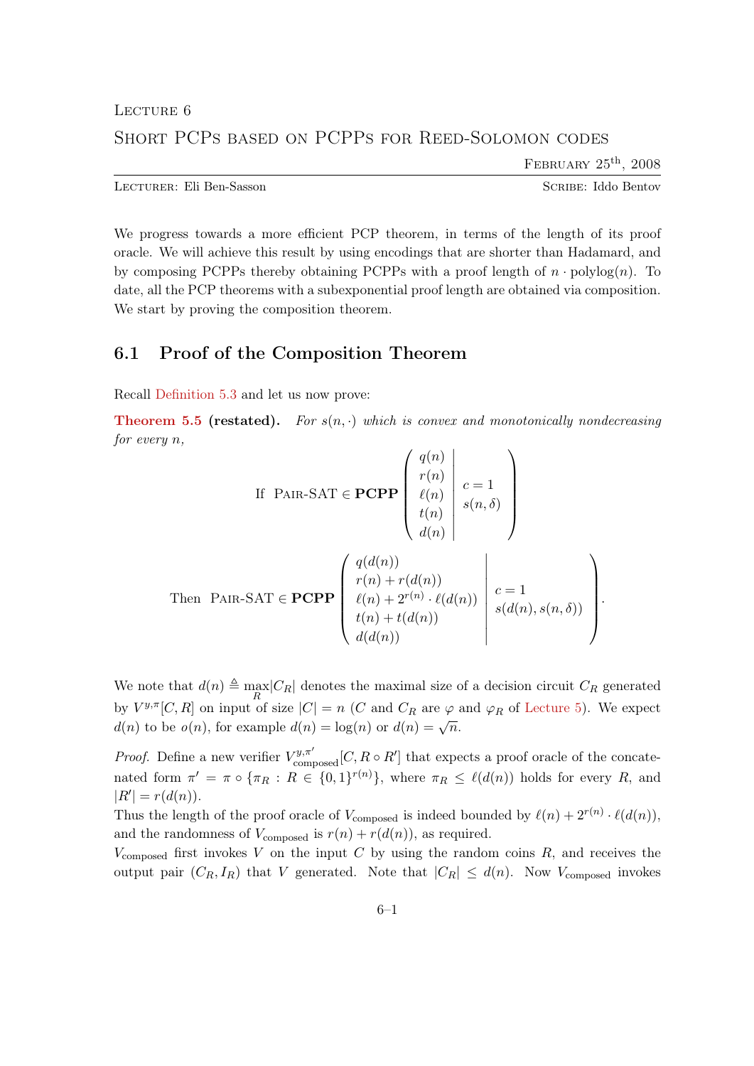Lecture 6

Short PCPs based on PCPPs for Reed-Solomon codes

February 25th, 2008

Lecturer: Eli Ben-Sasson — Scribe: Iddo Bentov

We progress towards a more efficient PCP theorem, in terms of the length of its proof oracle. We will achieve this result by using encodings that are shorter than Hadamard, and by composing PCPPs thereby obtaining PCPPs with a proof length of $n \cdot \text{polylog}(n)$. To date, all the PCP theorems with a subexponential proof length are obtained via composition. We start by proving the composition theorem.

## 6.1 Proof of the Composition Theorem

Recall Definition 5.3 and let us now prove:

**Theorem 5.5 (restated).** *For $s(n, \cdot)$ which is convex and monotonically nondecreasing for every $n$,*

$$\text{If } \textsc{Pair-SAT} \in \mathbf{PCPP}\left(\begin{array}{c|c} q(n) & \\ r(n) & \\ \ell(n) & c=1 \\ t(n) & s(n,\delta) \\ d(n) & \end{array}\right)$$

$$\text{Then } \textsc{Pair-SAT} \in \mathbf{PCPP}\left(\begin{array}{l|l} q(d(n)) & \\ r(n) + r(d(n)) & \\ \ell(n) + 2^{r(n)} \cdot \ell(d(n)) & c=1 \\ t(n) + t(d(n)) & s(d(n), s(n,\delta)) \\ d(d(n)) & \end{array}\right).$$

We note that $d(n) \triangleq \max_R |C_R|$ denotes the maximal size of a decision circuit $C_R$ generated by $V^{y,\pi}[C,R]$ on input of size $|C| = n$ ($C$ and $C_R$ are $\varphi$ and $\varphi_R$ of Lecture 5). We expect $d(n)$ to be $o(n)$, for example $d(n) = \log(n)$ or $d(n) = \sqrt{n}$.

*Proof.* Define a new verifier $V^{y,\pi'}_{\text{composed}}[C, R \circ R']$ that expects a proof oracle of the concatenated form $\pi' = \pi \circ \{\pi_R : R \in \{0,1\}^{r(n)}\}$, where $\pi_R \leq \ell(d(n))$ holds for every $R$, and $|R'| = r(d(n))$.
Thus the length of the proof oracle of $V_{\text{composed}}$ is indeed bounded by $\ell(n) + 2^{r(n)} \cdot \ell(d(n))$, and the randomness of $V_{\text{composed}}$ is $r(n) + r(d(n))$, as required.
$V_{\text{composed}}$ first invokes $V$ on the input $C$ by using the random coins $R$, and receives the output pair $(C_R, I_R)$ that $V$ generated. Note that $|C_R| \leq d(n)$. Now $V_{\text{composed}}$ invokes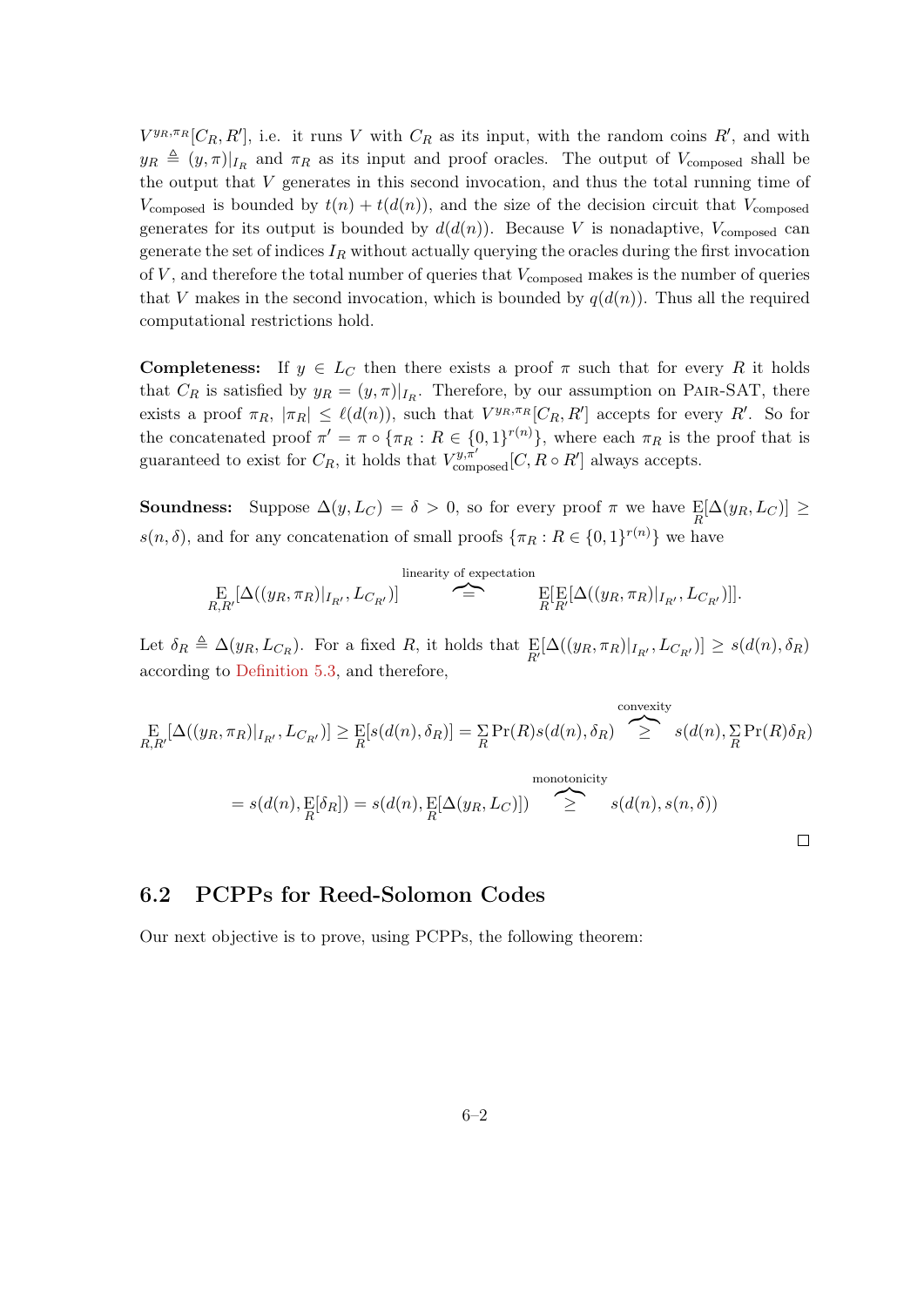$V^{y_R,\pi_R}[C_R, R']$, i.e. it runs $V$ with $C_R$ as its input, with the random coins $R'$, and with $y_R \triangleq (y,\pi)|_{I_R}$ and $\pi_R$ as its input and proof oracles. The output of $V_{\text{composed}}$ shall be the output that $V$ generates in this second invocation, and thus the total running time of $V_{\text{composed}}$ is bounded by $t(n) + t(d(n))$, and the size of the decision circuit that $V_{\text{composed}}$ generates for its output is bounded by $d(d(n))$. Because $V$ is nonadaptive, $V_{\text{composed}}$ can generate the set of indices $I_R$ without actually querying the oracles during the first invocation of $V$, and therefore the total number of queries that $V_{\text{composed}}$ makes is the number of queries that $V$ makes in the second invocation, which is bounded by $q(d(n))$. Thus all the required computational restrictions hold.

**Completeness:** If $y \in L_C$ then there exists a proof $\pi$ such that for every $R$ it holds that $C_R$ is satisfied by $y_R = (y,\pi)|_{I_R}$. Therefore, by our assumption on Pair-SAT, there exists a proof $\pi_R$, $|\pi_R| \leq \ell(d(n))$, such that $V^{y_R,\pi_R}[C_R, R']$ accepts for every $R'$. So for the concatenated proof $\pi' = \pi \circ \{\pi_R : R \in \{0,1\}^{r(n)}\}$, where each $\pi_R$ is the proof that is guaranteed to exist for $C_R$, it holds that $V_{\text{composed}}^{y,\pi'}[C, R \circ R']$ always accepts.

**Soundness:** Suppose $\Delta(y, L_C) = \delta > 0$, so for every proof $\pi$ we have $\mathop{\mathrm{E}}_R[\Delta(y_R, L_C)] \geq s(n,\delta)$, and for any concatenation of small proofs $\{\pi_R : R \in \{0,1\}^{r(n)}\}$ we have

$$\mathop{\mathrm{E}}_{R,R'}[\Delta((y_R,\pi_R)|_{I_{R'}}, L_{C_{R'}})] \overbrace{=}^{\text{linearity of expectation}} \mathop{\mathrm{E}}_R[\mathop{\mathrm{E}}_{R'}[\Delta((y_R,\pi_R)|_{I_{R'}}, L_{C_{R'}})]].$$

Let $\delta_R \triangleq \Delta(y_R, L_{C_R})$. For a fixed $R$, it holds that $\mathop{\mathrm{E}}_{R'}[\Delta((y_R,\pi_R)|_{I_{R'}}, L_{C_{R'}})] \geq s(d(n), \delta_R)$ according to Definition 5.3, and therefore,

$$\mathop{\mathrm{E}}_{R,R'}[\Delta((y_R,\pi_R)|_{I_{R'}}, L_{C_{R'}})] \geq \mathop{\mathrm{E}}_R[s(d(n),\delta_R)] = \sum_R \Pr(R) s(d(n),\delta_R) \overbrace{\geq}^{\text{convexity}} s(d(n), \sum_R \Pr(R)\delta_R)$$

$$= s(d(n), \mathop{\mathrm{E}}_R[\delta_R]) = s(d(n), \mathop{\mathrm{E}}_R[\Delta(y_R, L_C)]) \overbrace{\geq}^{\text{monotonicity}} s(d(n), s(n,\delta))$$

□

## 6.2 PCPPs for Reed-Solomon Codes

Our next objective is to prove, using PCPPs, the following theorem: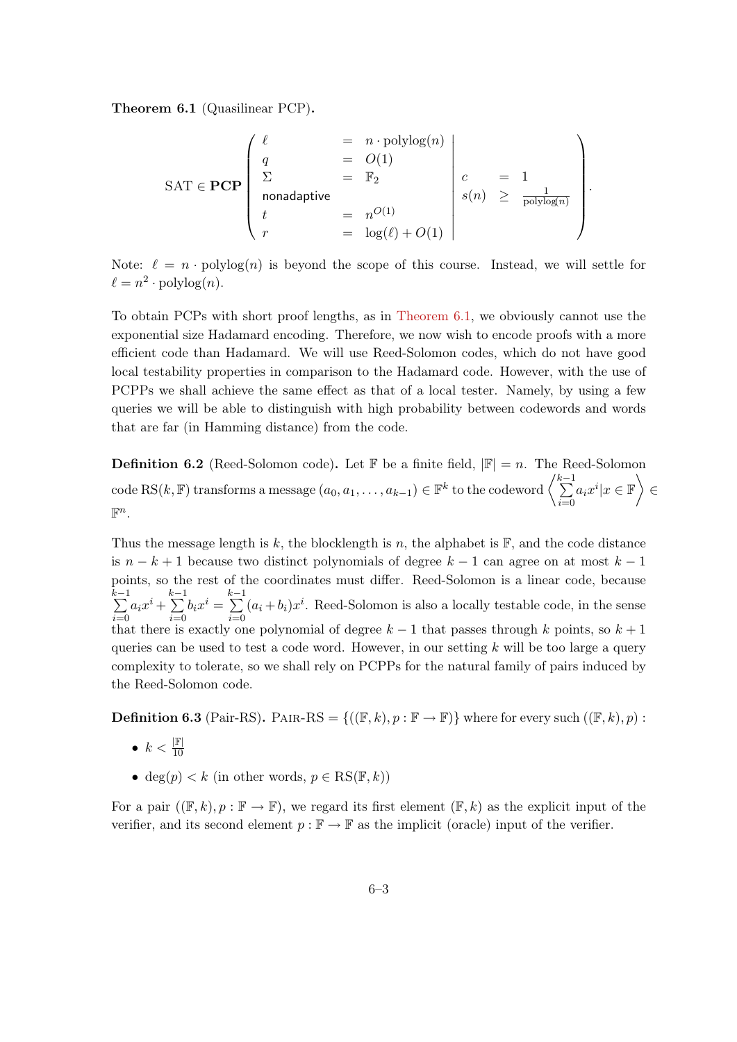**Theorem 6.1** (Quasilinear PCP)**.**

$$\text{SAT} \in \mathbf{PCP}\left(\begin{array}{lcl|lcl} \ell & = & n \cdot \text{polylog}(n) & & & \\ q & = & O(1) & & & \\ \Sigma & = & \mathbb{F}_2 & c & = & 1 \\ \textsf{nonadaptive} & & & s(n) & \geq & \frac{1}{\text{polylog}(n)} \\ t & = & n^{O(1)} & & & \\ r & = & \log(\ell) + O(1) & & & \end{array}\right).$$

Note: $\ell = n \cdot \text{polylog}(n)$ is beyond the scope of this course. Instead, we will settle for $\ell = n^2 \cdot \text{polylog}(n)$.

To obtain PCPs with short proof lengths, as in Theorem 6.1, we obviously cannot use the exponential size Hadamard encoding. Therefore, we now wish to encode proofs with a more efficient code than Hadamard. We will use Reed-Solomon codes, which do not have good local testability properties in comparison to the Hadamard code. However, with the use of PCPPs we shall achieve the same effect as that of a local tester. Namely, by using a few queries we will be able to distinguish with high probability between codewords and words that are far (in Hamming distance) from the code.

**Definition 6.2** (Reed-Solomon code)**.** Let $\mathbb{F}$ be a finite field, $|\mathbb{F}| = n$. The Reed-Solomon code $\text{RS}(k, \mathbb{F})$ transforms a message $(a_0, a_1, \ldots, a_{k-1}) \in \mathbb{F}^k$ to the codeword $\left\langle \sum_{i=0}^{k-1} a_i x^i | x \in \mathbb{F} \right\rangle \in \mathbb{F}^n$.

Thus the message length is $k$, the blocklength is $n$, the alphabet is $\mathbb{F}$, and the code distance is $n - k + 1$ because two distinct polynomials of degree $k - 1$ can agree on at most $k - 1$ points, so the rest of the coordinates must differ. Reed-Solomon is a linear code, because $\sum_{i=0}^{k-1} a_i x^i + \sum_{i=0}^{k-1} b_i x^i = \sum_{i=0}^{k-1} (a_i + b_i) x^i$. Reed-Solomon is also a locally testable code, in the sense that there is exactly one polynomial of degree $k - 1$ that passes through $k$ points, so $k + 1$ queries can be used to test a code word. However, in our setting $k$ will be too large a query complexity to tolerate, so we shall rely on PCPPs for the natural family of pairs induced by the Reed-Solomon code.

**Definition 6.3** (Pair-RS)**.** $\text{PAIR-RS} = \{((\mathbb{F}, k), p : \mathbb{F} \to \mathbb{F})\}$ where for every such $((\mathbb{F}, k), p)$ :

- $k < \frac{|\mathbb{F}|}{10}$
- $\deg(p) < k$ (in other words, $p \in \text{RS}(\mathbb{F}, k)$)

For a pair $((\mathbb{F}, k), p : \mathbb{F} \to \mathbb{F})$, we regard its first element $(\mathbb{F}, k)$ as the explicit input of the verifier, and its second element $p : \mathbb{F} \to \mathbb{F}$ as the implicit (oracle) input of the verifier.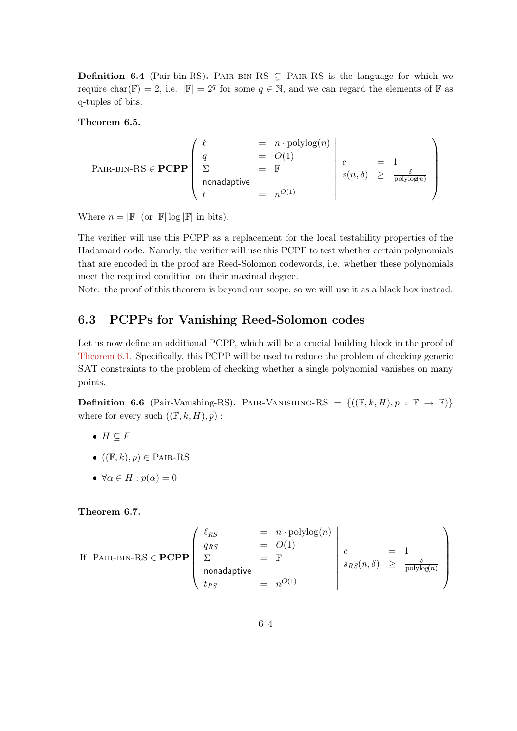**Definition 6.4** (Pair-bin-RS)**.** Pair-bin-RS $\subsetneq$ Pair-RS is the language for which we require $\text{char}(\mathbb{F}) = 2$, i.e. $|\mathbb{F}| = 2^q$ for some $q \in \mathbb{N}$, and we can regard the elements of $\mathbb{F}$ as q-tuples of bits.

**Theorem 6.5.**

$$\text{Pair-bin-RS} \in \mathbf{PCPP}\left(\begin{array}{lcl} \ell & = & n \cdot \text{polylog}(n) \\ q & = & O(1) \\ \Sigma & = & \mathbb{F} \\ \text{nonadaptive} & & \\ t & = & n^{O(1)} \end{array}\middle|\begin{array}{lcl} c & = & 1 \\ s(n,\delta) & \geq & \frac{\delta}{\text{polylog}(n)} \end{array}\right)$$

Where $n = |\mathbb{F}|$ (or $|\mathbb{F}| \log |\mathbb{F}|$ in bits).

The verifier will use this PCPP as a replacement for the local testability properties of the Hadamard code. Namely, the verifier will use this PCPP to test whether certain polynomials that are encoded in the proof are Reed-Solomon codewords, i.e. whether these polynomials meet the required condition on their maximal degree.
Note: the proof of this theorem is beyond our scope, so we will use it as a black box instead.

## 6.3 PCPPs for Vanishing Reed-Solomon codes

Let us now define an additional PCPP, which will be a crucial building block in the proof of Theorem 6.1. Specifically, this PCPP will be used to reduce the problem of checking generic SAT constraints to the problem of checking whether a single polynomial vanishes on many points.

**Definition 6.6** (Pair-Vanishing-RS)**.** Pair-Vanishing-RS $= \{((\mathbb{F}, k, H), p : \mathbb{F} \to \mathbb{F})\}$ where for every such $((\mathbb{F}, k, H), p)$ :

- $H \subseteq F$
- $((\mathbb{F}, k), p) \in$ Pair-RS
- $\forall \alpha \in H : p(\alpha) = 0$

**Theorem 6.7.**

$$\text{If Pair-bin-RS} \in \mathbf{PCPP}\left(\begin{array}{lcl} \ell_{RS} & = & n \cdot \text{polylog}(n) \\ q_{RS} & = & O(1) \\ \Sigma & = & \mathbb{F} \\ \text{nonadaptive} & & \\ t_{RS} & = & n^{O(1)} \end{array}\middle|\begin{array}{lcl} c & = & 1 \\ s_{RS}(n,\delta) & \geq & \frac{\delta}{\text{polylog}(n)} \end{array}\right)$$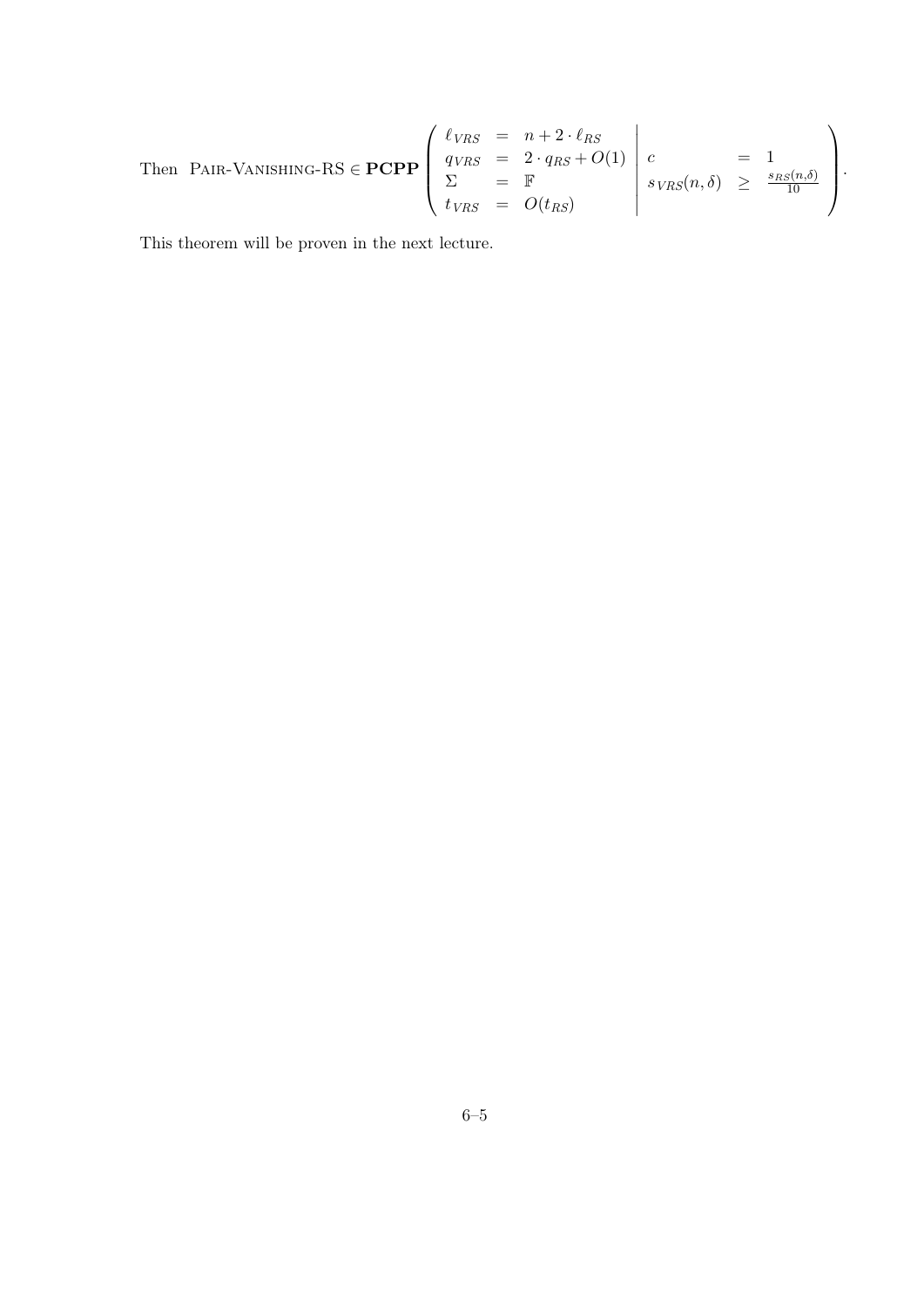Then $\text{PAIR-VANISHING-RS} \in \mathbf{PCPP}\left(\begin{array}{lcl|lcl} \ell_{VRS} & = & n + 2 \cdot \ell_{RS} & & & \\ q_{VRS} & = & 2 \cdot q_{RS} + O(1) & c & = & 1 \\ \Sigma & = & \mathbb{F} & s_{VRS}(n,\delta) & \geq & \frac{s_{RS}(n,\delta)}{10} \\ t_{VRS} & = & O(t_{RS}) & & & \end{array}\right)$.

This theorem will be proven in the next lecture.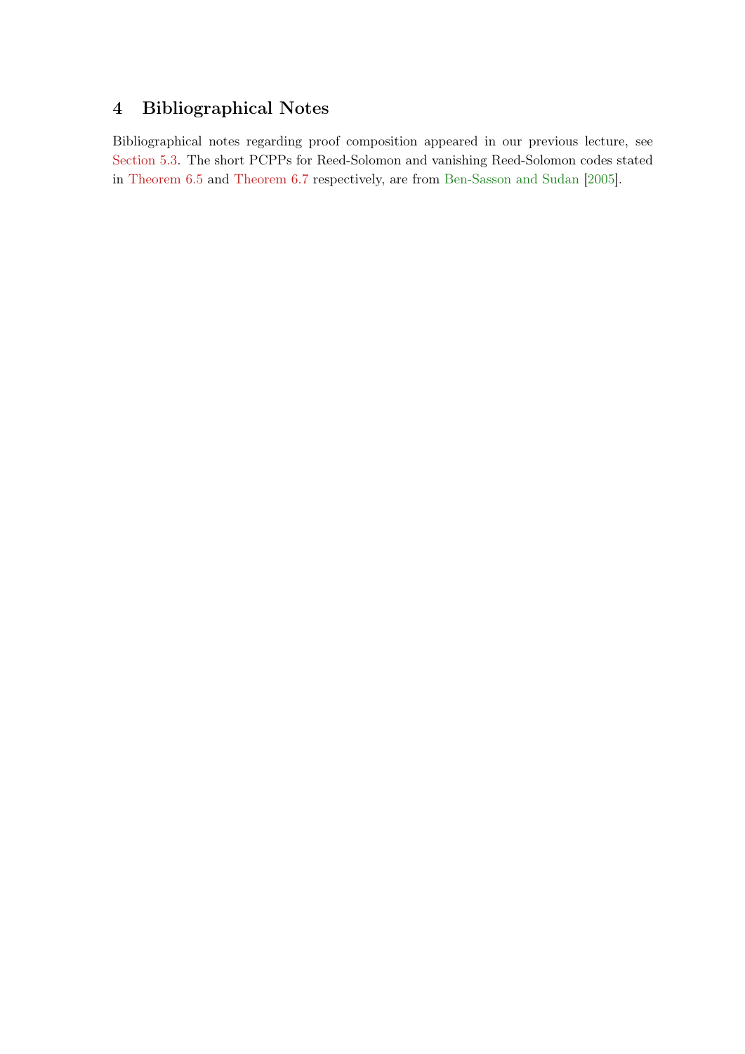## 4 Bibliographical Notes

Bibliographical notes regarding proof composition appeared in our previous lecture, see Section 5.3. The short PCPPs for Reed-Solomon and vanishing Reed-Solomon codes stated in Theorem 6.5 and Theorem 6.7 respectively, are from Ben-Sasson and Sudan [2005].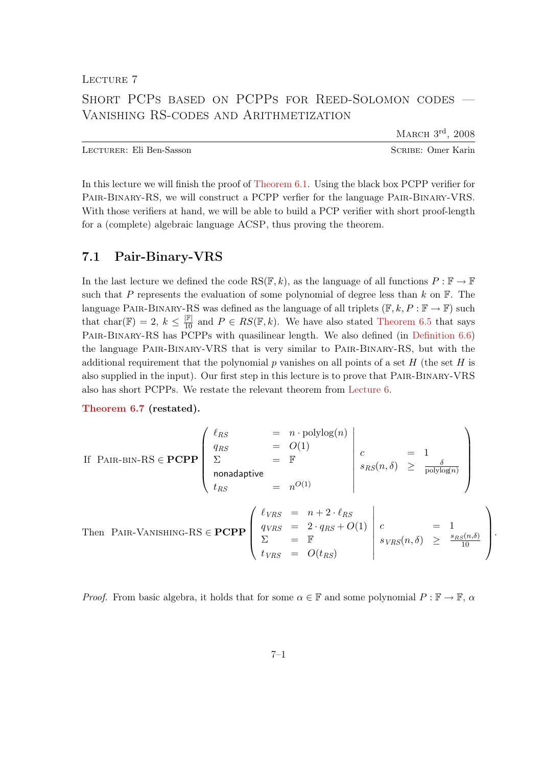LECTURE 7

# SHORT PCPS BASED ON PCPPS FOR REED-SOLOMON CODES — VANISHING RS-CODES AND ARITHMETIZATION

MARCH 3[rd], 2008

LECTURER: Eli Ben-Sasson SCRIBE: Omer Karin

In this lecture we will finish the proof of Theorem 6.1. Using the black box PCPP verifier for PAIR-BINARY-RS, we will construct a PCPP verfier for the language PAIR-BINARY-VRS. With those verifiers at hand, we will be able to build a PCP verifier with short proof-length for a (complete) algebraic language ACSP, thus proving the theorem.

## 7.1 Pair-Binary-VRS

In the last lecture we defined the code $\mathrm{RS}(\mathbb{F}, k)$, as the language of all functions $P : \mathbb{F} \to \mathbb{F}$ such that $P$ represents the evaluation of some polynomial of degree less than $k$ on $\mathbb{F}$. The language PAIR-BINARY-RS was defined as the language of all triplets $(\mathbb{F}, k, P : \mathbb{F} \to \mathbb{F})$ such that $\mathrm{char}(\mathbb{F}) = 2$, $k \leq \frac{|\mathbb{F}|}{10}$ and $P \in RS(\mathbb{F}, k)$. We have also stated Theorem 6.5 that says PAIR-BINARY-RS has PCPPs with quasilinear length. We also defined (in Definition 6.6) the language PAIR-BINARY-VRS that is very similar to PAIR-BINARY-RS, but with the additional requirement that the polynomial $p$ vanishes on all points of a set $H$ (the set $H$ is also supplied in the input). Our first step in this lecture is to prove that PAIR-BINARY-VRS also has short PCPPs. We restate the relevant theorem from Lecture 6.

**Theorem 6.7 (restated).**

$$\text{If} \quad \text{PAIR-BIN-RS} \in \mathbf{PCPP}\left(\begin{array}{lcl} \ell_{RS} & = & n \cdot \mathrm{polylog}(n) \\ q_{RS} & = & O(1) \\ \Sigma & = & \mathbb{F} \\ \text{nonadaptive} & & \\ t_{RS} & = & n^{O(1)} \end{array}\middle| \begin{array}{lcl} c & = & 1 \\ s_{RS}(n,\delta) & \geq & \frac{\delta}{\mathrm{polylog}(n)} \end{array}\right)$$

$$\text{Then} \quad \text{PAIR-VANISHING-RS} \in \mathbf{PCPP}\left(\begin{array}{lcl} \ell_{VRS} & = & n + 2 \cdot \ell_{RS} \\ q_{VRS} & = & 2 \cdot q_{RS} + O(1) \\ \Sigma & = & \mathbb{F} \\ t_{VRS} & = & O(t_{RS}) \end{array}\middle| \begin{array}{lcl} c & = & 1 \\ s_{VRS}(n,\delta) & \geq & \frac{s_{RS}(n,\delta)}{10} \end{array}\right).$$

*Proof.* From basic algebra, it holds that for some $\alpha \in \mathbb{F}$ and some polynomial $P : \mathbb{F} \to \mathbb{F}$, $\alpha$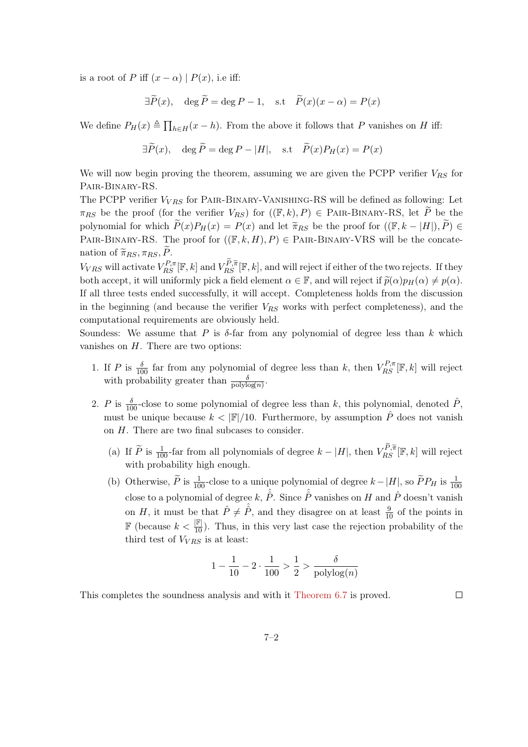is a root of $P$ iff $(x-\alpha) \mid P(x)$, i.e iff:

$$\exists \widetilde{P}(x), \quad \deg \widetilde{P} = \deg P - 1, \quad \text{s.t} \quad \widetilde{P}(x)(x-\alpha) = P(x)$$

We define $P_H(x) \triangleq \prod_{h \in H}(x-h)$. From the above it follows that $P$ vanishes on $H$ iff:

$$\exists \widetilde{P}(x), \quad \deg \widetilde{P} = \deg P - |H|, \quad \text{s.t} \quad \widetilde{P}(x)P_H(x) = P(x)$$

We will now begin proving the theorem, assuming we are given the PCPP verifier $V_{RS}$ for Pair-Binary-RS.

The PCPP verifier $V_{VRS}$ for Pair-Binary-Vanishing-RS will be defined as following: Let $\pi_{RS}$ be the proof (for the verifier $V_{RS}$) for $((\mathbb{F}, k), P) \in$ Pair-Binary-RS, let $\widetilde{P}$ be the polynomial for which $\widetilde{P}(x)P_H(x) = P(x)$ and let $\widetilde{\pi}_{RS}$ be the proof for $((\mathbb{F}, k-|H|), \widetilde{P}) \in$ Pair-Binary-RS. The proof for $((\mathbb{F}, k, H), P) \in$ Pair-Binary-VRS will be the concatenation of $\widetilde{\pi}_{RS}, \pi_{RS}, \widetilde{P}$.

$V_{VRS}$ will activate $V_{RS}^{P,\pi}[\mathbb{F}, k]$ and $V_{RS}^{\widetilde{P},\widetilde{\pi}}[\mathbb{F}, k]$, and will reject if either of the two rejects. If they both accept, it will uniformly pick a field element $\alpha \in \mathbb{F}$, and will reject if $\widetilde{p}(\alpha)p_H(\alpha) \neq p(\alpha)$. If all three tests ended successfully, it will accept. Completeness holds from the discussion in the beginning (and because the verifier $V_{RS}$ works with perfect completeness), and the computational requirements are obviously held.

Soundess: We assume that $P$ is $\delta$-far from any polynomial of degree less than $k$ which vanishes on $H$. There are two options:

1. If $P$ is $\frac{\delta}{100}$ far from any polynomial of degree less than $k$, then $V_{RS}^{P,\pi}[\mathbb{F}, k]$ will reject with probability greater than $\frac{\delta}{\text{polylog}(n)}$.

2. $P$ is $\frac{\delta}{100}$-close to some polynomial of degree less than $k$, this polynomial, denoted $\hat{P}$, must be unique because $k < |\mathbb{F}|/10$. Furthermore, by assumption $\hat{P}$ does not vanish on $H$. There are two final subcases to consider.

   (a) If $\widetilde{P}$ is $\frac{1}{100}$-far from all polynomials of degree $k-|H|$, then $V_{RS}^{\widetilde{P},\widetilde{\pi}}[\mathbb{F}, k]$ will reject with probability high enough.

   (b) Otherwise, $\widetilde{P}$ is $\frac{1}{100}$-close to a unique polynomial of degree $k-|H|$, so $\widetilde{P}P_H$ is $\frac{1}{100}$ close to a polynomial of degree $k$, $\hat{\hat{P}}$. Since $\hat{\hat{P}}$ vanishes on $H$ and $\hat{P}$ doesn't vanish on $H$, it must be that $\hat{P} \neq \hat{\hat{P}}$, and they disagree on at least $\frac{9}{10}$ of the points in $\mathbb{F}$ (because $k < \frac{|\mathbb{F}|}{10}$). Thus, in this very last case the rejection probability of the third test of $V_{VRS}$ is at least:

$$1 - \frac{1}{10} - 2 \cdot \frac{1}{100} > \frac{1}{2} > \frac{\delta}{\text{polylog}(n)}$$

This completes the soundness analysis and with it Theorem 6.7 is proved. ∎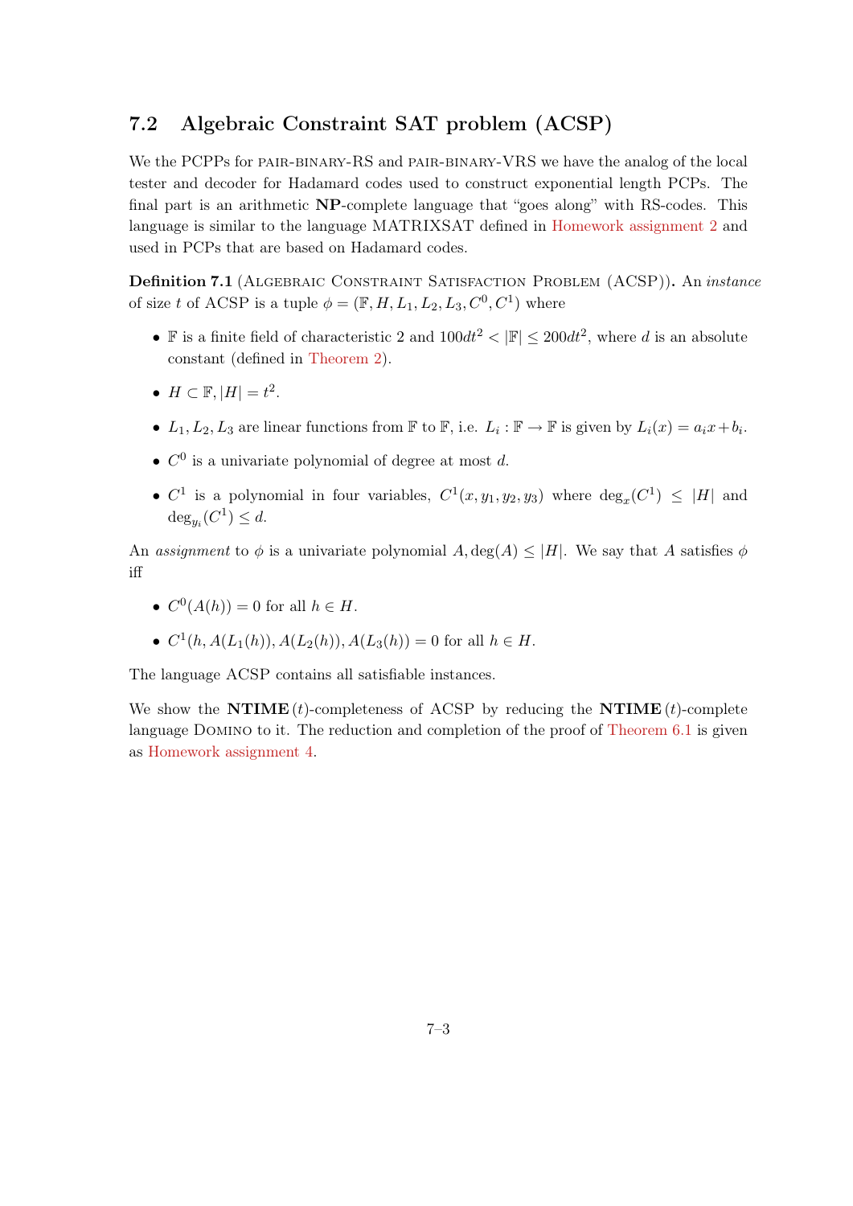## 7.2 Algebraic Constraint SAT problem (ACSP)

We the PCPPs for PAIR-BINARY-RS and PAIR-BINARY-VRS we have the analog of the local tester and decoder for Hadamard codes used to construct exponential length PCPs. The final part is an arithmetic **NP**-complete language that "goes along" with RS-codes. This language is similar to the language MATRIXSAT defined in Homework assignment 2 and used in PCPs that are based on Hadamard codes.

**Definition 7.1** (ALGEBRAIC CONSTRAINT SATISFACTION PROBLEM (ACSP))**.** An *instance* of size $t$ of ACSP is a tuple $\phi = (\mathbb{F}, H, L_1, L_2, L_3, C^0, C^1)$ where

- $\mathbb{F}$ is a finite field of characteristic 2 and $100dt^2 < |\mathbb{F}| \leq 200dt^2$, where $d$ is an absolute constant (defined in Theorem 2).
- $H \subset \mathbb{F}, |H| = t^2$.
- $L_1, L_2, L_3$ are linear functions from $\mathbb{F}$ to $\mathbb{F}$, i.e. $L_i : \mathbb{F} \to \mathbb{F}$ is given by $L_i(x) = a_i x + b_i$.
- $C^0$ is a univariate polynomial of degree at most $d$.
- $C^1$ is a polynomial in four variables, $C^1(x, y_1, y_2, y_3)$ where $\deg_x(C^1) \leq |H|$ and $\deg_{y_i}(C^1) \leq d$.

An *assignment* to $\phi$ is a univariate polynomial $A, \deg(A) \leq |H|$. We say that $A$ satisfies $\phi$ iff

- $C^0(A(h)) = 0$ for all $h \in H$.
- $C^1(h, A(L_1(h)), A(L_2(h)), A(L_3(h)) = 0$ for all $h \in H$.

The language ACSP contains all satisfiable instances.

We show the **NTIME** $(t)$-completeness of ACSP by reducing the **NTIME** $(t)$-complete language DOMINO to it. The reduction and completion of the proof of Theorem 6.1 is given as Homework assignment 4.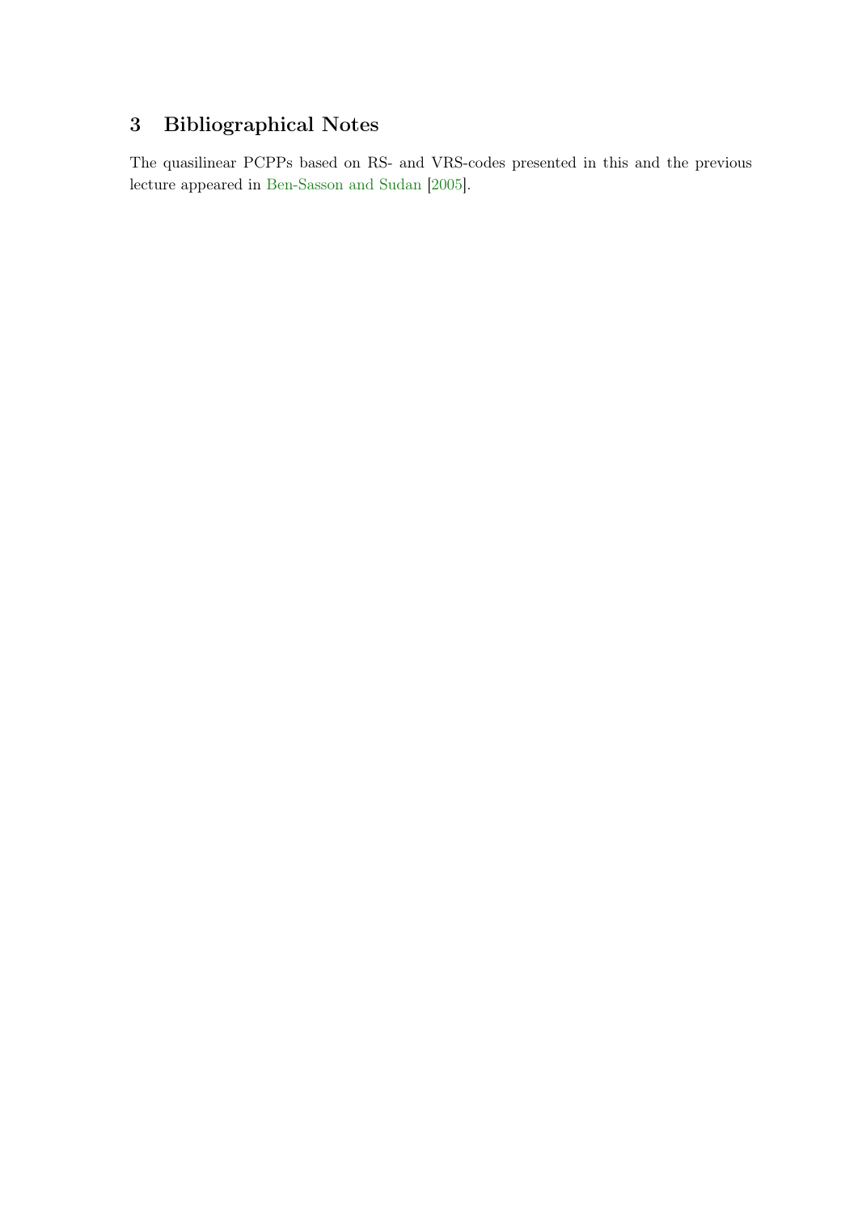## 3 Bibliographical Notes

The quasilinear PCPPs based on RS- and VRS-codes presented in this and the previous lecture appeared in Ben-Sasson and Sudan [2005].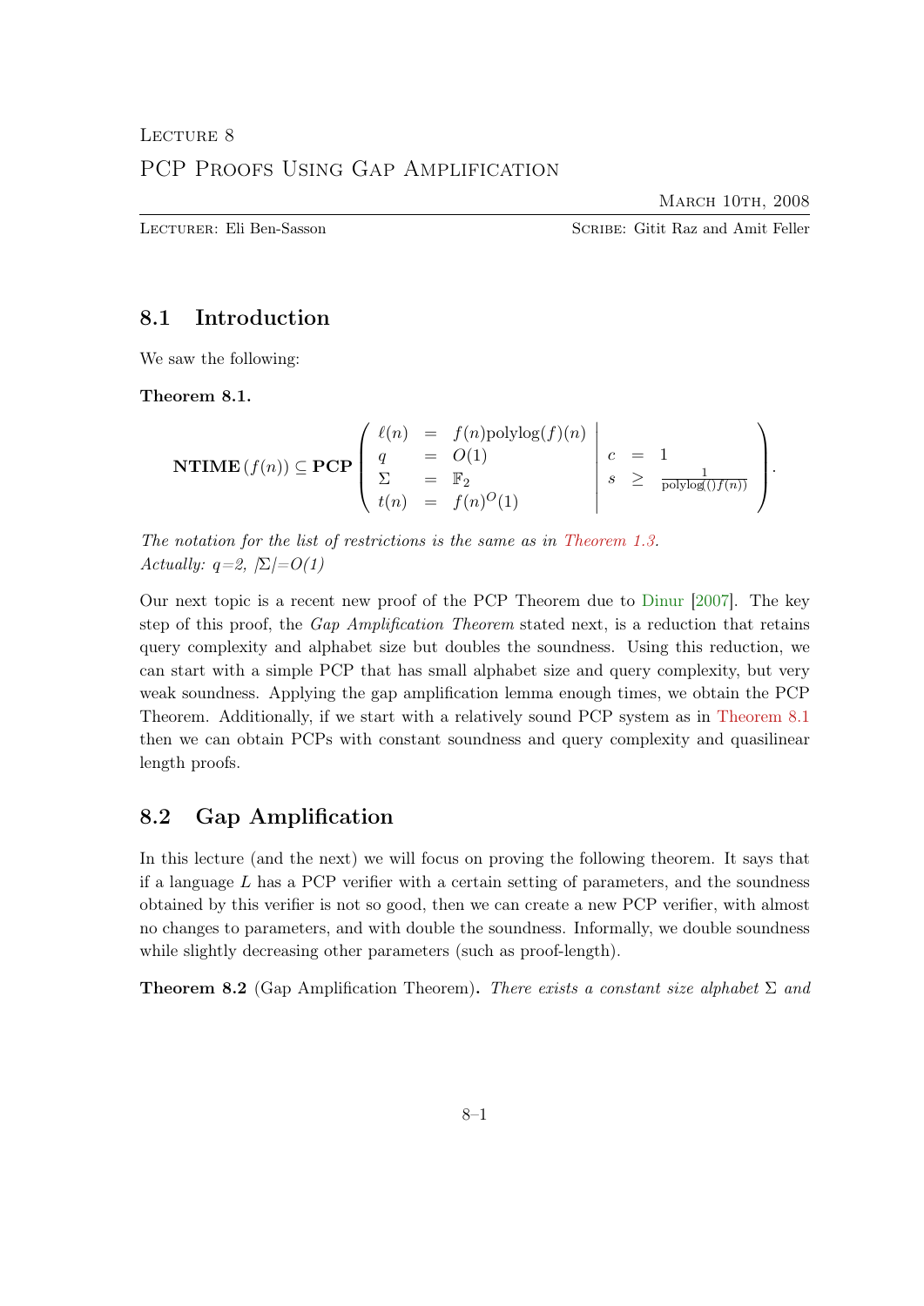Lecture 8

# PCP Proofs Using Gap Amplification

March 10th, 2008

Lecturer: Eli Ben-Sasson    Scribe: Gitit Raz and Amit Feller

## 8.1 Introduction

We saw the following:

**Theorem 8.1.**

$$\mathbf{NTIME}\left(f(n)\right) \subseteq \mathbf{PCP}\left(\begin{array}{lcl} \ell(n) & = & f(n)\text{polylog}(f)(n) \\ q & = & O(1) \\ \Sigma & = & \mathbb{F}_2 \\ t(n) & = & f(n)^O(1) \end{array} \left| \begin{array}{lcl} c & = & 1 \\ s & \geq & \frac{1}{\text{polylog}()f(n))} \end{array} \right.\right).$$

*The notation for the list of restrictions is the same as in Theorem 1.3.*
*Actually: q=2, |Σ|=O(1)*

Our next topic is a recent new proof of the PCP Theorem due to Dinur [2007]. The key step of this proof, the *Gap Amplification Theorem* stated next, is a reduction that retains query complexity and alphabet size but doubles the soundness. Using this reduction, we can start with a simple PCP that has small alphabet size and query complexity, but very weak soundness. Applying the gap amplification lemma enough times, we obtain the PCP Theorem. Additionally, if we start with a relatively sound PCP system as in Theorem 8.1 then we can obtain PCPs with constant soundness and query complexity and quasilinear length proofs.

## 8.2 Gap Amplification

In this lecture (and the next) we will focus on proving the following theorem. It says that if a language $L$ has a PCP verifier with a certain setting of parameters, and the soundness obtained by this verifier is not so good, then we can create a new PCP verifier, with almost no changes to parameters, and with double the soundness. Informally, we double soundness while slightly decreasing other parameters (such as proof-length).

**Theorem 8.2** (Gap Amplification Theorem). *There exists a constant size alphabet $\Sigma$ and*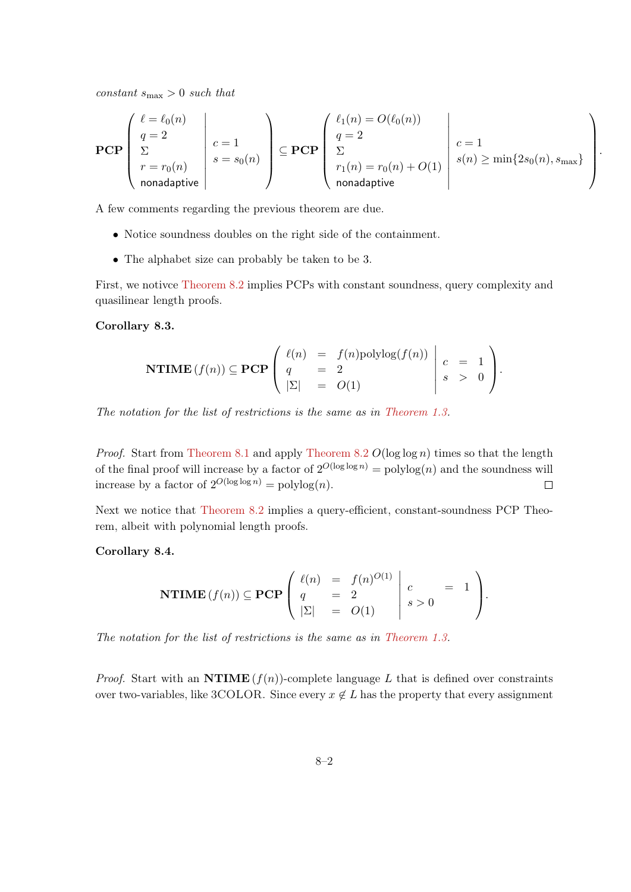*constant $s_{\max} > 0$ such that*

$$\mathbf{PCP}\left(\begin{array}{l|l} \ell = \ell_0(n) & \\ q = 2 & c = 1 \\ \Sigma & s = s_0(n) \\ r = r_0(n) & \\ \text{nonadaptive} & \end{array}\right) \subseteq \mathbf{PCP}\left(\begin{array}{l|l} \ell_1(n) = O(\ell_0(n)) & \\ q = 2 & c = 1 \\ \Sigma & s(n) \geq \min\{2s_0(n), s_{\max}\} \\ r_1(n) = r_0(n) + O(1) & \\ \text{nonadaptive} & \end{array}\right).$$

A few comments regarding the previous theorem are due.

- Notice soundness doubles on the right side of the containment.
- The alphabet size can probably be taken to be 3.

First, we notivce Theorem 8.2 implies PCPs with constant soundness, query complexity and quasilinear length proofs.

**Corollary 8.3.**

$$\mathbf{NTIME}\left(f(n)\right) \subseteq \mathbf{PCP}\left(\begin{array}{lcl|lcl} \ell(n) & = & f(n)\text{polylog}(f(n)) & c & = & 1 \\ q & = & 2 & s & > & 0 \\ |\Sigma| & = & O(1) & & & \end{array}\right).$$

*The notation for the list of restrictions is the same as in Theorem 1.3.*

*Proof.* Start from Theorem 8.1 and apply Theorem 8.2 $O(\log \log n)$ times so that the length of the final proof will increase by a factor of $2^{O(\log \log n)} = \text{polylog}(n)$ and the soundness will increase by a factor of $2^{O(\log \log n)} = \text{polylog}(n)$. □

Next we notice that Theorem 8.2 implies a query-efficient, constant-soundness PCP Theorem, albeit with polynomial length proofs.

**Corollary 8.4.**

$$\mathbf{NTIME}\left(f(n)\right) \subseteq \mathbf{PCP}\left(\begin{array}{lcl|lcl} \ell(n) & = & f(n)^{O(1)} & c & = & 1 \\ q & = & 2 & s > 0 & & \\ |\Sigma| & = & O(1) & & & \end{array}\right).$$

*The notation for the list of restrictions is the same as in Theorem 1.3.*

*Proof.* Start with an $\mathbf{NTIME}\left(f(n)\right)$-complete language $L$ that is defined over constraints over two-variables, like 3COLOR. Since every $x \notin L$ has the property that every assignment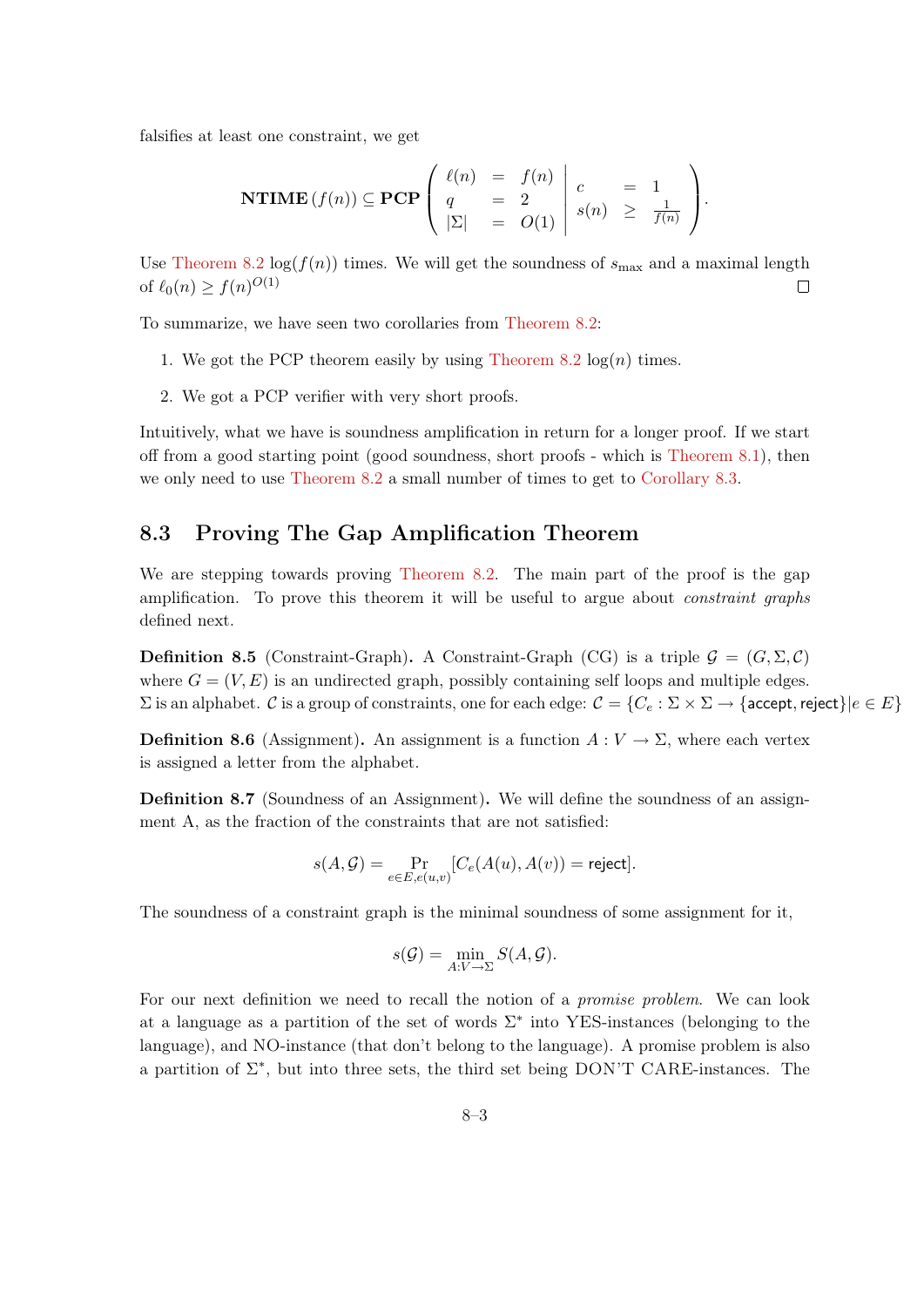falsifies at least one constraint, we get

$$\mathbf{NTIME}\,(f(n)) \subseteq \mathbf{PCP}\left(\begin{array}{lcl} \ell(n) & = & f(n) \\ q & = & 2 \\ |\Sigma| & = & O(1) \end{array} \middle| \begin{array}{lcl} c & = & 1 \\ s(n) & \geq & \frac{1}{f(n)} \end{array}\right).$$

Use Theorem 8.2 $\log(f(n))$ times. We will get the soundness of $s_{\max}$ and a maximal length of $\ell_0(n) \geq f(n)^{O(1)}$ □

To summarize, we have seen two corollaries from Theorem 8.2:

1. We got the PCP theorem easily by using Theorem 8.2 $\log(n)$ times.
2. We got a PCP verifier with very short proofs.

Intuitively, what we have is soundness amplification in return for a longer proof. If we start off from a good starting point (good soundness, short proofs - which is Theorem 8.1), then we only need to use Theorem 8.2 a small number of times to get to Corollary 8.3.

## 8.3 Proving The Gap Amplification Theorem

We are stepping towards proving Theorem 8.2. The main part of the proof is the gap amplification. To prove this theorem it will be useful to argue about *constraint graphs* defined next.

**Definition 8.5** (Constraint-Graph)**.** A Constraint-Graph (CG) is a triple $\mathcal{G} = (G, \Sigma, \mathcal{C})$ where $G = (V, E)$ is an undirected graph, possibly containing self loops and multiple edges. $\Sigma$ is an alphabet. $\mathcal{C}$ is a group of constraints, one for each edge: $\mathcal{C} = \{C_e : \Sigma \times \Sigma \rightarrow \{\mathsf{accept}, \mathsf{reject}\} | e \in E\}$

**Definition 8.6** (Assignment)**.** An assignment is a function $A : V \rightarrow \Sigma$, where each vertex is assigned a letter from the alphabet.

**Definition 8.7** (Soundness of an Assignment)**.** We will define the soundness of an assignment A, as the fraction of the constraints that are not satisfied:

$$s(A, \mathcal{G}) = \Pr_{e \in E, e(u,v)}[C_e(A(u), A(v)) = \mathsf{reject}].$$

The soundness of a constraint graph is the minimal soundness of some assignment for it,

$$s(\mathcal{G}) = \min_{A:V \rightarrow \Sigma} S(A, \mathcal{G}).$$

For our next definition we need to recall the notion of a *promise problem*. We can look at a language as a partition of the set of words $\Sigma^*$ into YES-instances (belonging to the language), and NO-instance (that don't belong to the language). A promise problem is also a partition of $\Sigma^*$, but into three sets, the third set being DON'T CARE-instances. The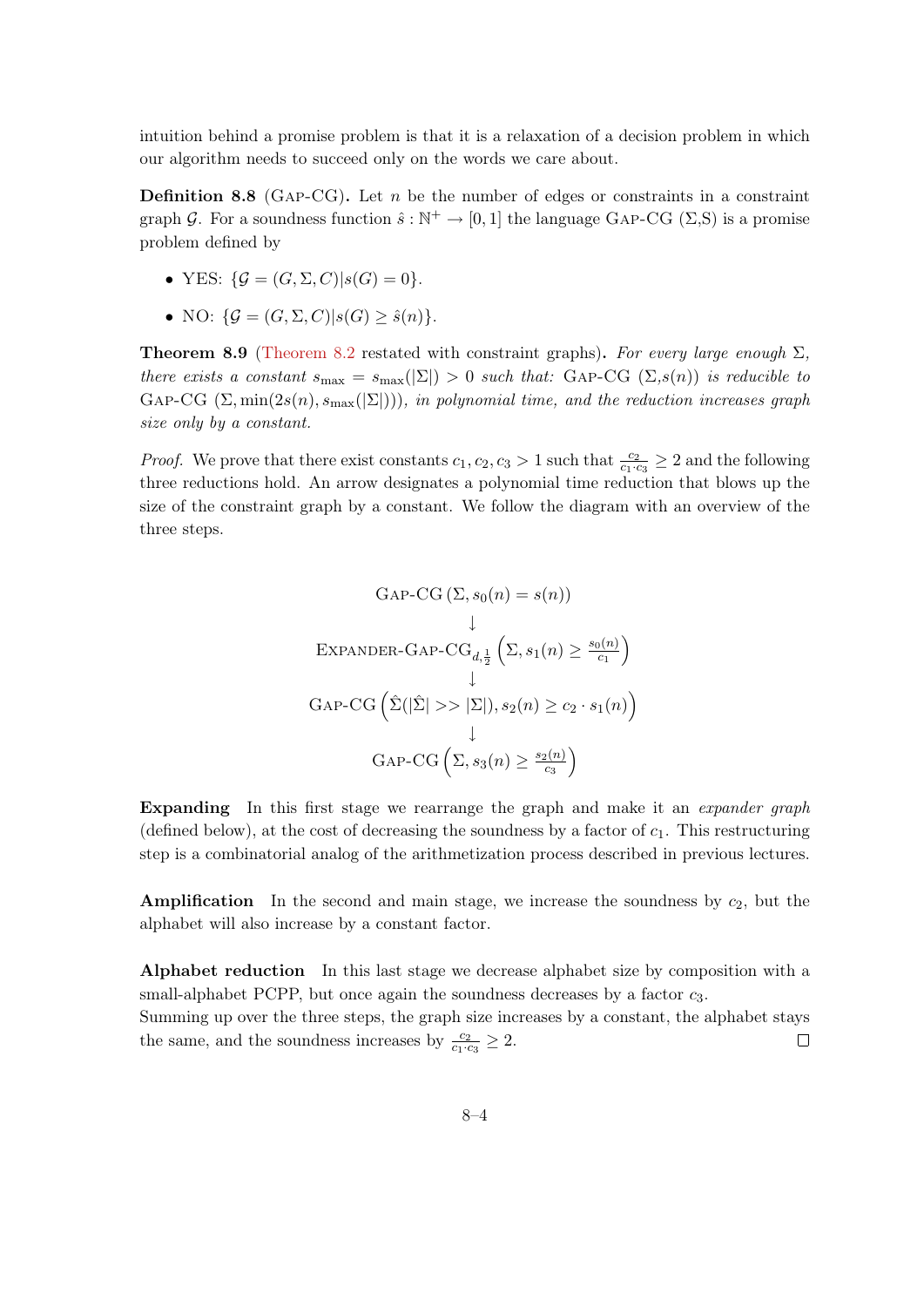intuition behind a promise problem is that it is a relaxation of a decision problem in which our algorithm needs to succeed only on the words we care about.

**Definition 8.8** (Gap-CG)**.** Let $n$ be the number of edges or constraints in a constraint graph $\mathcal{G}$. For a soundness function $\hat{s} : \mathbb{N}^+ \to [0,1]$ the language Gap-CG $(\Sigma, S)$ is a promise problem defined by

- YES: $\{\mathcal{G} = (G, \Sigma, C) | s(G) = 0\}$.
- NO: $\{\mathcal{G} = (G, \Sigma, C) | s(G) \geq \hat{s}(n)\}$.

**Theorem 8.9** (Theorem 8.2 restated with constraint graphs)**.** *For every large enough $\Sigma$, there exists a constant $s_{\max} = s_{\max}(|\Sigma|) > 0$ such that:* Gap-CG $(\Sigma, s(n))$ *is reducible to* Gap-CG $(\Sigma, \min(2s(n), s_{\max}(|\Sigma|)))$*, in polynomial time, and the reduction increases graph size only by a constant.*

*Proof.* We prove that there exist constants $c_1, c_2, c_3 > 1$ such that $\frac{c_2}{c_1 \cdot c_3} \geq 2$ and the following three reductions hold. An arrow designates a polynomial time reduction that blows up the size of the constraint graph by a constant. We follow the diagram with an overview of the three steps.

$$\text{Gap-CG}\left(\Sigma, s_0(n) = s(n)\right)$$
$$\downarrow$$
$$\text{Expander-Gap-CG}_{d,\frac{1}{2}}\left(\Sigma, s_1(n) \geq \tfrac{s_0(n)}{c_1}\right)$$
$$\downarrow$$
$$\text{Gap-CG}\left(\hat{\Sigma}(|\hat{\Sigma}| >> |\Sigma|), s_2(n) \geq c_2 \cdot s_1(n)\right)$$
$$\downarrow$$
$$\text{Gap-CG}\left(\Sigma, s_3(n) \geq \tfrac{s_2(n)}{c_3}\right)$$

**Expanding** In this first stage we rearrange the graph and make it an *expander graph* (defined below), at the cost of decreasing the soundness by a factor of $c_1$. This restructuring step is a combinatorial analog of the arithmetization process described in previous lectures.

**Amplification** In the second and main stage, we increase the soundness by $c_2$, but the alphabet will also increase by a constant factor.

**Alphabet reduction** In this last stage we decrease alphabet size by composition with a small-alphabet PCPP, but once again the soundness decreases by a factor $c_3$.
Summing up over the three steps, the graph size increases by a constant, the alphabet stays the same, and the soundness increases by $\frac{c_2}{c_1 \cdot c_3} \geq 2$. ∎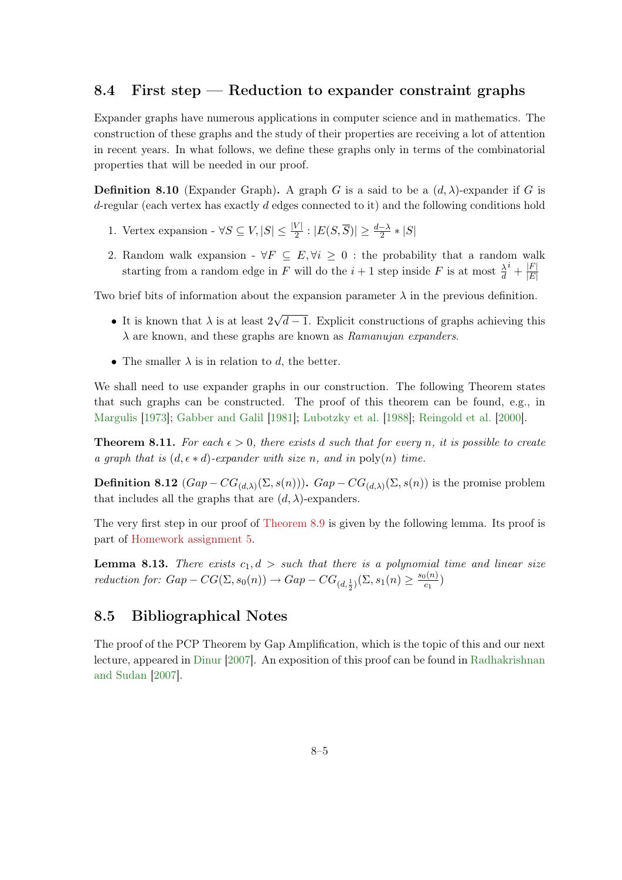## 8.4 First step — Reduction to expander constraint graphs

Expander graphs have numerous applications in computer science and in mathematics. The construction of these graphs and the study of their properties are receiving a lot of attention in recent years. In what follows, we define these graphs only in terms of the combinatorial properties that will be needed in our proof.

**Definition 8.10** (Expander Graph)**.** A graph $G$ is a said to be a $(d, \lambda)$-expander if $G$ is $d$-regular (each vertex has exactly $d$ edges connected to it) and the following conditions hold

1. Vertex expansion - $\forall S \subseteq V, |S| \leq \frac{|V|}{2} : |E(S, \overline{S})| \geq \frac{d-\lambda}{2} * |S|$
2. Random walk expansion - $\forall F \subseteq E, \forall i \geq 0$ : the probability that a random walk starting from a random edge in $F$ will do the $i+1$ step inside $F$ is at most $\frac{\lambda}{d}^i + \frac{|F|}{|E|}$

Two brief bits of information about the expansion parameter $\lambda$ in the previous definition.

- It is known that $\lambda$ is at least $2\sqrt{d-1}$. Explicit constructions of graphs achieving this $\lambda$ are known, and these graphs are known as *Ramanujan expanders*.
- The smaller $\lambda$ is in relation to $d$, the better.

We shall need to use expander graphs in our construction. The following Theorem states that such graphs can be constructed. The proof of this theorem can be found, e.g., in Margulis [1973]; Gabber and Galil [1981]; Lubotzky et al. [1988]; Reingold et al. [2000].

**Theorem 8.11.** *For each $\epsilon > 0$, there exists $d$ such that for every $n$, it is possible to create a graph that is $(d, \epsilon * d)$-expander with size $n$, and in* $\text{poly}(n)$ *time.*

**Definition 8.12** ($Gap - CG_{(d,\lambda)}(\Sigma, s(n))$)**.** $Gap - CG_{(d,\lambda)}(\Sigma, s(n))$ is the promise problem that includes all the graphs that are $(d, \lambda)$-expanders.

The very first step in our proof of Theorem 8.9 is given by the following lemma. Its proof is part of Homework assignment 5.

**Lemma 8.13.** *There exists $c_1, d >$ such that there is a polynomial time and linear size reduction for:* $Gap - CG(\Sigma, s_0(n)) \rightarrow Gap - CG_{(d,\frac{1}{2})}(\Sigma, s_1(n) \geq \frac{s_0(n)}{c_1})$

## 8.5 Bibliographical Notes

The proof of the PCP Theorem by Gap Amplification, which is the topic of this and our next lecture, appeared in Dinur [2007]. An exposition of this proof can be found in Radhakrishnan and Sudan [2007].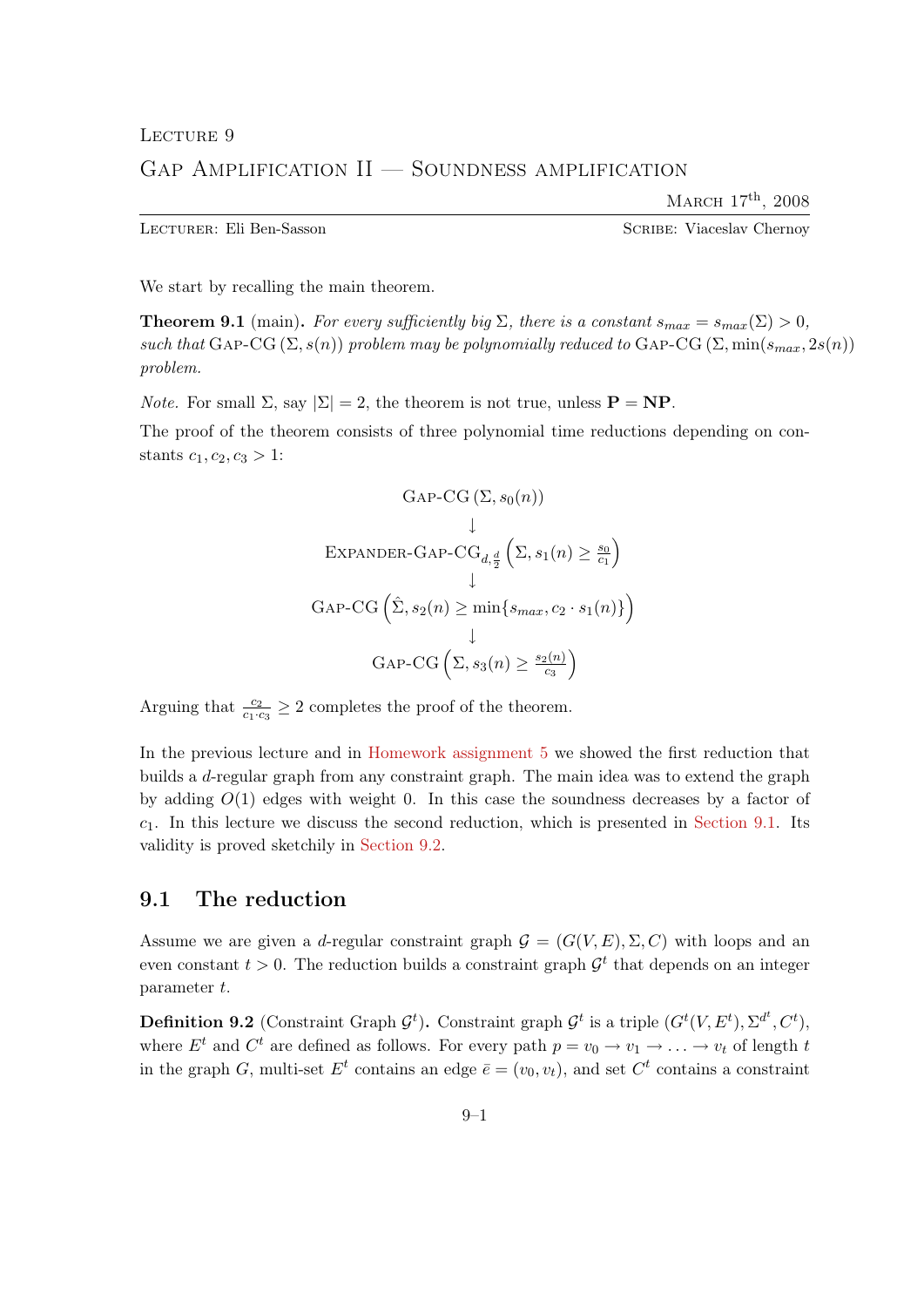Lecture 9

# Gap Amplification II — Soundness amplification

March 17th, 2008

Lecturer: Eli Ben-Sasson  Scribe: Viaceslav Chernoy

We start by recalling the main theorem.

**Theorem 9.1** (main)**.** *For every sufficiently big $\Sigma$, there is a constant $s_{max} = s_{max}(\Sigma) > 0$, such that* Gap-CG $(\Sigma, s(n))$ *problem may be polynomially reduced to* Gap-CG $(\Sigma, \min(s_{max}, 2s(n))$ *problem.*

*Note.* For small $\Sigma$, say $|\Sigma| = 2$, the theorem is not true, unless $\mathbf{P} = \mathbf{NP}$.

The proof of the theorem consists of three polynomial time reductions depending on constants $c_1, c_2, c_3 > 1$:

$$
\begin{gathered}
\text{Gap-CG}\,(\Sigma, s_0(n)) \\
\downarrow \\
\text{Expander-Gap-CG}_{d,\frac{d}{2}}\left(\Sigma, s_1(n) \geq \tfrac{s_0}{c_1}\right) \\
\downarrow \\
\text{Gap-CG}\left(\hat{\Sigma}, s_2(n) \geq \min\{s_{max}, c_2 \cdot s_1(n)\}\right) \\
\downarrow \\
\text{Gap-CG}\left(\Sigma, s_3(n) \geq \tfrac{s_2(n)}{c_3}\right)
\end{gathered}
$$

Arguing that $\frac{c_2}{c_1 \cdot c_3} \geq 2$ completes the proof of the theorem.

In the previous lecture and in Homework assignment 5 we showed the first reduction that builds a $d$-regular graph from any constraint graph. The main idea was to extend the graph by adding $O(1)$ edges with weight 0. In this case the soundness decreases by a factor of $c_1$. In this lecture we discuss the second reduction, which is presented in Section 9.1. Its validity is proved sketchily in Section 9.2.

## 9.1 The reduction

Assume we are given a $d$-regular constraint graph $\mathcal{G} = (G(V, E), \Sigma, C)$ with loops and an even constant $t > 0$. The reduction builds a constraint graph $\mathcal{G}^t$ that depends on an integer parameter $t$.

**Definition 9.2** (Constraint Graph $\mathcal{G}^t$)**.** Constraint graph $\mathcal{G}^t$ is a triple $(G^t(V, E^t), \Sigma^{d^t}, C^t)$, where $E^t$ and $C^t$ are defined as follows. For every path $p = v_0 \to v_1 \to \ldots \to v_t$ of length $t$ in the graph $G$, multi-set $E^t$ contains an edge $\bar{e} = (v_0, v_t)$, and set $C^t$ contains a constraint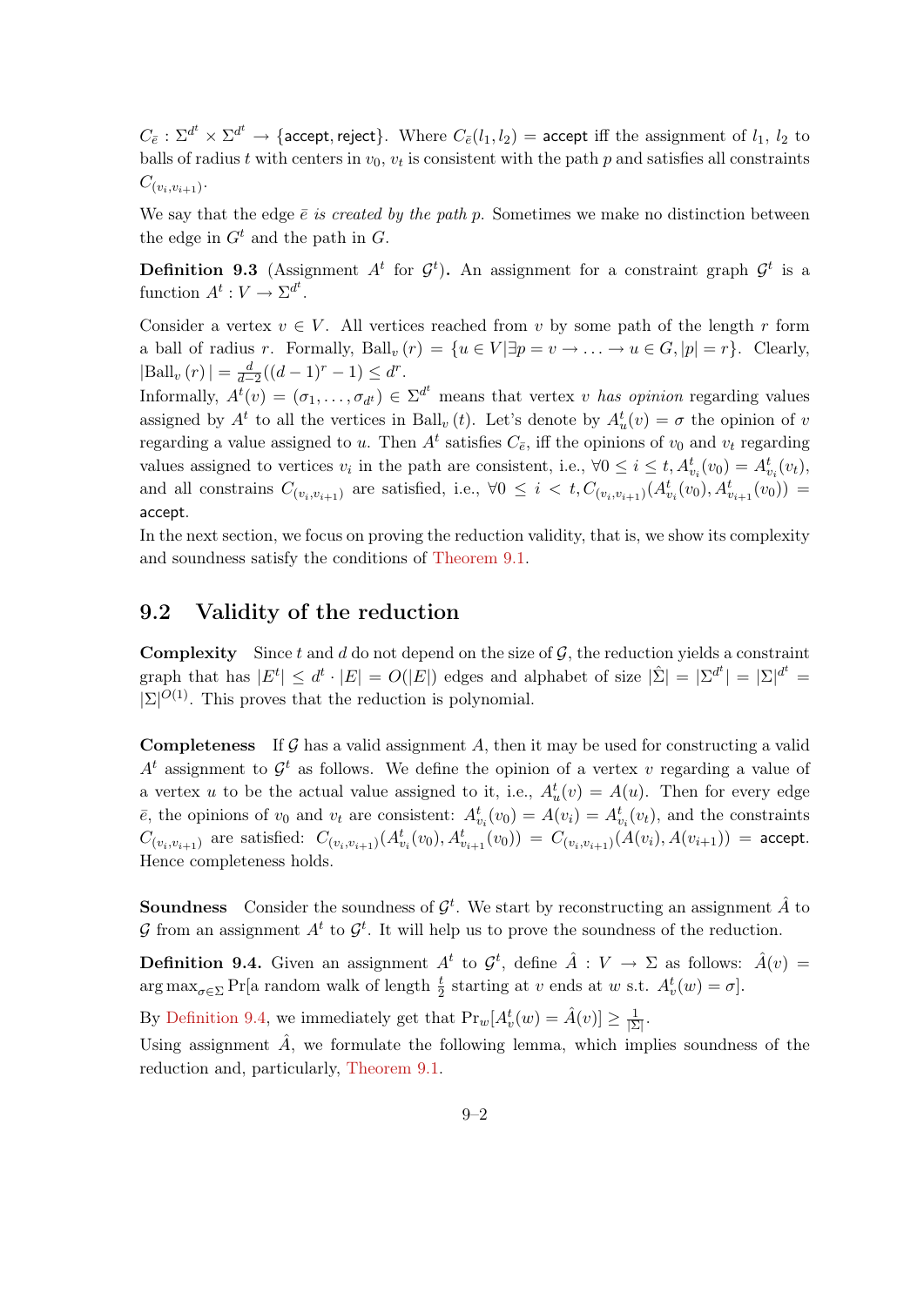$C_{\bar{e}} : \Sigma^{d^t} \times \Sigma^{d^t} \to \{\mathsf{accept}, \mathsf{reject}\}$. Where $C_{\bar{e}}(l_1, l_2) = \mathsf{accept}$ iff the assignment of $l_1$, $l_2$ to balls of radius $t$ with centers in $v_0$, $v_t$ is consistent with the path $p$ and satisfies all constraints $C_{(v_i, v_{i+1})}$.

We say that the edge $\bar{e}$ *is created by the path* $p$. Sometimes we make no distinction between the edge in $G^t$ and the path in $G$.

**Definition 9.3** (Assignment $A^t$ for $\mathcal{G}^t$)**.** An assignment for a constraint graph $\mathcal{G}^t$ is a function $A^t : V \to \Sigma^{d^t}$.

Consider a vertex $v \in V$. All vertices reached from $v$ by some path of the length $r$ form a ball of radius $r$. Formally, $\mathrm{Ball}_v(r) = \{u \in V | \exists p = v \to \ldots \to u \in G, |p| = r\}$. Clearly, $|\mathrm{Ball}_v(r)| = \frac{d}{d-2}((d-1)^r - 1) \leq d^r$.
Informally, $A^t(v) = (\sigma_1, \ldots, \sigma_{d^t}) \in \Sigma^{d^t}$ means that vertex $v$ *has opinion* regarding values assigned by $A^t$ to all the vertices in $\mathrm{Ball}_v(t)$. Let's denote by $A^t_u(v) = \sigma$ the opinion of $v$ regarding a value assigned to $u$. Then $A^t$ satisfies $C_{\bar{e}}$, iff the opinions of $v_0$ and $v_t$ regarding values assigned to vertices $v_i$ in the path are consistent, i.e., $\forall 0 \leq i \leq t, A^t_{v_i}(v_0) = A^t_{v_i}(v_t)$, and all constrains $C_{(v_i, v_{i+1})}$ are satisfied, i.e., $\forall 0 \leq i < t, C_{(v_i, v_{i+1})}(A^t_{v_i}(v_0), A^t_{v_{i+1}}(v_0)) = \mathsf{accept}$.
In the next section, we focus on proving the reduction validity, that is, we show its complexity and soundness satisfy the conditions of Theorem 9.1.

## 9.2 Validity of the reduction

**Complexity** Since $t$ and $d$ do not depend on the size of $\mathcal{G}$, the reduction yields a constraint graph that has $|E^t| \leq d^t \cdot |E| = O(|E|)$ edges and alphabet of size $|\hat{\Sigma}| = |\Sigma^{d^t}| = |\Sigma|^{d^t} = |\Sigma|^{O(1)}$. This proves that the reduction is polynomial.

**Completeness** If $\mathcal{G}$ has a valid assignment $A$, then it may be used for constructing a valid $A^t$ assignment to $\mathcal{G}^t$ as follows. We define the opinion of a vertex $v$ regarding a value of a vertex $u$ to be the actual value assigned to it, i.e., $A^t_u(v) = A(u)$. Then for every edge $\bar{e}$, the opinions of $v_0$ and $v_t$ are consistent: $A^t_{v_i}(v_0) = A(v_i) = A^t_{v_i}(v_t)$, and the constraints $C_{(v_i, v_{i+1})}$ are satisfied: $C_{(v_i, v_{i+1})}(A^t_{v_i}(v_0), A^t_{v_{i+1}}(v_0)) = C_{(v_i, v_{i+1})}(A(v_i), A(v_{i+1})) = \mathsf{accept}$. Hence completeness holds.

**Soundness** Consider the soundness of $\mathcal{G}^t$. We start by reconstructing an assignment $\hat{A}$ to $\mathcal{G}$ from an assignment $A^t$ to $\mathcal{G}^t$. It will help us to prove the soundness of the reduction.

**Definition 9.4.** Given an assignment $A^t$ to $\mathcal{G}^t$, define $\hat{A} : V \to \Sigma$ as follows: $\hat{A}(v) = \arg\max_{\sigma \in \Sigma} \Pr[\text{a random walk of length } \frac{t}{2} \text{ starting at } v \text{ ends at } w \text{ s.t. } A^t_v(w) = \sigma]$.

By Definition 9.4, we immediately get that $\Pr_w[A^t_v(w) = \hat{A}(v)] \geq \frac{1}{|\Sigma|}$.
Using assignment $\hat{A}$, we formulate the following lemma, which implies soundness of the reduction and, particularly, Theorem 9.1.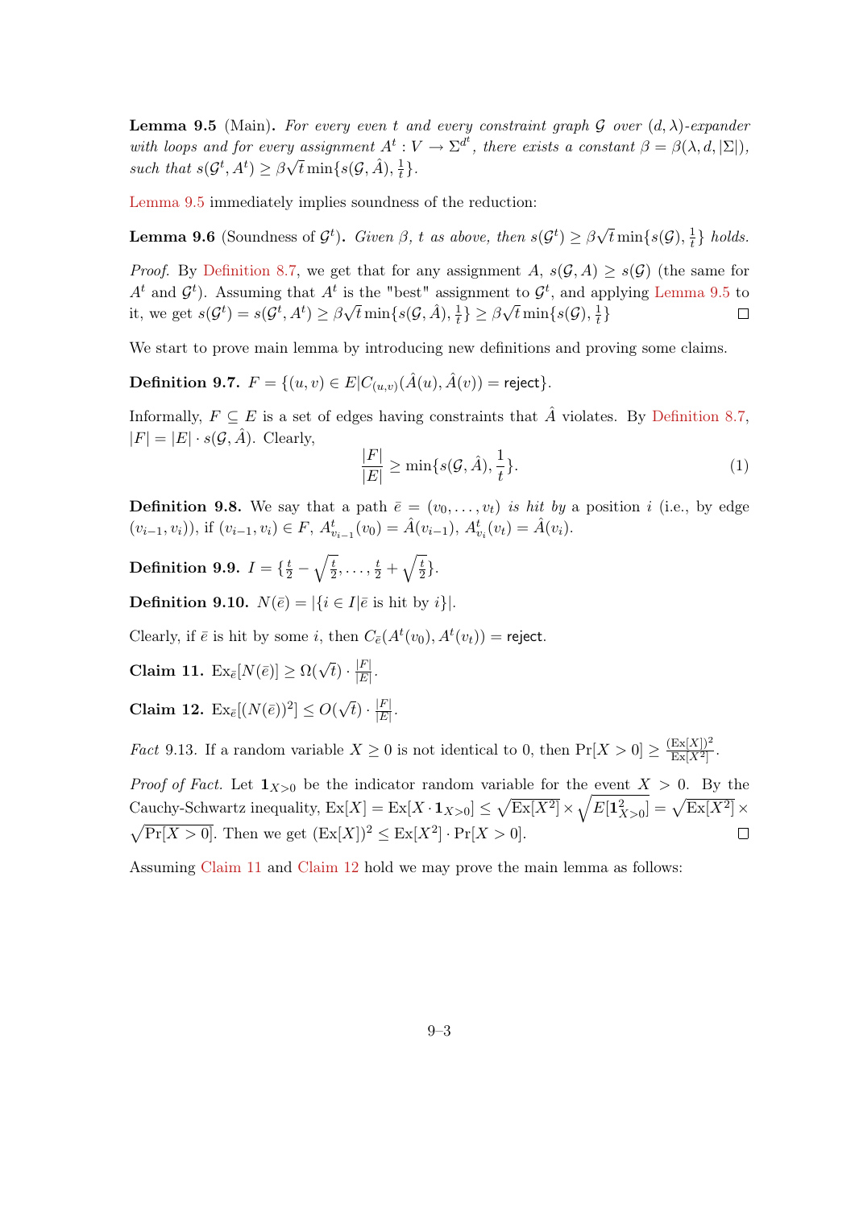**Lemma 9.5** (Main)**.** *For every even $t$ and every constraint graph $\mathcal{G}$ over $(d, \lambda)$-expander with loops and for every assignment $A^t : V \to \Sigma^{d^t}$, there exists a constant $\beta = \beta(\lambda, d, |\Sigma|)$, such that $s(\mathcal{G}^t, A^t) \geq \beta\sqrt{t}\min\{s(\mathcal{G}, \hat{A}), \frac{1}{t}\}$.*

Lemma 9.5 immediately implies soundness of the reduction:

**Lemma 9.6** (Soundness of $\mathcal{G}^t$)**.** *Given $\beta$, $t$ as above, then $s(\mathcal{G}^t) \geq \beta\sqrt{t}\min\{s(\mathcal{G}), \frac{1}{t}\}$ holds.*

*Proof.* By Definition 8.7, we get that for any assignment $A$, $s(\mathcal{G}, A) \geq s(\mathcal{G})$ (the same for $A^t$ and $\mathcal{G}^t$). Assuming that $A^t$ is the "best" assignment to $\mathcal{G}^t$, and applying Lemma 9.5 to it, we get $s(\mathcal{G}^t) = s(\mathcal{G}^t, A^t) \geq \beta\sqrt{t}\min\{s(\mathcal{G}, \hat{A}), \frac{1}{t}\} \geq \beta\sqrt{t}\min\{s(\mathcal{G}), \frac{1}{t}\}$ $\square$

We start to prove main lemma by introducing new definitions and proving some claims.

**Definition 9.7.** $F = \{(u, v) \in E | C_{(u,v)}(\hat{A}(u), \hat{A}(v)) = \mathsf{reject}\}$.

Informally, $F \subseteq E$ is a set of edges having constraints that $\hat{A}$ violates. By Definition 8.7, $|F| = |E| \cdot s(\mathcal{G}, \hat{A})$. Clearly,

$$\frac{|F|}{|E|} \geq \min\{s(\mathcal{G}, \hat{A}), \frac{1}{t}\}. \tag{1}$$

**Definition 9.8.** We say that a path $\bar{e} = (v_0, \ldots, v_t)$ *is hit by* a position $i$ (i.e., by edge $(v_{i-1}, v_i)$), if $(v_{i-1}, v_i) \in F$, $A^t_{v_{i-1}}(v_0) = \hat{A}(v_{i-1})$, $A^t_{v_i}(v_t) = \hat{A}(v_i)$.

**Definition 9.9.** $I = \{\frac{t}{2} - \sqrt{\frac{t}{2}}, \ldots, \frac{t}{2} + \sqrt{\frac{t}{2}}\}$.

**Definition 9.10.** $N(\bar{e}) = |\{i \in I | \bar{e} \text{ is hit by } i\}|$.

Clearly, if $\bar{e}$ is hit by some $i$, then $C_{\bar{e}}(A^t(v_0), A^t(v_t)) = \mathsf{reject}$.

**Claim 11.** $\mathrm{Ex}_{\bar{e}}[N(\bar{e})] \geq \Omega(\sqrt{t}) \cdot \frac{|F|}{|E|}$.

**Claim 12.** $\mathrm{Ex}_{\bar{e}}[(N(\bar{e}))^2] \leq O(\sqrt{t}) \cdot \frac{|F|}{|E|}$.

*Fact* 9.13. If a random variable $X \geq 0$ is not identical to 0, then $\Pr[X > 0] \geq \frac{(\mathrm{Ex}[X])^2}{\mathrm{Ex}[X^2]}$.

*Proof of Fact.* Let $\mathbf{1}_{X>0}$ be the indicator random variable for the event $X > 0$. By the Cauchy-Schwartz inequality, $\mathrm{Ex}[X] = \mathrm{Ex}[X \cdot \mathbf{1}_{X>0}] \leq \sqrt{\mathrm{Ex}[X^2]} \times \sqrt{E[\mathbf{1}^2_{X>0}]} = \sqrt{\mathrm{Ex}[X^2]} \times \sqrt{\Pr[X > 0]}$. Then we get $(\mathrm{Ex}[X])^2 \leq \mathrm{Ex}[X^2] \cdot \Pr[X > 0]$. $\square$

Assuming Claim 11 and Claim 12 hold we may prove the main lemma as follows: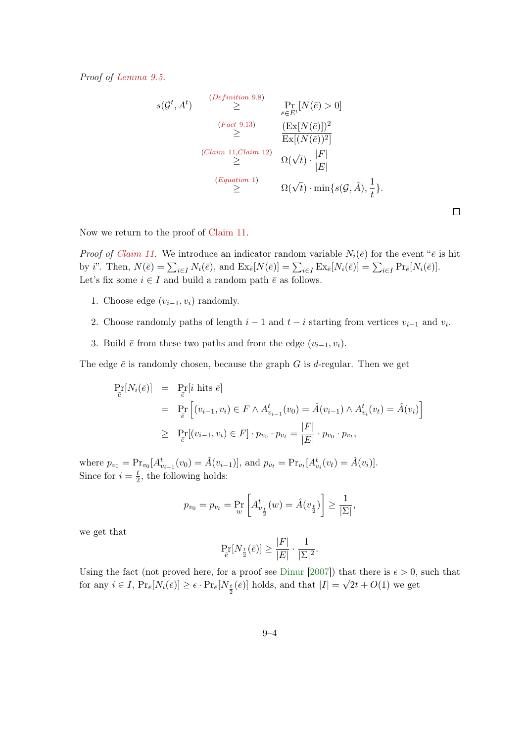*Proof of Lemma 9.5.*

$$
\begin{aligned}
s(\mathcal{G}^t, A^t) &\overset{(\textit{Definition 9.8})}{\geq} \Pr_{\bar{e}\in E^t}[N(\bar{e}) > 0] \\
&\overset{(\textit{Fact 9.13})}{\geq} \frac{(\mathrm{Ex}[N(\bar{e})])^2}{\mathrm{Ex}[(N(\bar{e}))^2]} \\
&\overset{(\textit{Claim 11}, \textit{Claim 12})}{\geq} \Omega(\sqrt{t}) \cdot \frac{|F|}{|E|} \\
&\overset{(\textit{Equation 1})}{\geq} \Omega(\sqrt{t}) \cdot \min\{s(\mathcal{G}, \hat{A}), \frac{1}{t}\}.
\end{aligned}
$$

□

Now we return to the proof of Claim 11.

*Proof of Claim 11.* We introduce an indicator random variable $N_i(\bar{e})$ for the event "$\bar{e}$ is hit by $i$". Then, $N(\bar{e}) = \sum_{i\in I} N_i(\bar{e})$, and $\mathrm{Ex}_{\bar{e}}[N(\bar{e})] = \sum_{i\in I} \mathrm{Ex}_{\bar{e}}[N_i(\bar{e})] = \sum_{i\in I} \Pr_{\bar{e}}[N_i(\bar{e})]$. Let's fix some $i \in I$ and build a random path $\bar{e}$ as follows.

1. Choose edge $(v_{i-1}, v_i)$ randomly.
2. Choose randomly paths of length $i-1$ and $t-i$ starting from vertices $v_{i-1}$ and $v_i$.
3. Build $\bar{e}$ from these two paths and from the edge $(v_{i-1}, v_i)$.

The edge $\bar{e}$ is randomly chosen, because the graph $G$ is $d$-regular. Then we get

$$
\begin{aligned}
\Pr_{\bar{e}}[N_i(\bar{e})] &= \Pr_{\bar{e}}[i \text{ hits } \bar{e}] \\
&= \Pr_{\bar{e}}\left[(v_{i-1}, v_i) \in F \wedge A^t_{v_{i-1}}(v_0) = \hat{A}(v_{i-1}) \wedge A^t_{v_i}(v_t) = \hat{A}(v_i)\right] \\
&\geq \Pr_{\bar{e}}[(v_{i-1}, v_i) \in F] \cdot p_{v_0} \cdot p_{v_t} = \frac{|F|}{|E|} \cdot p_{v_0} \cdot p_{v_t},
\end{aligned}
$$

where $p_{v_0} = \Pr_{v_0}[A^t_{v_{i-1}}(v_0) = \hat{A}(v_{i-1})]$, and $p_{v_t} = \Pr_{v_t}[A^t_{v_i}(v_t) = \hat{A}(v_i)]$.
Since for $i = \frac{t}{2}$, the following holds:

$$
p_{v_0} = p_{v_t} = \Pr_w\left[A^t_{v_{\frac{t}{2}}}(w) = \hat{A}(v_{\frac{t}{2}})\right] \geq \frac{1}{|\Sigma|},
$$

we get that

$$
\Pr_{\bar{e}}[N_{\frac{t}{2}}(\bar{e})] \geq \frac{|F|}{|E|} \cdot \frac{1}{|\Sigma|^2}.
$$

Using the fact (not proved here, for a proof see Dinur [2007]) that there is $\epsilon > 0$, such that for any $i \in I$, $\Pr_{\bar{e}}[N_i(\bar{e})] \geq \epsilon \cdot \Pr_{\bar{e}}[N_{\frac{t}{2}}(\bar{e})]$ holds, and that $|I| = \sqrt{2t} + O(1)$ we get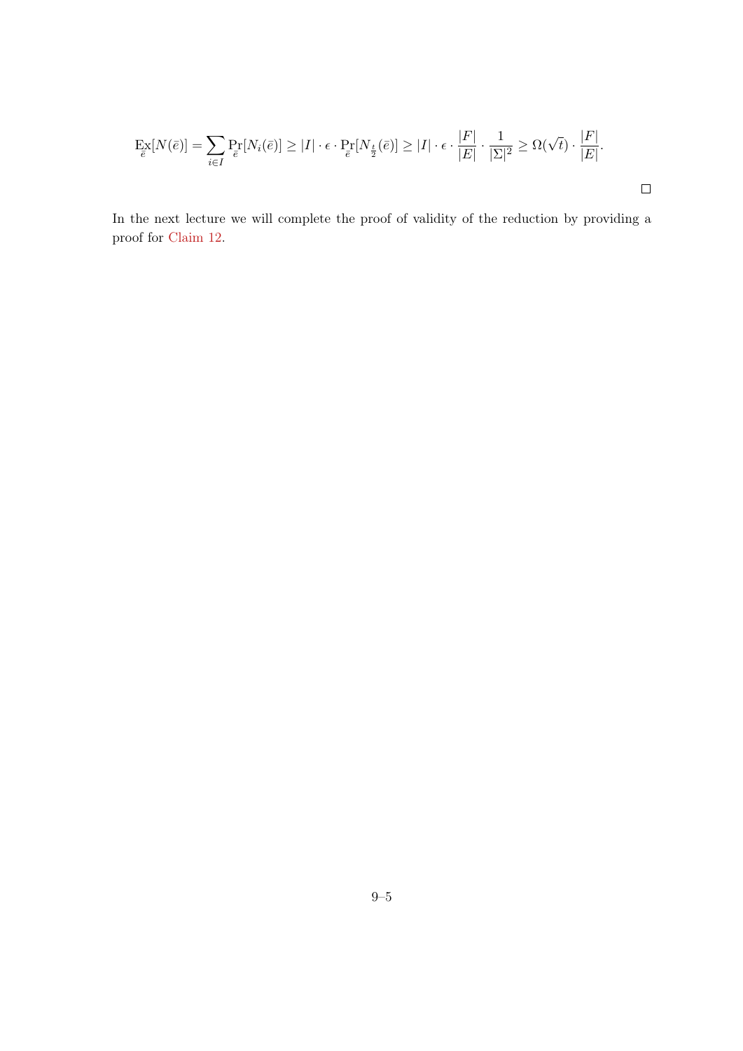$$\mathop{\mathrm{Ex}}_{\bar{e}}[N(\bar{e})] = \sum_{i \in I} \Pr_{\bar{e}}[N_i(\bar{e})] \geq |I| \cdot \epsilon \cdot \Pr_{\bar{e}}[N_{\frac{t}{2}}(\bar{e})] \geq |I| \cdot \epsilon \cdot \frac{|F|}{|E|} \cdot \frac{1}{|\Sigma|^2} \geq \Omega(\sqrt{t}) \cdot \frac{|F|}{|E|}.$$

□

In the next lecture we will complete the proof of validity of the reduction by providing a proof for Claim 12.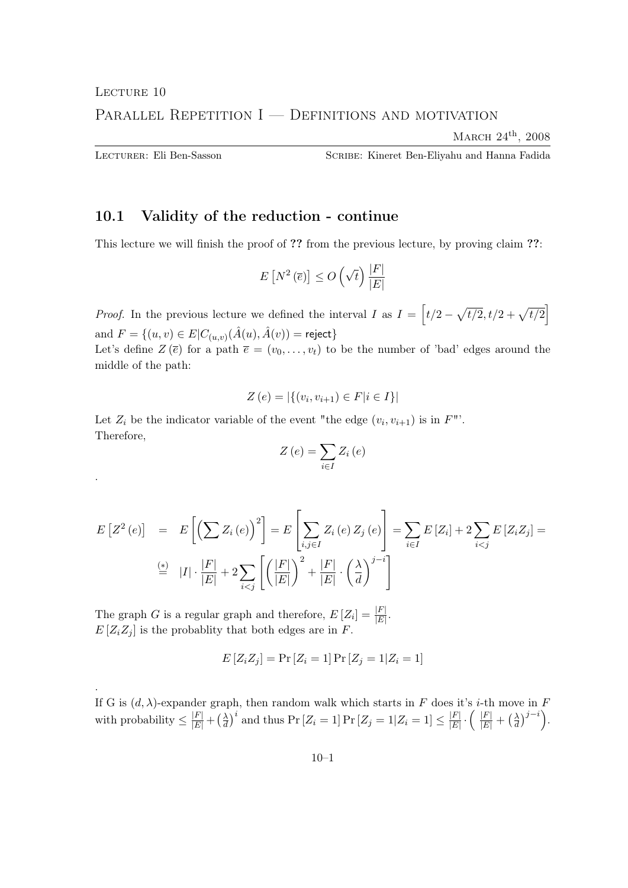Lecture 10

Parallel Repetition I — Definitions and motivation

March 24th, 2008

Lecturer: Eli Ben-Sasson Scribe: Kineret Ben-Eliyahu and Hanna Fadida

## 10.1 Validity of the reduction - continue

This lecture we will finish the proof of ?? from the previous lecture, by proving claim ??:

$$E\left[N^2\left(\overline{e}\right)\right] \leq O\left(\sqrt{t}\right)\frac{|F|}{|E|}$$

*Proof.* In the previous lecture we defined the interval $I$ as $I = \left[t/2 - \sqrt{t/2}, t/2 + \sqrt{t/2}\right]$ and $F = \{(u,v) \in E | C_{(u,v)}(\hat{A}(u), \hat{A}(v)) = \mathsf{reject}\}$

Let's define $Z\left(\overline{e}\right)$ for a path $\overline{e} = (v_0, \ldots, v_t)$ to be the number of 'bad' edges around the middle of the path:

$$Z\left(e\right) = \left|\{(v_i, v_{i+1}) \in F | i \in I\}\right|$$

Let $Z_i$ be the indicator variable of the event "the edge $(v_i, v_{i+1})$ is in $F$"'.

Therefore,

$$Z\left(e\right) = \sum_{i \in I} Z_i\left(e\right)$$

.

$$\begin{aligned} E\left[Z^2\left(e\right)\right] &= E\left[\left(\sum Z_i\left(e\right)\right)^2\right] = E\left[\sum_{i,j \in I} Z_i\left(e\right) Z_j\left(e\right)\right] = \sum_{i \in I} E\left[Z_i\right] + 2\sum_{i<j} E\left[Z_i Z_j\right] = \\ &\overset{(*)}{=} |I| \cdot \frac{|F|}{|E|} + 2\sum_{i<j}\left[\left(\frac{|F|}{|E|}\right)^2 + \frac{|F|}{|E|} \cdot \left(\frac{\lambda}{d}\right)^{j-i}\right] \end{aligned}$$

The graph $G$ is a regular graph and therefore, $E\left[Z_i\right] = \frac{|F|}{|E|}$.

$E\left[Z_i Z_j\right]$ is the probablity that both edges are in $F$.

$$E\left[Z_i Z_j\right] = \Pr\left[Z_i = 1\right] \Pr\left[Z_j = 1 | Z_i = 1\right]$$

.

If G is $(d, \lambda)$-expander graph, then random walk which starts in $F$ does it's $i$-th move in $F$ with probability $\leq \frac{|F|}{|E|} + \left(\frac{\lambda}{d}\right)^i$ and thus $\Pr\left[Z_i = 1\right] \Pr\left[Z_j = 1 | Z_i = 1\right] \leq \frac{|F|}{|E|} \cdot \left(\frac{|F|}{|E|} + \left(\frac{\lambda}{d}\right)^{j-i}\right)$.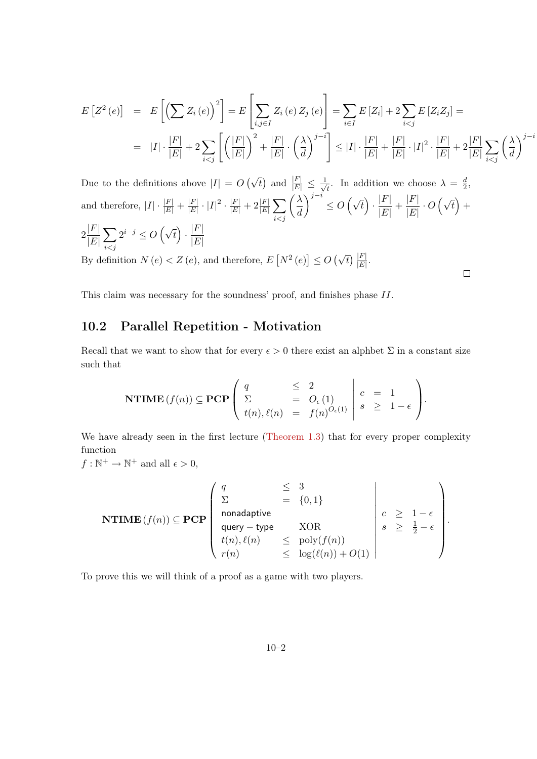$$
\begin{aligned}
E\left[Z^2(e)\right] &= E\left[\left(\sum Z_i(e)\right)^2\right] = E\left[\sum_{i,j\in I} Z_i(e)\, Z_j(e)\right] = \sum_{i\in I} E\left[Z_i\right] + 2\sum_{i<j} E\left[Z_i Z_j\right] = \\
&= |I|\cdot\frac{|F|}{|E|} + 2\sum_{i<j}\left[\left(\frac{|F|}{|E|}\right)^2 + \frac{|F|}{|E|}\cdot\left(\frac{\lambda}{d}\right)^{j-i}\right] \le |I|\cdot\frac{|F|}{|E|} + \frac{|F|}{|E|}\cdot|I|^2\cdot\frac{|F|}{|E|} + 2\frac{|F|}{|E|}\sum_{i<j}\left(\frac{\lambda}{d}\right)^{j-i}
\end{aligned}
$$

Due to the definitions above $|I| = O\left(\sqrt{t}\right)$ and $\frac{|F|}{|E|} \le \frac{1}{\sqrt{t}}$. In addition we choose $\lambda = \frac{d}{2}$, and therefore, $|I|\cdot\frac{|F|}{|E|} + \frac{|F|}{|E|}\cdot|I|^2\cdot\frac{|F|}{|E|} + 2\frac{|F|}{|E|}\sum_{i<j}\left(\frac{\lambda}{d}\right)^{j-i} \le O\left(\sqrt{t}\right)\cdot\frac{|F|}{|E|} + \frac{|F|}{|E|}\cdot O\left(\sqrt{t}\right) + 2\frac{|F|}{|E|}\sum_{i<j} 2^{i-j} \le O\left(\sqrt{t}\right)\cdot\frac{|F|}{|E|}$

By definition $N(e) < Z(e)$, and therefore, $E\left[N^2(e)\right] \le O\left(\sqrt{t}\right)\frac{|F|}{|E|}$.

□

This claim was necessary for the soundness' proof, and finishes phase $II$.

## 10.2 Parallel Repetition - Motivation

Recall that we want to show that for every $\epsilon > 0$ there exist an alphbet $\Sigma$ in a constant size such that

$$
\mathbf{NTIME}(f(n)) \subseteq \mathbf{PCP}\left(\begin{array}{lcl} q & \le & 2 \\ \Sigma & = & O_\epsilon(1) \\ t(n), \ell(n) & = & f(n)^{O_\epsilon(1)} \end{array}\middle|\begin{array}{lcl} c & = & 1 \\ s & \ge & 1-\epsilon \end{array}\right).
$$

We have already seen in the first lecture (Theorem 1.3) that for every proper complexity function
$f : \mathbb{N}^+ \to \mathbb{N}^+$ and all $\epsilon > 0$,

$$
\mathbf{NTIME}(f(n)) \subseteq \mathbf{PCP}\left(\begin{array}{lcl} q & \le & 3 \\ \Sigma & = & \{0,1\} \\ \textsf{nonadaptive} & & \\ \textsf{query}-\textsf{type} & & \text{XOR} \\ t(n), \ell(n) & \le & \text{poly}(f(n)) \\ r(n) & \le & \log(\ell(n)) + O(1) \end{array}\middle|\begin{array}{lcl} c & \ge & 1-\epsilon \\ s & \ge & \frac{1}{2}-\epsilon \end{array}\right).
$$

To prove this we will think of a proof as a game with two players.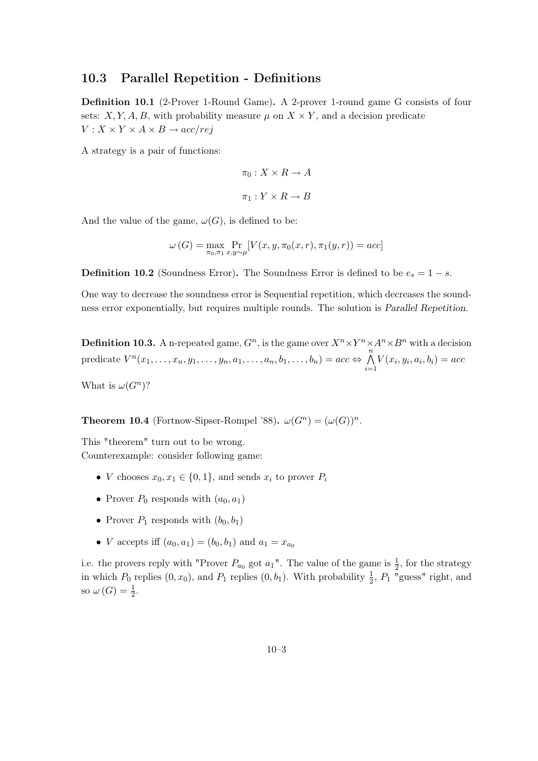## 10.3 Parallel Repetition - Definitions

**Definition 10.1** (2-Prover 1-Round Game)**.** A 2-prover 1-round game G consists of four sets: $X, Y, A, B$, with probability measure $\mu$ on $X \times Y$, and a decision predicate $V : X \times Y \times A \times B \rightarrow acc/rej$

A strategy is a pair of functions:

$$\pi_0 : X \times R \rightarrow A$$

$$\pi_1 : Y \times R \rightarrow B$$

And the value of the game, $\omega(G)$, is defined to be:

$$\omega(G) = \max_{\pi_0, \pi_1} \Pr_{x,y \sim \mu} [V(x, y, \pi_0(x, r), \pi_1(y, r)) = acc]$$

**Definition 10.2** (Soundness Error)**.** The Soundness Error is defined to be $e_s = 1 - s$.

One way to decrease the soundness error is Sequential repetition, which decreases the soundness error exponentially, but requires multiple rounds. The solution is *Parallel Repetition*.

**Definition 10.3.** A n-repeated game, $G^n$, is the game over $X^n \times Y^n \times A^n \times B^n$ with a decision predicate $V^n(x_1, \ldots, x_n, y_1, \ldots, y_n, a_1, \ldots, a_n, b_1, \ldots, b_n) = acc \Leftrightarrow \bigwedge_{i=1}^{n} V(x_i, y_i, a_i, b_i) = acc$

What is $\omega(G^n)$?

**Theorem 10.4** (Fortnow-Sipser-Rompel '88)**.** $\omega(G^n) = (\omega(G))^n$.

This "theorem" turn out to be wrong.
Counterexample: consider following game:

- $V$ chooses $x_0, x_1 \in \{0, 1\}$, and sends $x_i$ to prover $P_i$
- Prover $P_0$ responds with $(a_0, a_1)$
- Prover $P_1$ responds with $(b_0, b_1)$
- $V$ accepts iff $(a_0, a_1) = (b_0, b_1)$ and $a_1 = x_{a_0}$

i.e. the provers reply with "Prover $P_{a_0}$ got $a_1$". The value of the game is $\frac{1}{2}$, for the strategy in which $P_0$ replies $(0, x_0)$, and $P_1$ replies $(0, b_1)$. With probability $\frac{1}{2}$, $P_1$ "guess" right, and so $\omega(G) = \frac{1}{2}$.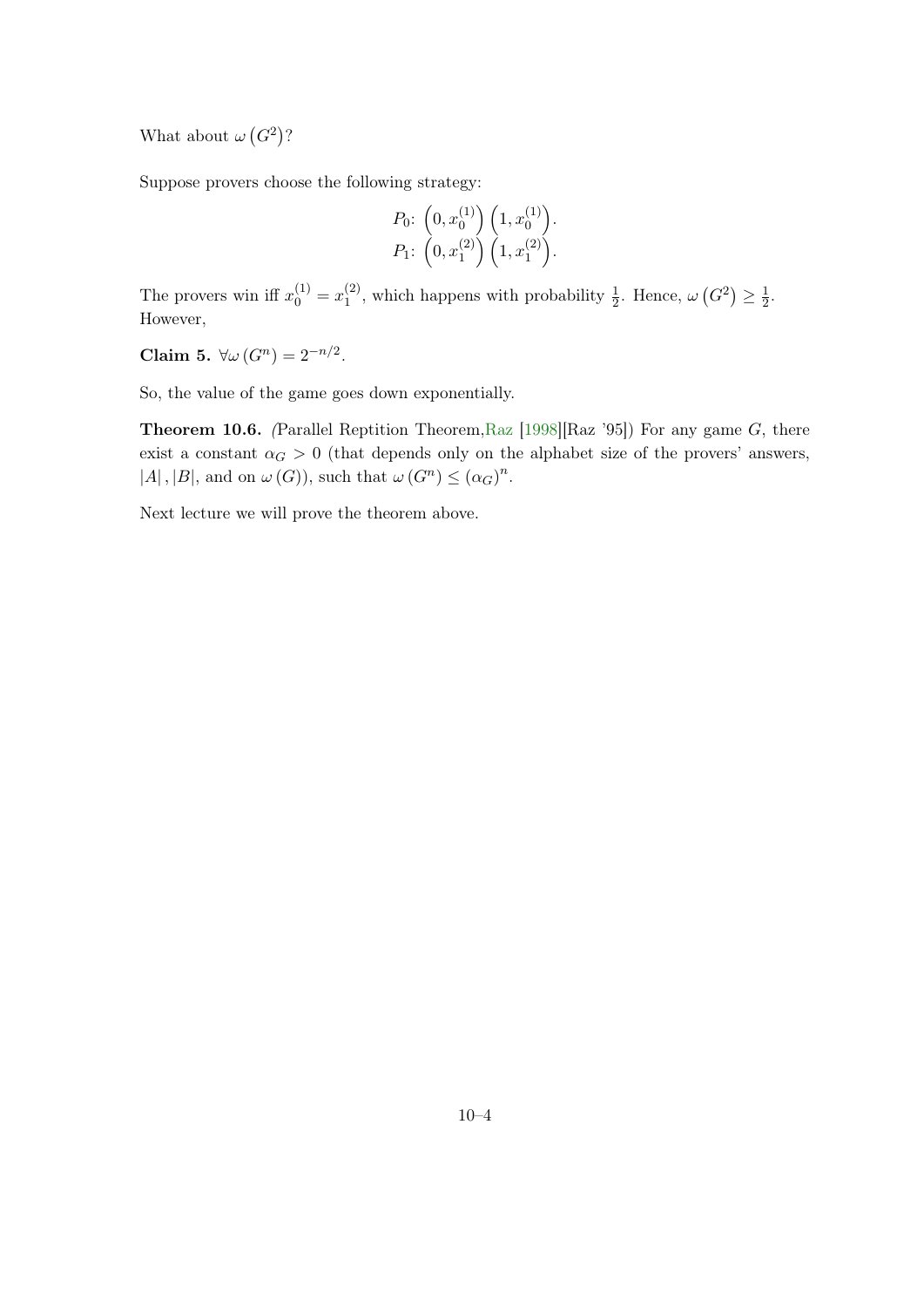What about $\omega\left(G^2\right)$?

Suppose provers choose the following strategy:

$$P_0\text{: } \left(0, x_0^{(1)}\right)\left(1, x_0^{(1)}\right).$$
$$P_1\text{: } \left(0, x_1^{(2)}\right)\left(1, x_1^{(2)}\right).$$

The provers win iff $x_0^{(1)} = x_1^{(2)}$, which happens with probability $\frac{1}{2}$. Hence, $\omega\left(G^2\right) \geq \frac{1}{2}$. However,

**Claim 5.** $\forall \omega\left(G^n\right) = 2^{-n/2}$.

So, the value of the game goes down exponentially.

**Theorem 10.6.** *(*Parallel Reptition Theorem, Raz [1998][Raz '95]) For any game $G$, there exist a constant $\alpha_G > 0$ (that depends only on the alphabet size of the provers' answers, $|A|, |B|$, and on $\omega(G)$), such that $\omega\left(G^n\right) \leq \left(\alpha_G\right)^n$.

Next lecture we will prove the theorem above.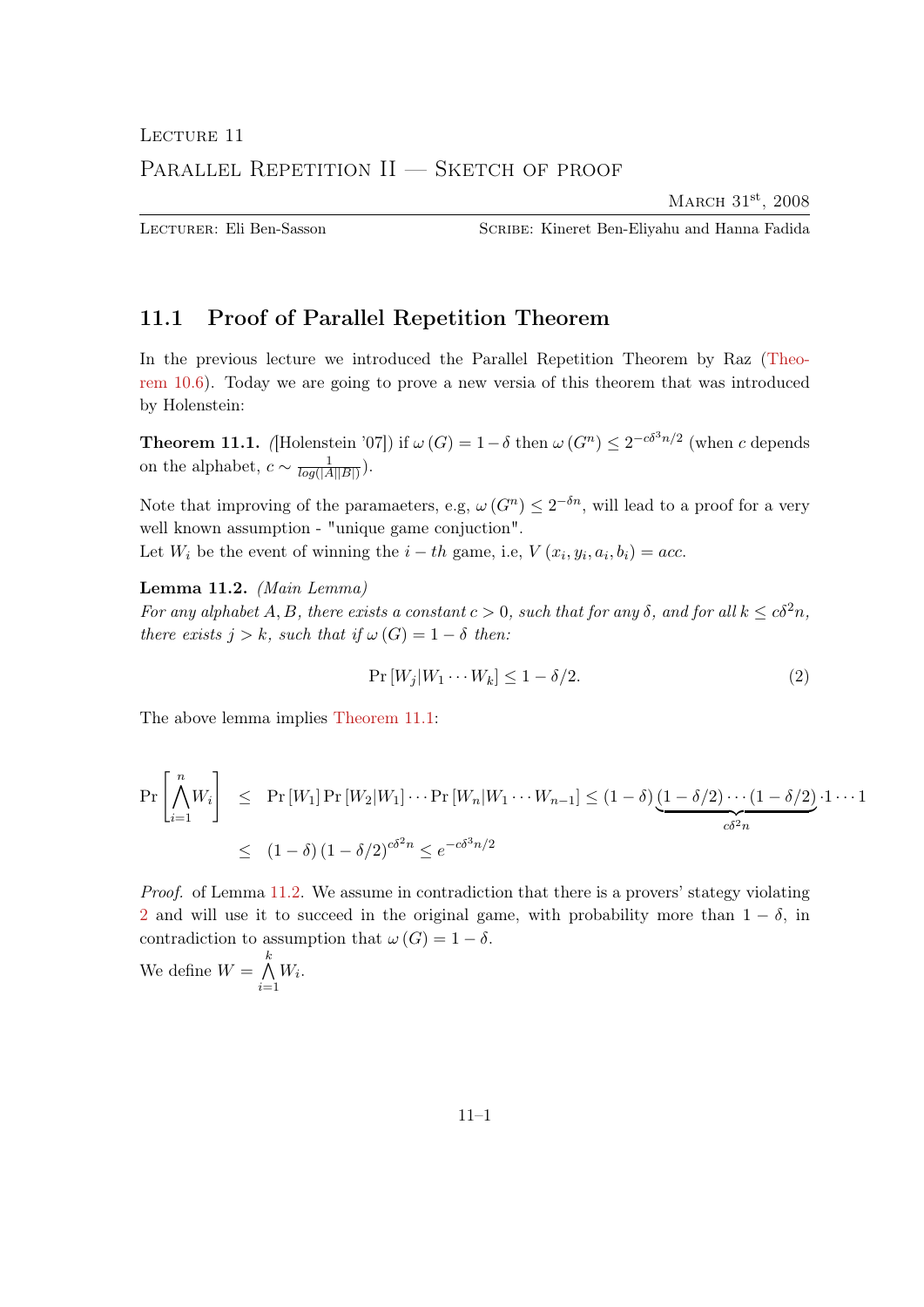Lecture 11

Parallel Repetition II — Sketch of proof

March 31st, 2008

Lecturer: Eli Ben-Sasson | Scribe: Kineret Ben-Eliyahu and Hanna Fadida

## 11.1 Proof of Parallel Repetition Theorem

In the previous lecture we introduced the Parallel Repetition Theorem by Raz (Theorem 10.6). Today we are going to prove a new versia of this theorem that was introduced by Holenstein:

**Theorem 11.1.** *([Holenstein '07])* if $\omega(G) = 1-\delta$ then $\omega(G^n) \leq 2^{-c\delta^3 n/2}$ (when $c$ depends on the alphabet, $c \sim \frac{1}{log(|A||B|)}$).

Note that improving of the paramaeters, e.g, $\omega(G^n) \leq 2^{-\delta n}$, will lead to a proof for a very well known assumption - "unique game conjuction".
Let $W_i$ be the event of winning the $i-th$ game, i.e, $V(x_i, y_i, a_i, b_i) = acc$.

**Lemma 11.2.** *(Main Lemma)*
*For any alphabet $A, B$, there exists a constant $c > 0$, such that for any $\delta$, and for all $k \leq c\delta^2 n$, there exists $j > k$, such that if $\omega(G) = 1-\delta$ then:*

$$\Pr[W_j | W_1 \cdots W_k] \leq 1 - \delta/2. \tag{2}$$

The above lemma implies Theorem 11.1:

$$\begin{aligned}
\Pr\left[\bigwedge_{i=1}^{n} W_i\right] &\leq \Pr[W_1]\Pr[W_2|W_1]\cdots\Pr[W_n|W_1\cdots W_{n-1}] \leq (1-\delta)\underbrace{(1-\delta/2)\cdots(1-\delta/2)}_{c\delta^2 n}\cdot 1\cdots 1 \\
&\leq (1-\delta)(1-\delta/2)^{c\delta^2 n} \leq e^{-c\delta^3 n/2}
\end{aligned}$$

*Proof.* of Lemma 11.2. We assume in contradiction that there is a provers' stategy violating 2 and will use it to succeed in the original game, with probability more than $1-\delta$, in contradiction to assumption that $\omega(G) = 1-\delta$.
We define $W = \bigwedge_{i=1}^{k} W_i$.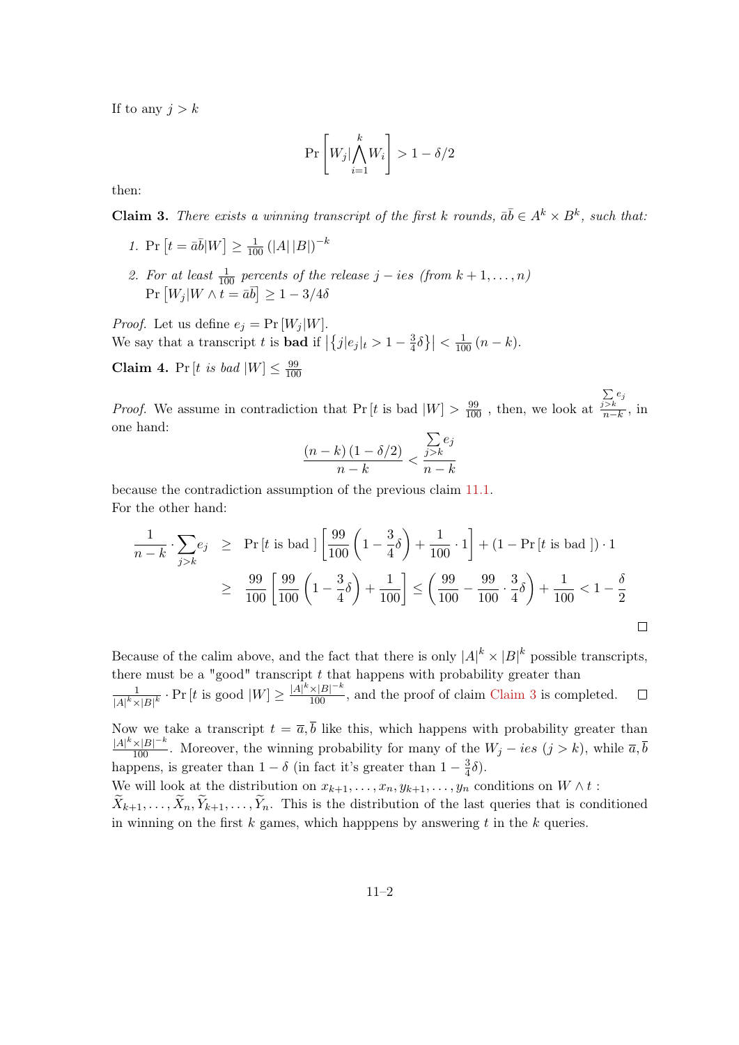If to any $j > k$

$$\Pr\left[W_j | \bigwedge_{i=1}^{k} W_i\right] > 1 - \delta/2$$

then:

**Claim 3.** *There exists a winning transcript of the first $k$ rounds, $\bar{a}\bar{b} \in A^k \times B^k$, such that:*

1. $\Pr\left[t = \bar{a}\bar{b} | W\right] \geq \frac{1}{100}\left(|A|\,|B|\right)^{-k}$
2. *For at least $\frac{1}{100}$ percents of the release $j-ies$ (from $k+1, \ldots, n$)* $\Pr\left[W_j | W \wedge t = \bar{a}\bar{b}\right] \geq 1 - 3/4\delta$

*Proof.* Let us define $e_j = \Pr\left[W_j | W\right]$.
We say that a transcript $t$ is **bad** if $\left|\left\{j | e_j|_t > 1 - \frac{3}{4}\delta\right\}\right| < \frac{1}{100}(n-k)$.

**Claim 4.** $\Pr\left[t \text{ is bad } | W\right] \leq \frac{99}{100}$

*Proof.* We assume in contradiction that $\Pr\left[t \text{ is bad } | W\right] > \frac{99}{100}$ , then, we look at $\frac{\sum_{j>k} e_j}{n-k}$, in one hand:

$$\frac{(n-k)(1-\delta/2)}{n-k} < \frac{\sum_{j>k} e_j}{n-k}$$

because the contradiction assumption of the previous claim 11.1.
For the other hand:

$$\begin{aligned}
\frac{1}{n-k} \cdot \sum_{j>k} e_j &\geq \Pr\left[t \text{ is bad }\right]\left[\frac{99}{100}\left(1 - \frac{3}{4}\delta\right) + \frac{1}{100} \cdot 1\right] + \left(1 - \Pr\left[t \text{ is bad }\right]\right) \cdot 1 \\
&\geq \frac{99}{100}\left[\frac{99}{100}\left(1 - \frac{3}{4}\delta\right) + \frac{1}{100}\right] \leq \left(\frac{99}{100} - \frac{99}{100} \cdot \frac{3}{4}\delta\right) + \frac{1}{100} < 1 - \frac{\delta}{2}
\end{aligned}$$

□

Because of the calim above, and the fact that there is only $|A|^k \times |B|^k$ possible transcripts, there must be a "good" transcript $t$ that happens with probability greater than $\frac{1}{|A|^k \times |B|^k} \cdot \Pr\left[t \text{ is good } | W\right] \geq \frac{|A|^k \times |B|^{-k}}{100}$, and the proof of claim Claim 3 is completed. □

Now we take a transcript $t = \overline{a}, \overline{b}$ like this, which happens with probability greater than $\frac{|A|^k \times |B|^{-k}}{100}$. Moreover, the winning probability for many of the $W_j - ies$ $(j > k)$, while $\overline{a}, \overline{b}$ happens, is greater than $1 - \delta$ (in fact it's greater than $1 - \frac{3}{4}\delta$).
We will look at the distribution on $x_{k+1}, \ldots, x_n, y_{k+1}, \ldots, y_n$ conditions on $W \wedge t$ : $\widetilde{X}_{k+1}, \ldots, \widetilde{X}_n, \widetilde{Y}_{k+1}, \ldots, \widetilde{Y}_n$. This is the distribution of the last queries that is conditioned in winning on the first $k$ games, which happpens by answering $t$ in the $k$ queries.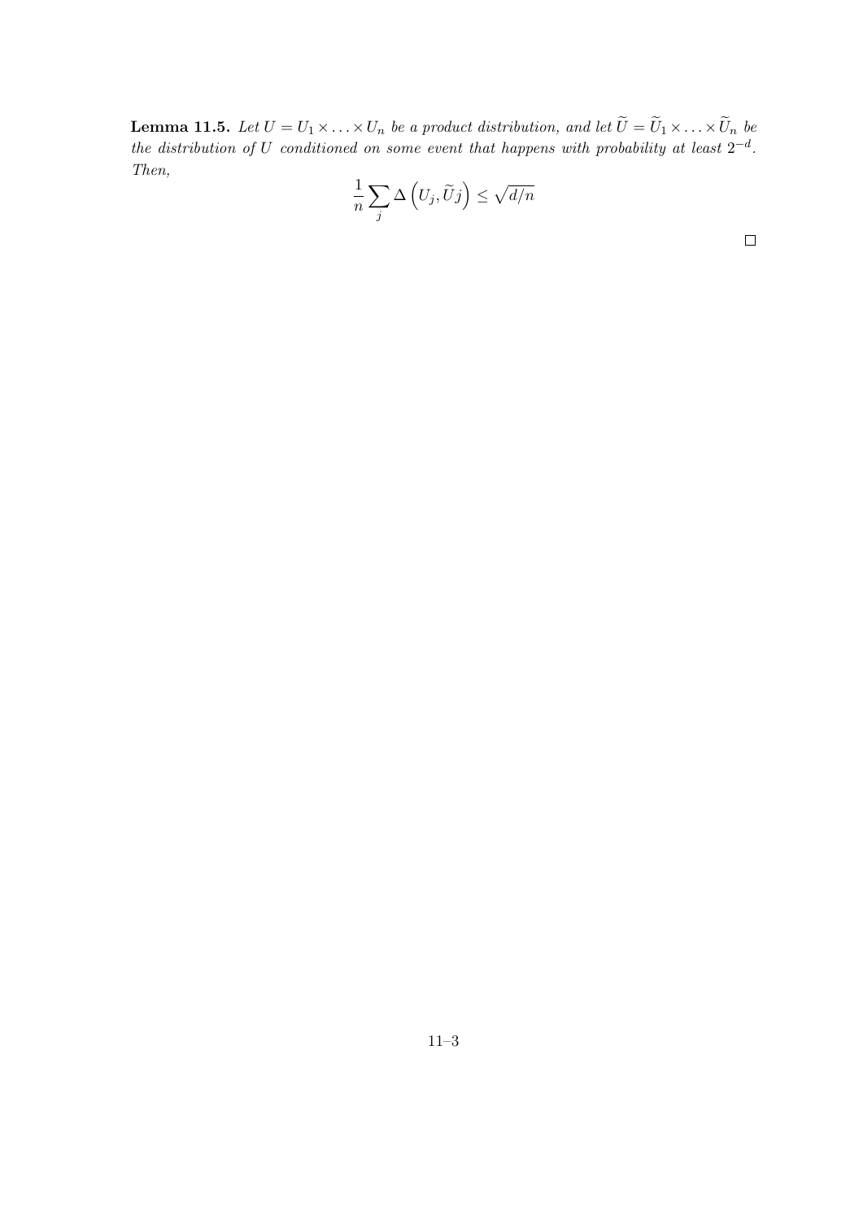**Lemma 11.5.** *Let $U = U_1 \times \ldots \times U_n$ be a product distribution, and let $\widetilde{U} = \widetilde{U}_1 \times \ldots \times \widetilde{U}_n$ be the distribution of $U$ conditioned on some event that happens with probability at least $2^{-d}$. Then,*

$$\frac{1}{n} \sum_j \Delta\left(U_j, \widetilde{U} j\right) \leq \sqrt{d/n}$$

□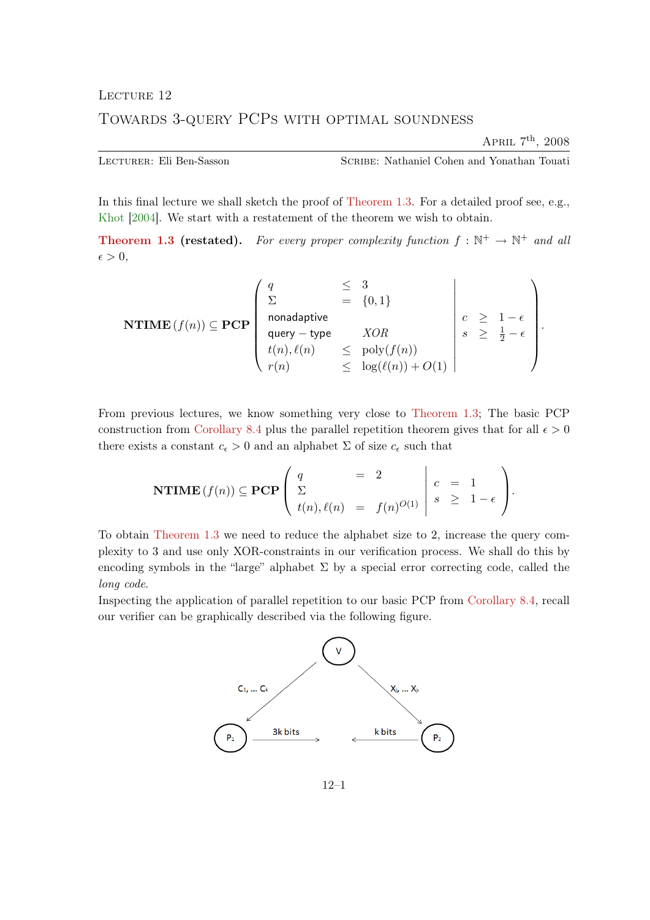LECTURE 12

# TOWARDS 3-QUERY PCPS WITH OPTIMAL SOUNDNESS

APRIL 7th, 2008

LECTURER: Eli Ben-Sasson SCRIBE: Nathaniel Cohen and Yonathan Touati

In this final lecture we shall sketch the proof of Theorem 1.3. For a detailed proof see, e.g., Khot [2004]. We start with a restatement of the theorem we wish to obtain.

**Theorem 1.3 (restated).** *For every proper complexity function $f : \mathbb{N}^+ \to \mathbb{N}^+$ and all $\epsilon > 0$,*

$$\mathbf{NTIME}\,(f(n)) \subseteq \mathbf{PCP}\left(\begin{array}{lll|lll} q & \leq & 3 & & & \\ \Sigma & = & \{0,1\} & & & \\ \textsf{nonadaptive} & & & c & \geq & 1-\epsilon \\ \textsf{query}-\textsf{type} & & XOR & s & \geq & \frac{1}{2}-\epsilon \\ t(n), \ell(n) & \leq & \text{poly}(f(n)) & & & \\ r(n) & \leq & \log(\ell(n)) + O(1) & & & \end{array}\right).$$

From previous lectures, we know something very close to Theorem 1.3; The basic PCP construction from Corollary 8.4 plus the parallel repetition theorem gives that for all $\epsilon > 0$ there exists a constant $c_\epsilon > 0$ and an alphabet $\Sigma$ of size $c_\epsilon$ such that

$$\mathbf{NTIME}\,(f(n)) \subseteq \mathbf{PCP}\left(\begin{array}{lll|lll} q & = & 2 & & & \\ \Sigma & & & c & = & 1 \\ t(n), \ell(n) & = & f(n)^{O(1)} & s & \geq & 1-\epsilon \end{array}\right).$$

To obtain Theorem 1.3 we need to reduce the alphabet size to 2, increase the query complexity to 3 and use only XOR-constraints in our verification process. We shall do this by encoding symbols in the "large" alphabet $\Sigma$ by a special error correcting code, called the *long code*.

Inspecting the application of parallel repetition to our basic PCP from Corollary 8.4, recall our verifier can be graphically described via the following figure.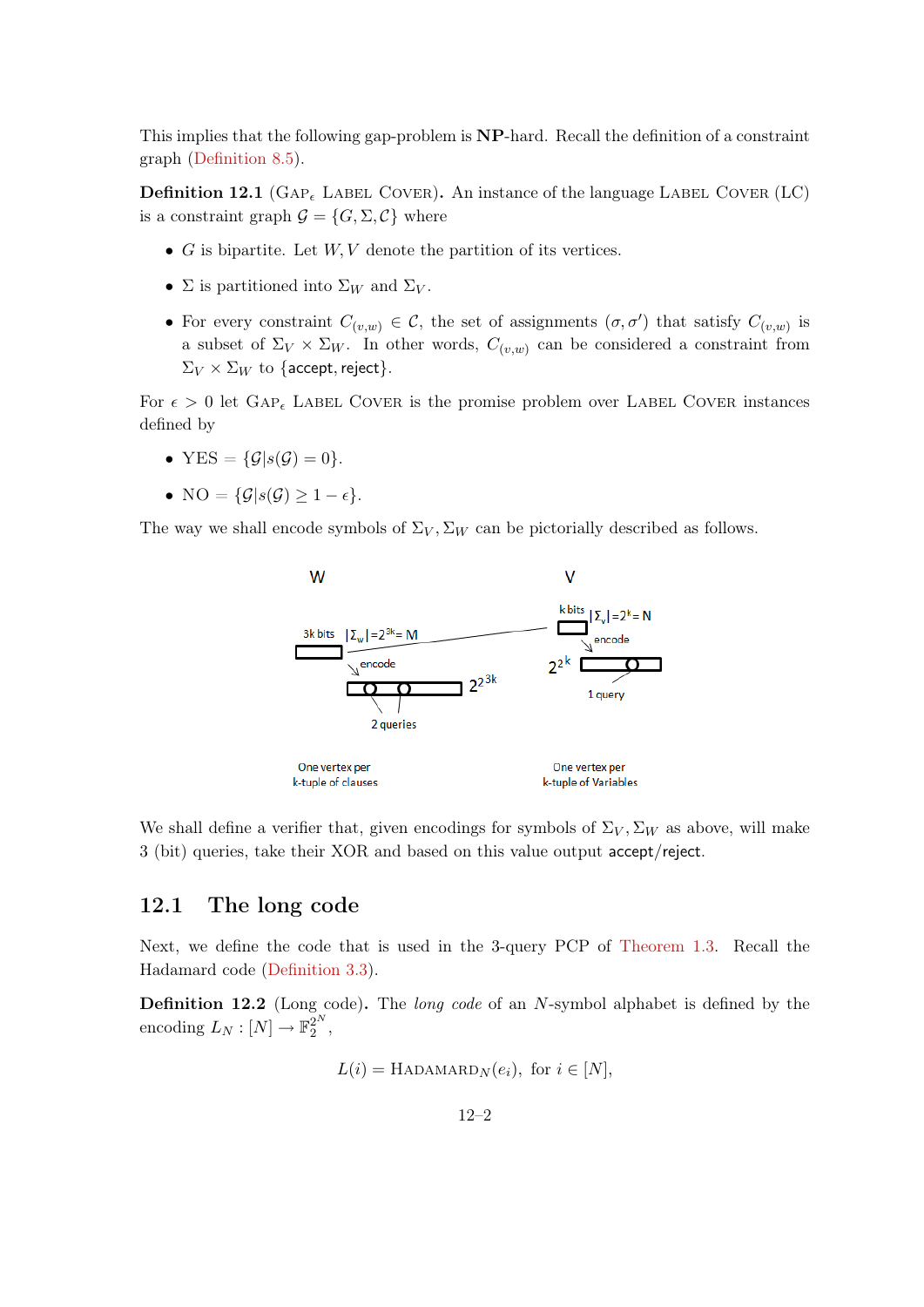This implies that the following gap-problem is **NP**-hard. Recall the definition of a constraint graph (Definition 8.5).

**Definition 12.1** (GAP$_\epsilon$ LABEL COVER)**.** An instance of the language LABEL COVER (LC) is a constraint graph $\mathcal{G} = \{G, \Sigma, \mathcal{C}\}$ where

- $G$ is bipartite. Let $W, V$ denote the partition of its vertices.
- $\Sigma$ is partitioned into $\Sigma_W$ and $\Sigma_V$.
- For every constraint $C_{(v,w)} \in \mathcal{C}$, the set of assignments $(\sigma, \sigma')$ that satisfy $C_{(v,w)}$ is a subset of $\Sigma_V \times \Sigma_W$. In other words, $C_{(v,w)}$ can be considered a constraint from $\Sigma_V \times \Sigma_W$ to $\{\mathsf{accept}, \mathsf{reject}\}$.

For $\epsilon > 0$ let GAP$_\epsilon$ LABEL COVER is the promise problem over LABEL COVER instances defined by

- YES $= \{\mathcal{G} | s(\mathcal{G}) = 0\}$.
- NO $= \{\mathcal{G} | s(\mathcal{G}) \geq 1 - \epsilon\}$.

The way we shall encode symbols of $\Sigma_V, \Sigma_W$ can be pictorially described as follows.

W

3k bits $|\Sigma_w| = 2^{3k} = M$

encode

$2^{2^{3k}}$

2 queries

One vertex per k-tuple of clauses

V

k bits $|\Sigma_v| = 2^k = N$

encode

$2^{2^k}$

1 query

One vertex per k-tuple of Variables

We shall define a verifier that, given encodings for symbols of $\Sigma_V, \Sigma_W$ as above, will make 3 (bit) queries, take their XOR and based on this value output $\mathsf{accept}/\mathsf{reject}$.

## 12.1 The long code

Next, we define the code that is used in the 3-query PCP of Theorem 1.3. Recall the Hadamard code (Definition 3.3).

**Definition 12.2** (Long code)**.** The *long code* of an $N$-symbol alphabet is defined by the encoding $L_N : [N] \to \mathbb{F}_2^{2^N}$,

$$L(i) = \text{HADAMARD}_N(e_i), \text{ for } i \in [N],$$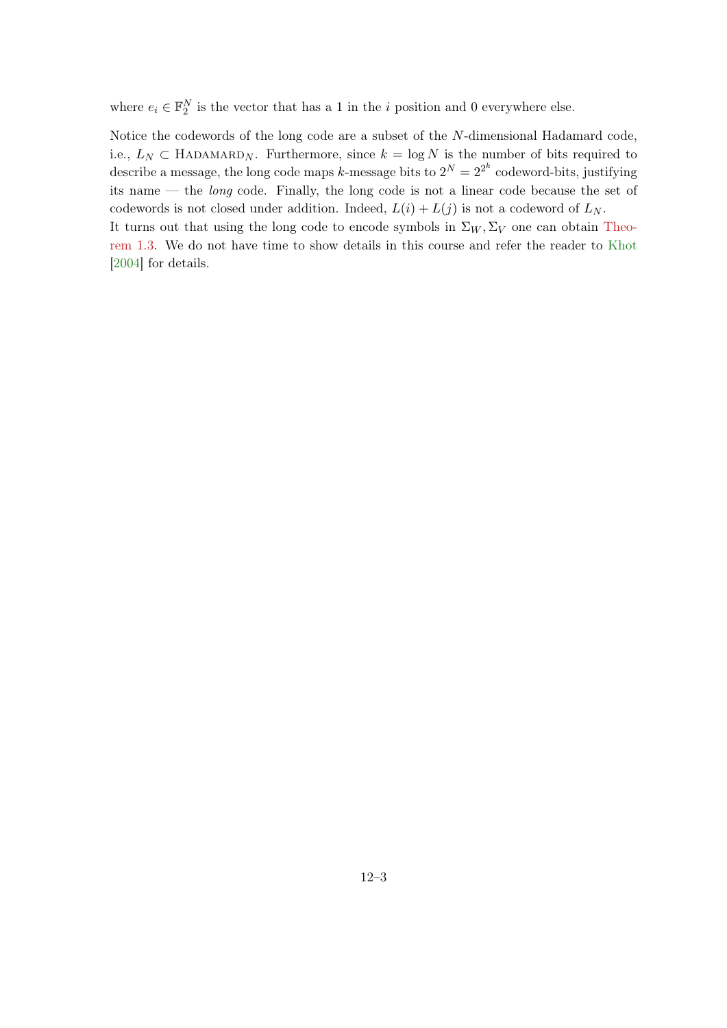where $e_i \in \mathbb{F}_2^N$ is the vector that has a 1 in the $i$ position and 0 everywhere else.

Notice the codewords of the long code are a subset of the $N$-dimensional Hadamard code, i.e., $L_N \subset \textsc{Hadamard}_N$. Furthermore, since $k = \log N$ is the number of bits required to describe a message, the long code maps $k$-message bits to $2^N = 2^{2^k}$ codeword-bits, justifying its name — the *long* code. Finally, the long code is not a linear code because the set of codewords is not closed under addition. Indeed, $L(i) + L(j)$ is not a codeword of $L_N$.
It turns out that using the long code to encode symbols in $\Sigma_W, \Sigma_V$ one can obtain Theorem 1.3. We do not have time to show details in this course and refer the reader to Khot [2004] for details.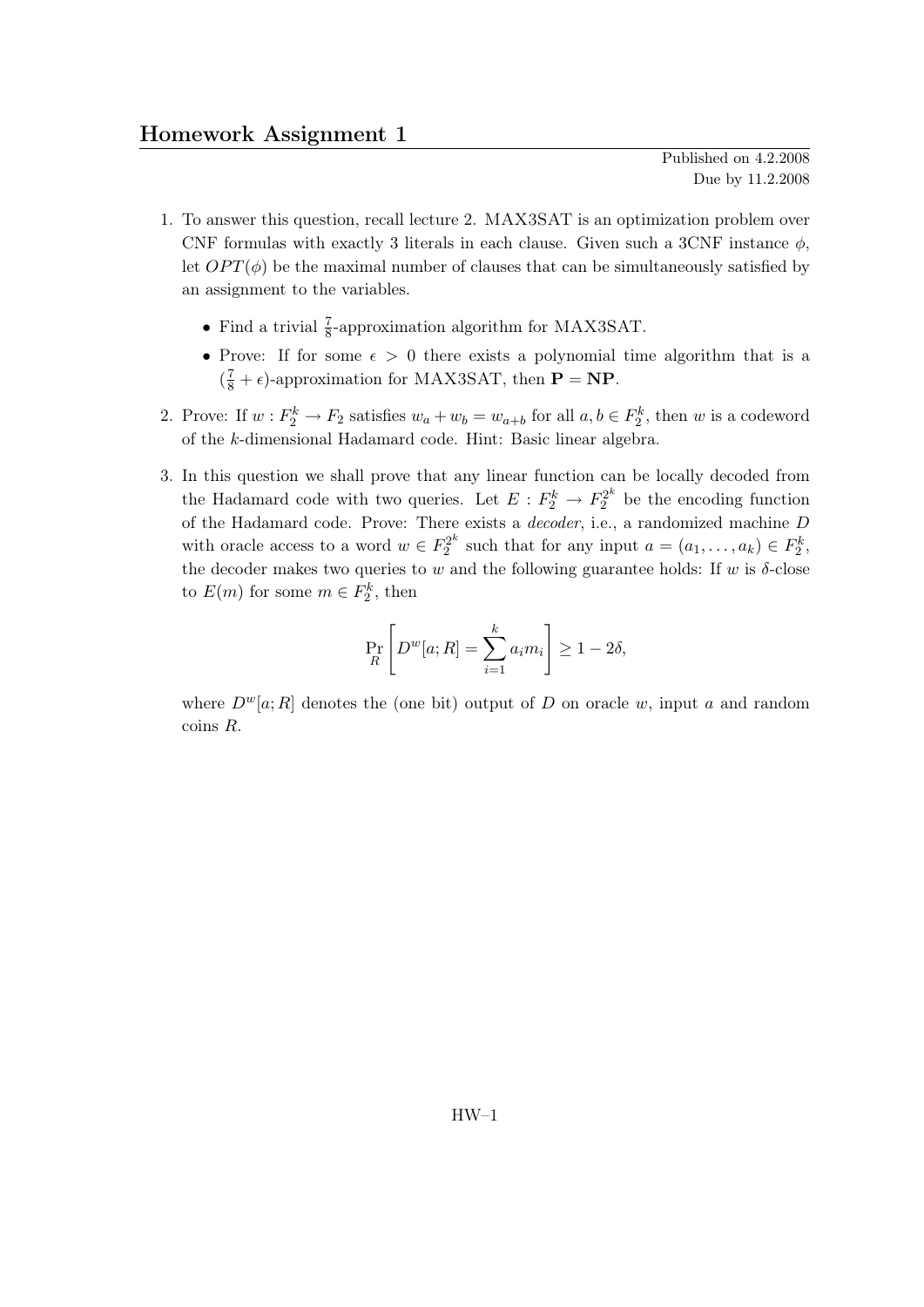## Homework Assignment 1

Published on 4.2.2008
Due by 11.2.2008

1. To answer this question, recall lecture 2. MAX3SAT is an optimization problem over CNF formulas with exactly 3 literals in each clause. Given such a 3CNF instance $\phi$, let $OPT(\phi)$ be the maximal number of clauses that can be simultaneously satisfied by an assignment to the variables.

   - Find a trivial $\frac{7}{8}$-approximation algorithm for MAX3SAT.
   - Prove: If for some $\epsilon > 0$ there exists a polynomial time algorithm that is a $(\frac{7}{8} + \epsilon)$-approximation for MAX3SAT, then $\mathbf{P} = \mathbf{NP}$.

2. Prove: If $w : F_2^k \to F_2$ satisfies $w_a + w_b = w_{a+b}$ for all $a, b \in F_2^k$, then $w$ is a codeword of the $k$-dimensional Hadamard code. Hint: Basic linear algebra.

3. In this question we shall prove that any linear function can be locally decoded from the Hadamard code with two queries. Let $E : F_2^k \to F_2^{2^k}$ be the encoding function of the Hadamard code. Prove: There exists a *decoder*, i.e., a randomized machine $D$ with oracle access to a word $w \in F_2^{2^k}$ such that for any input $a = (a_1, \ldots, a_k) \in F_2^k$, the decoder makes two queries to $w$ and the following guarantee holds: If $w$ is $\delta$-close to $E(m)$ for some $m \in F_2^k$, then

$$\Pr_R \left[ D^w[a; R] = \sum_{i=1}^{k} a_i m_i \right] \geq 1 - 2\delta,$$

   where $D^w[a; R]$ denotes the (one bit) output of $D$ on oracle $w$, input $a$ and random coins $R$.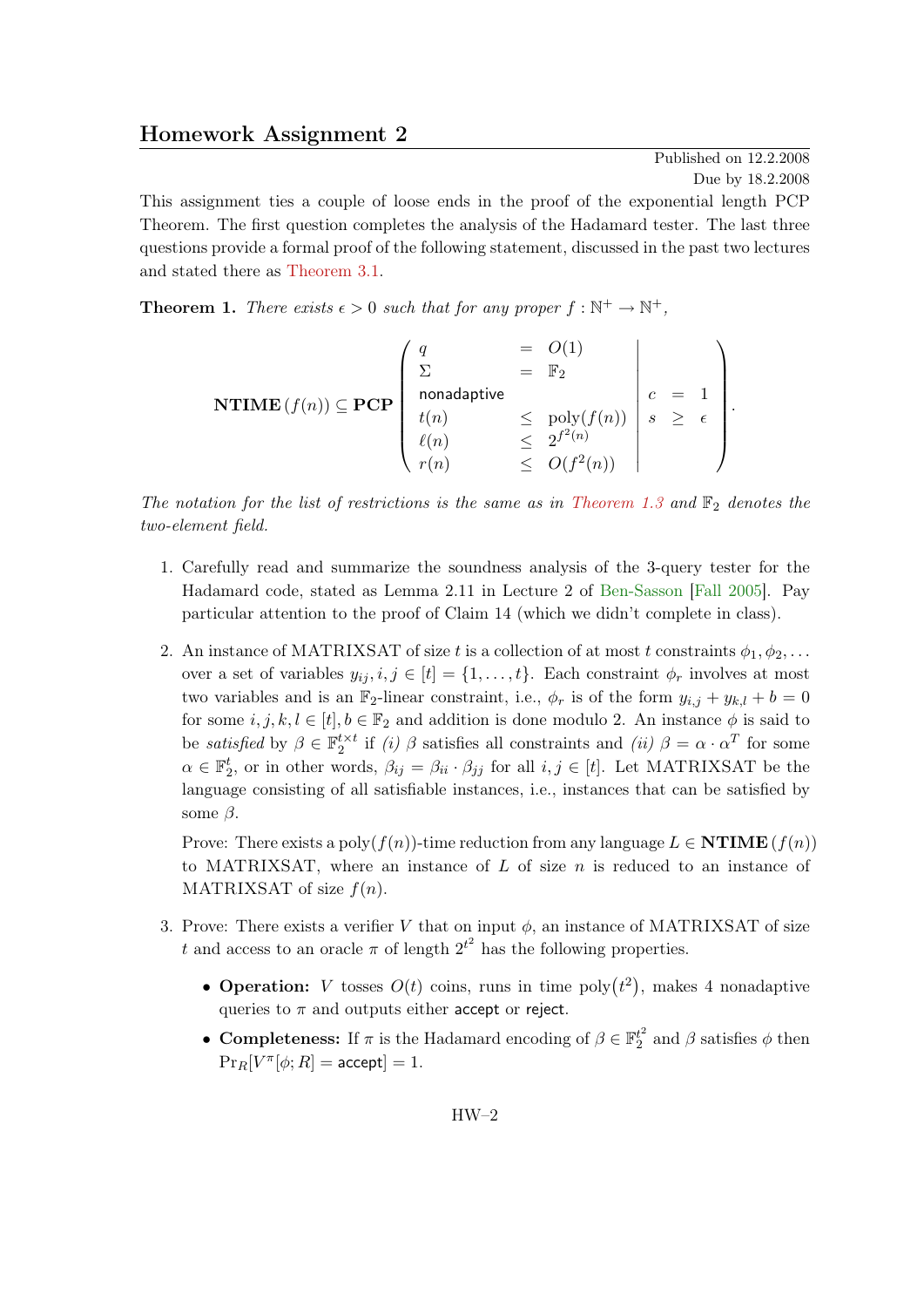## Homework Assignment 2

Published on 12.2.2008

Due by 18.2.2008

This assignment ties a couple of loose ends in the proof of the exponential length PCP Theorem. The first question completes the analysis of the Hadamard tester. The last three questions provide a formal proof of the following statement, discussed in the past two lectures and stated there as Theorem 3.1.

**Theorem 1.** *There exists $\epsilon > 0$ such that for any proper $f : \mathbb{N}^+ \to \mathbb{N}^+$,*

$$\mathbf{NTIME}(f(n)) \subseteq \mathbf{PCP}\left( \begin{array}{lcl} q & = & O(1) \\ \Sigma & = & \mathbb{F}_2 \\ \text{nonadaptive} & & \\ t(n) & \leq & \text{poly}(f(n)) \\ \ell(n) & \leq & 2^{f^2(n)} \\ r(n) & \leq & O(f^2(n)) \end{array} \middle| \begin{array}{lcl} c & = & 1 \\ s & \geq & \epsilon \end{array} \right).$$

*The notation for the list of restrictions is the same as in Theorem 1.3 and $\mathbb{F}_2$ denotes the two-element field.*

1. Carefully read and summarize the soundness analysis of the 3-query tester for the Hadamard code, stated as Lemma 2.11 in Lecture 2 of Ben-Sasson [Fall 2005]. Pay particular attention to the proof of Claim 14 (which we didn't complete in class).

2. An instance of MATRIXSAT of size $t$ is a collection of at most $t$ constraints $\phi_1, \phi_2, \ldots$ over a set of variables $y_{ij}, i, j \in [t] = \{1, \ldots, t\}$. Each constraint $\phi_r$ involves at most two variables and is an $\mathbb{F}_2$-linear constraint, i.e., $\phi_r$ is of the form $y_{i,j} + y_{k,l} + b = 0$ for some $i, j, k, l \in [t], b \in \mathbb{F}_2$ and addition is done modulo 2. An instance $\phi$ is said to be *satisfied* by $\beta \in \mathbb{F}_2^{t \times t}$ if *(i)* $\beta$ satisfies all constraints and *(ii)* $\beta = \alpha \cdot \alpha^T$ for some $\alpha \in \mathbb{F}_2^t$, or in other words, $\beta_{ij} = \beta_{ii} \cdot \beta_{jj}$ for all $i, j \in [t]$. Let MATRIXSAT be the language consisting of all satisfiable instances, i.e., instances that can be satisfied by some $\beta$.

   Prove: There exists a $\text{poly}(f(n))$-time reduction from any language $L \in \mathbf{NTIME}(f(n))$ to MATRIXSAT, where an instance of $L$ of size $n$ is reduced to an instance of MATRIXSAT of size $f(n)$.

3. Prove: There exists a verifier $V$ that on input $\phi$, an instance of MATRIXSAT of size $t$ and access to an oracle $\pi$ of length $2^{t^2}$ has the following properties.

   - **Operation:** $V$ tosses $O(t)$ coins, runs in time $\text{poly}(t^2)$, makes 4 nonadaptive queries to $\pi$ and outputs either accept or reject.
   - **Completeness:** If $\pi$ is the Hadamard encoding of $\beta \in \mathbb{F}_2^{t^2}$ and $\beta$ satisfies $\phi$ then $\Pr_R[V^\pi[\phi; R] = \text{accept}] = 1$.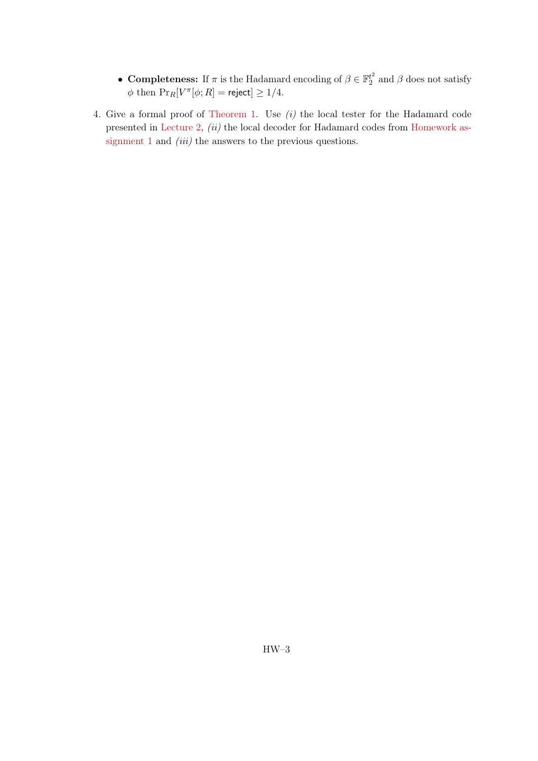- **Completeness:** If $\pi$ is the Hadamard encoding of $\beta \in \mathbb{F}_2^{t^2}$ and $\beta$ does not satisfy $\phi$ then $\Pr_R[V^\pi[\phi; R] = \mathsf{reject}] \geq 1/4$.

4. Give a formal proof of Theorem 1. Use *(i)* the local tester for the Hadamard code presented in Lecture 2, *(ii)* the local decoder for Hadamard codes from Homework assignment 1 and *(iii)* the answers to the previous questions.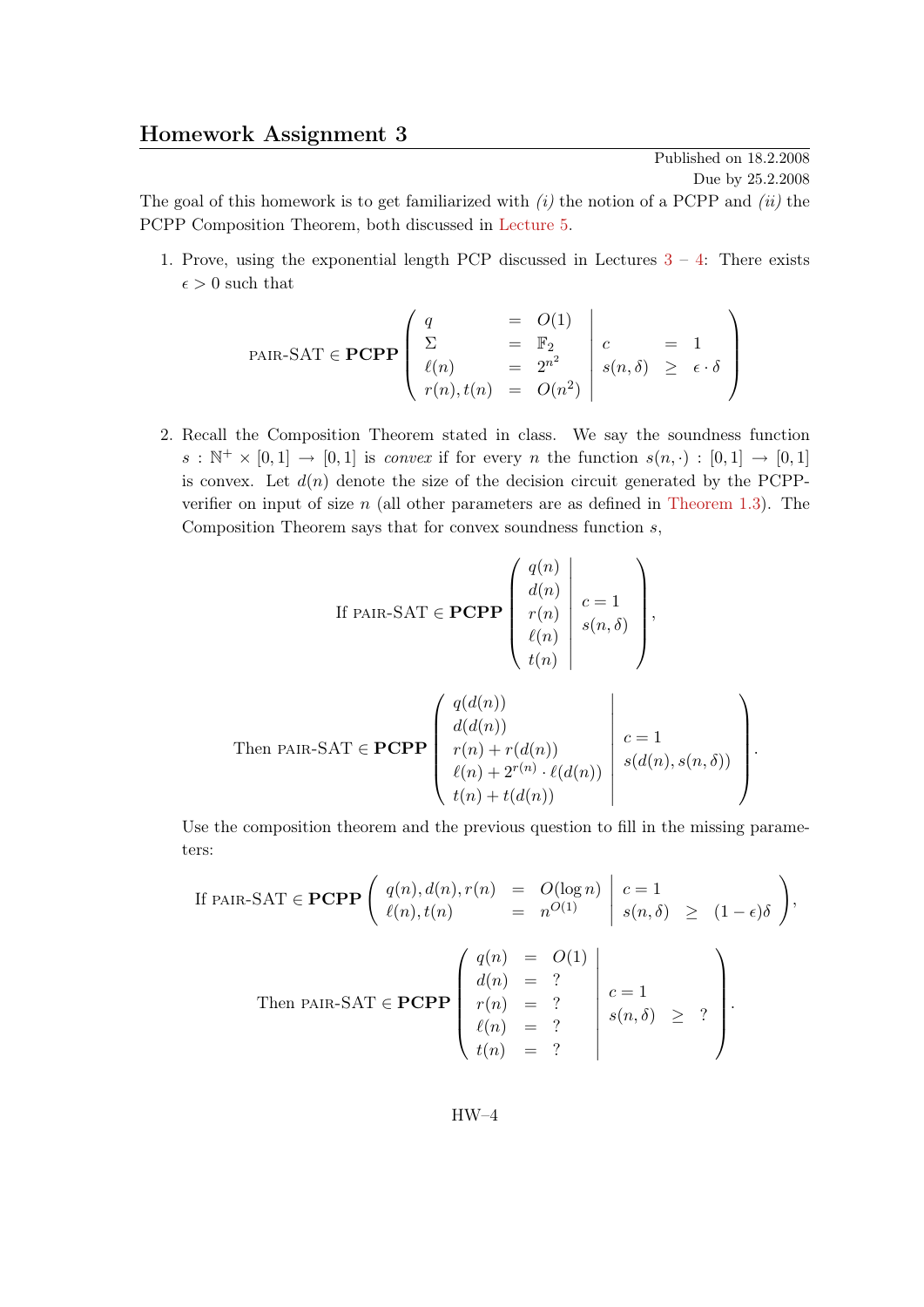## Homework Assignment 3

Published on 18.2.2008

Due by 25.2.2008

The goal of this homework is to get familiarized with *(i)* the notion of a PCPP and *(ii)* the PCPP Composition Theorem, both discussed in Lecture 5.

1. Prove, using the exponential length PCP discussed in Lectures 3 – 4: There exists $\epsilon > 0$ such that

$$\text{PAIR-SAT} \in \mathbf{PCPP}\left(\begin{array}{lcl} q & = & O(1) \\ \Sigma & = & \mathbb{F}_2 \\ \ell(n) & = & 2^{n^2} \\ r(n), t(n) & = & O(n^2) \end{array} \middle| \begin{array}{lcl} c & = & 1 \\ s(n,\delta) & \geq & \epsilon \cdot \delta \end{array}\right)$$

2. Recall the Composition Theorem stated in class. We say the soundness function $s : \mathbb{N}^+ \times [0,1] \to [0,1]$ is *convex* if for every $n$ the function $s(n,\cdot) : [0,1] \to [0,1]$ is convex. Let $d(n)$ denote the size of the decision circuit generated by the PCPP-verifier on input of size $n$ (all other parameters are as defined in Theorem 1.3). The Composition Theorem says that for convex soundness function $s$,

$$\text{If PAIR-SAT} \in \mathbf{PCPP}\left(\begin{array}{l} q(n) \\ d(n) \\ r(n) \\ \ell(n) \\ t(n) \end{array} \middle| \begin{array}{l} c = 1 \\ s(n,\delta) \end{array}\right),$$

$$\text{Then PAIR-SAT} \in \mathbf{PCPP}\left(\begin{array}{l} q(d(n)) \\ d(d(n)) \\ r(n) + r(d(n)) \\ \ell(n) + 2^{r(n)} \cdot \ell(d(n)) \\ t(n) + t(d(n)) \end{array} \middle| \begin{array}{l} c = 1 \\ s(d(n), s(n,\delta)) \end{array}\right).$$

Use the composition theorem and the previous question to fill in the missing parameters:

$$\text{If PAIR-SAT} \in \mathbf{PCPP}\left(\begin{array}{lcl} q(n), d(n), r(n) & = & O(\log n) \\ \ell(n), t(n) & = & n^{O(1)} \end{array} \middle| \begin{array}{lcl} c = 1 \\ s(n,\delta) & \geq & (1-\epsilon)\delta \end{array}\right),$$

$$\text{Then PAIR-SAT} \in \mathbf{PCPP}\left(\begin{array}{lcl} q(n) & = & O(1) \\ d(n) & = & ? \\ r(n) & = & ? \\ \ell(n) & = & ? \\ t(n) & = & ? \end{array} \middle| \begin{array}{lcl} c = 1 \\ s(n,\delta) & \geq & ? \end{array}\right).$$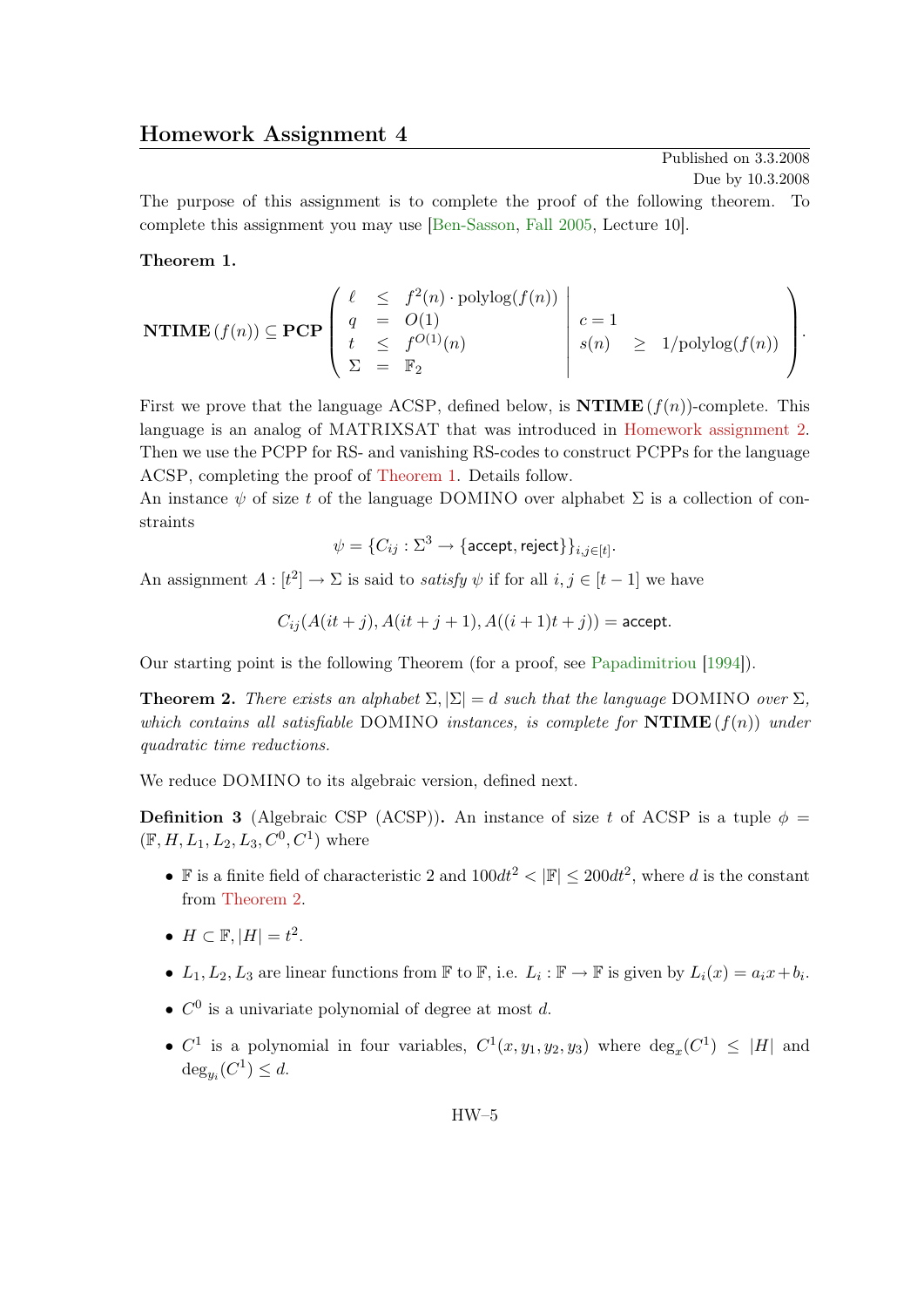## Homework Assignment 4

Published on 3.3.2008

Due by 10.3.2008

The purpose of this assignment is to complete the proof of the following theorem. To complete this assignment you may use [Ben-Sasson, Fall 2005, Lecture 10].

**Theorem 1.**

$$\mathbf{NTIME}(f(n)) \subseteq \mathbf{PCP}\left(\begin{array}{lcl} \ell & \leq & f^2(n) \cdot \text{polylog}(f(n)) \\ q & = & O(1) \\ t & \leq & f^{O(1)}(n) \\ \Sigma & = & \mathbb{F}_2 \end{array} \middle| \begin{array}{lcl} c = 1 & & \\ s(n) & \geq & 1/\text{polylog}(f(n)) \end{array}\right).$$

First we prove that the language ACSP, defined below, is $\mathbf{NTIME}(f(n))$-complete. This language is an analog of MATRIXSAT that was introduced in Homework assignment 2. Then we use the PCPP for RS- and vanishing RS-codes to construct PCPPs for the language ACSP, completing the proof of Theorem 1. Details follow.

An instance $\psi$ of size $t$ of the language DOMINO over alphabet $\Sigma$ is a collection of constraints

$$\psi = \{C_{ij} : \Sigma^3 \to \{\mathsf{accept}, \mathsf{reject}\}\}_{i,j \in [t]}.$$

An assignment $A : [t^2] \to \Sigma$ is said to *satisfy* $\psi$ if for all $i, j \in [t-1]$ we have

$$C_{ij}(A(it+j), A(it+j+1), A((i+1)t+j)) = \mathsf{accept}.$$

Our starting point is the following Theorem (for a proof, see Papadimitriou [1994]).

**Theorem 2.** *There exists an alphabet $\Sigma, |\Sigma| = d$ such that the language* DOMINO *over $\Sigma$, which contains all satisfiable* DOMINO *instances, is complete for $\mathbf{NTIME}(f(n))$ under quadratic time reductions.*

We reduce DOMINO to its algebraic version, defined next.

**Definition 3** (Algebraic CSP (ACSP))**.** An instance of size $t$ of ACSP is a tuple $\phi = (\mathbb{F}, H, L_1, L_2, L_3, C^0, C^1)$ where

- $\mathbb{F}$ is a finite field of characteristic 2 and $100dt^2 < |\mathbb{F}| \leq 200dt^2$, where $d$ is the constant from Theorem 2.
- $H \subset \mathbb{F}, |H| = t^2$.
- $L_1, L_2, L_3$ are linear functions from $\mathbb{F}$ to $\mathbb{F}$, i.e. $L_i : \mathbb{F} \to \mathbb{F}$ is given by $L_i(x) = a_i x + b_i$.
- $C^0$ is a univariate polynomial of degree at most $d$.
- $C^1$ is a polynomial in four variables, $C^1(x, y_1, y_2, y_3)$ where $\deg_x(C^1) \leq |H|$ and $\deg_{y_i}(C^1) \leq d$.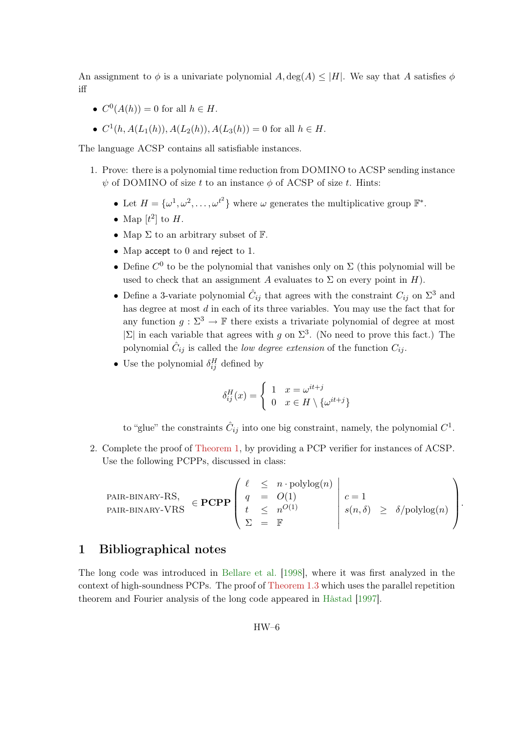An assignment to $\phi$ is a univariate polynomial $A, \deg(A) \leq |H|$. We say that $A$ satisfies $\phi$ iff

- $C^0(A(h)) = 0$ for all $h \in H$.
- $C^1(h, A(L_1(h)), A(L_2(h)), A(L_3(h)) = 0$ for all $h \in H$.

The language ACSP contains all satisfiable instances.

1. Prove: there is a polynomial time reduction from DOMINO to ACSP sending instance $\psi$ of DOMINO of size $t$ to an instance $\phi$ of ACSP of size $t$. Hints:
   - Let $H = \{\omega^1, \omega^2, \ldots, \omega^{t^2}\}$ where $\omega$ generates the multiplicative group $\mathbb{F}^*$.
   - Map $[t^2]$ to $H$.
   - Map $\Sigma$ to an arbitrary subset of $\mathbb{F}$.
   - Map accept to 0 and reject to 1.
   - Define $C^0$ to be the polynomial that vanishes only on $\Sigma$ (this polynomial will be used to check that an assignment $A$ evaluates to $\Sigma$ on every point in $H$).
   - Define a 3-variate polynomial $\hat{C}_{ij}$ that agrees with the constraint $C_{ij}$ on $\Sigma^3$ and has degree at most $d$ in each of its three variables. You may use the fact that for any function $g : \Sigma^3 \to \mathbb{F}$ there exists a trivariate polynomial of degree at most $|\Sigma|$ in each variable that agrees with $g$ on $\Sigma^3$. (No need to prove this fact.) The polynomial $\hat{C}_{ij}$ is called the *low degree extension* of the function $C_{ij}$.
   - Use the polynomial $\delta^H_{ij}$ defined by

     $$\delta^H_{ij}(x) = \begin{cases} 1 & x = \omega^{it+j} \\ 0 & x \in H \setminus \{\omega^{it+j}\} \end{cases}$$

     to "glue" the constraints $\hat{C}_{ij}$ into one big constraint, namely, the polynomial $C^1$.

2. Complete the proof of Theorem 1, by providing a PCP verifier for instances of ACSP. Use the following PCPPs, discussed in class:

$$\begin{matrix}\text{PAIR-BINARY-RS,} \\ \text{PAIR-BINARY-VRS}\end{matrix} \in \mathbf{PCPP}\left(\begin{array}{lcl|l} \ell & \leq & n \cdot \text{polylog}(n) & \\ q & = & O(1) & c = 1 \\ t & \leq & n^{O(1)} & s(n,\delta) \geq \delta/\text{polylog}(n) \\ \Sigma & = & \mathbb{F} & \end{array}\right).$$

# 1 Bibliographical notes

The long code was introduced in Bellare et al. [1998], where it was first analyzed in the context of high-soundness PCPs. The proof of Theorem 1.3 which uses the parallel repetition theorem and Fourier analysis of the long code appeared in Håstad [1997].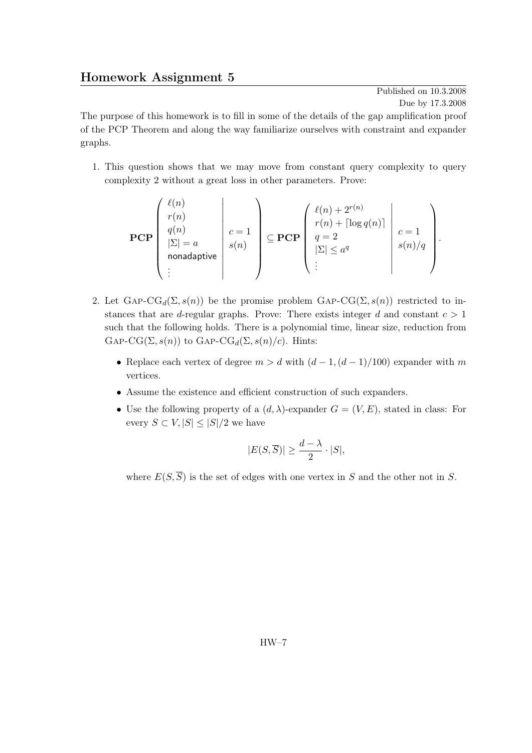## Homework Assignment 5

Published on 10.3.2008

Due by 17.3.2008

The purpose of this homework is to fill in some of the details of the gap amplification proof of the PCP Theorem and along the way familiarize ourselves with constraint and expander graphs.

1. This question shows that we may move from constant query complexity to query complexity 2 without a great loss in other parameters. Prove:

$$\mathbf{PCP}\left(\begin{array}{l|l} \ell(n) & \\ r(n) & \\ q(n) & c=1 \\ |\Sigma| = a & s(n) \\ \textsf{nonadaptive} & \\ \vdots & \end{array}\right) \subseteq \mathbf{PCP}\left(\begin{array}{l|l} \ell(n) + 2^{r(n)} & \\ r(n) + \lceil \log q(n) \rceil & c=1 \\ q = 2 & s(n)/q \\ |\Sigma| \leq a^q & \\ \vdots & \end{array}\right).$$

2. Let $\textsc{Gap-CG}_d(\Sigma, s(n))$ be the promise problem $\textsc{Gap-CG}(\Sigma, s(n))$ restricted to instances that are $d$-regular graphs. Prove: There exists integer $d$ and constant $c > 1$ such that the following holds. There is a polynomial time, linear size, reduction from $\textsc{Gap-CG}(\Sigma, s(n))$ to $\textsc{Gap-CG}_d(\Sigma, s(n)/c)$. Hints:

   - Replace each vertex of degree $m > d$ with $(d-1, (d-1)/100)$ expander with $m$ vertices.
   - Assume the existence and efficient construction of such expanders.
   - Use the following property of a $(d, \lambda)$-expander $G = (V, E)$, stated in class: For every $S \subset V, |S| \leq |S|/2$ we have

$$|E(S, \overline{S})| \geq \frac{d - \lambda}{2} \cdot |S|,$$

   where $E(S, \overline{S})$ is the set of edges with one vertex in $S$ and the other not in $S$.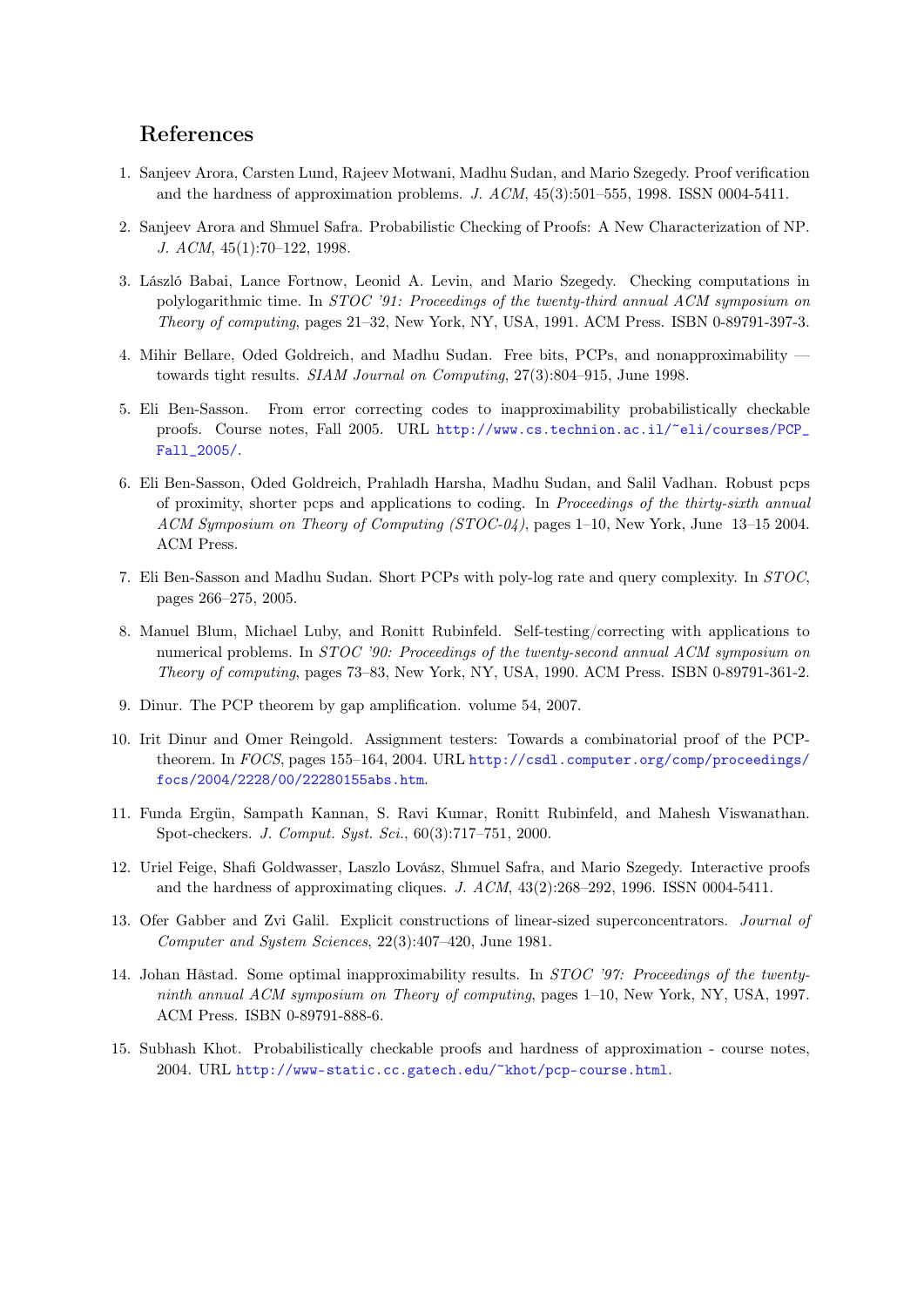## References

1. Sanjeev Arora, Carsten Lund, Rajeev Motwani, Madhu Sudan, and Mario Szegedy. Proof verification and the hardness of approximation problems. *J. ACM*, 45(3):501–555, 1998. ISSN 0004-5411.

2. Sanjeev Arora and Shmuel Safra. Probabilistic Checking of Proofs: A New Characterization of NP. *J. ACM*, 45(1):70–122, 1998.

3. László Babai, Lance Fortnow, Leonid A. Levin, and Mario Szegedy. Checking computations in polylogarithmic time. In *STOC '91: Proceedings of the twenty-third annual ACM symposium on Theory of computing*, pages 21–32, New York, NY, USA, 1991. ACM Press. ISBN 0-89791-397-3.

4. Mihir Bellare, Oded Goldreich, and Madhu Sudan. Free bits, PCPs, and nonapproximability — towards tight results. *SIAM Journal on Computing*, 27(3):804–915, June 1998.

5. Eli Ben-Sasson. From error correcting codes to inapproximability probabilistically checkable proofs. Course notes, Fall 2005. URL http://www.cs.technion.ac.il/~eli/courses/PCP_Fall_2005/.

6. Eli Ben-Sasson, Oded Goldreich, Prahladh Harsha, Madhu Sudan, and Salil Vadhan. Robust pcps of proximity, shorter pcps and applications to coding. In *Proceedings of the thirty-sixth annual ACM Symposium on Theory of Computing (STOC-04)*, pages 1–10, New York, June 13–15 2004. ACM Press.

7. Eli Ben-Sasson and Madhu Sudan. Short PCPs with poly-log rate and query complexity. In *STOC*, pages 266–275, 2005.

8. Manuel Blum, Michael Luby, and Ronitt Rubinfeld. Self-testing/correcting with applications to numerical problems. In *STOC '90: Proceedings of the twenty-second annual ACM symposium on Theory of computing*, pages 73–83, New York, NY, USA, 1990. ACM Press. ISBN 0-89791-361-2.

9. Dinur. The PCP theorem by gap amplification. volume 54, 2007.

10. Irit Dinur and Omer Reingold. Assignment testers: Towards a combinatorial proof of the PCP-theorem. In *FOCS*, pages 155–164, 2004. URL http://csdl.computer.org/comp/proceedings/focs/2004/2228/00/22280155abs.htm.

11. Funda Ergün, Sampath Kannan, S. Ravi Kumar, Ronitt Rubinfeld, and Mahesh Viswanathan. Spot-checkers. *J. Comput. Syst. Sci.*, 60(3):717–751, 2000.

12. Uriel Feige, Shafi Goldwasser, Laszlo Lovász, Shmuel Safra, and Mario Szegedy. Interactive proofs and the hardness of approximating cliques. *J. ACM*, 43(2):268–292, 1996. ISSN 0004-5411.

13. Ofer Gabber and Zvi Galil. Explicit constructions of linear-sized superconcentrators. *Journal of Computer and System Sciences*, 22(3):407–420, June 1981.

14. Johan Håstad. Some optimal inapproximability results. In *STOC '97: Proceedings of the twenty-ninth annual ACM symposium on Theory of computing*, pages 1–10, New York, NY, USA, 1997. ACM Press. ISBN 0-89791-888-6.

15. Subhash Khot. Probabilistically checkable proofs and hardness of approximation - course notes, 2004. URL http://www-static.cc.gatech.edu/~khot/pcp-course.html.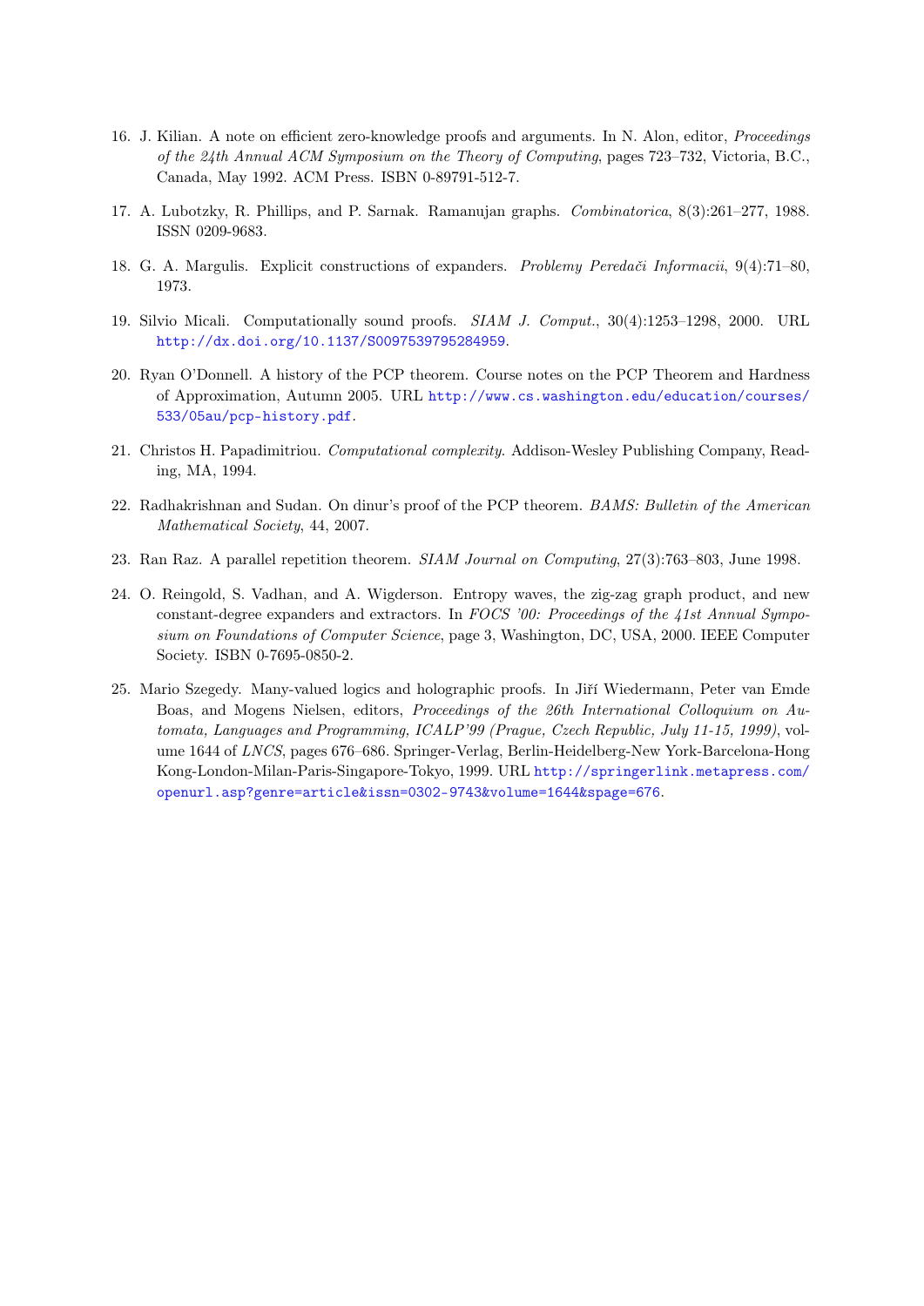16. J. Kilian. A note on efficient zero-knowledge proofs and arguments. In N. Alon, editor, *Proceedings of the 24th Annual ACM Symposium on the Theory of Computing*, pages 723–732, Victoria, B.C., Canada, May 1992. ACM Press. ISBN 0-89791-512-7.

17. A. Lubotzky, R. Phillips, and P. Sarnak. Ramanujan graphs. *Combinatorica*, 8(3):261–277, 1988. ISSN 0209-9683.

18. G. A. Margulis. Explicit constructions of expanders. *Problemy Peredači Informacii*, 9(4):71–80, 1973.

19. Silvio Micali. Computationally sound proofs. *SIAM J. Comput.*, 30(4):1253–1298, 2000. URL http://dx.doi.org/10.1137/S0097539795284959.

20. Ryan O'Donnell. A history of the PCP theorem. Course notes on the PCP Theorem and Hardness of Approximation, Autumn 2005. URL http://www.cs.washington.edu/education/courses/533/05au/pcp-history.pdf.

21. Christos H. Papadimitriou. *Computational complexity*. Addison-Wesley Publishing Company, Reading, MA, 1994.

22. Radhakrishnan and Sudan. On dinur's proof of the PCP theorem. *BAMS: Bulletin of the American Mathematical Society*, 44, 2007.

23. Ran Raz. A parallel repetition theorem. *SIAM Journal on Computing*, 27(3):763–803, June 1998.

24. O. Reingold, S. Vadhan, and A. Wigderson. Entropy waves, the zig-zag graph product, and new constant-degree expanders and extractors. In *FOCS '00: Proceedings of the 41st Annual Symposium on Foundations of Computer Science*, page 3, Washington, DC, USA, 2000. IEEE Computer Society. ISBN 0-7695-0850-2.

25. Mario Szegedy. Many-valued logics and holographic proofs. In Jiří Wiedermann, Peter van Emde Boas, and Mogens Nielsen, editors, *Proceedings of the 26th International Colloquium on Automata, Languages and Programming, ICALP'99 (Prague, Czech Republic, July 11-15, 1999)*, volume 1644 of *LNCS*, pages 676–686. Springer-Verlag, Berlin-Heidelberg-New York-Barcelona-Hong Kong-London-Milan-Paris-Singapore-Tokyo, 1999. URL http://springerlink.metapress.com/openurl.asp?genre=article&issn=0302-9743&volume=1644&spage=676.